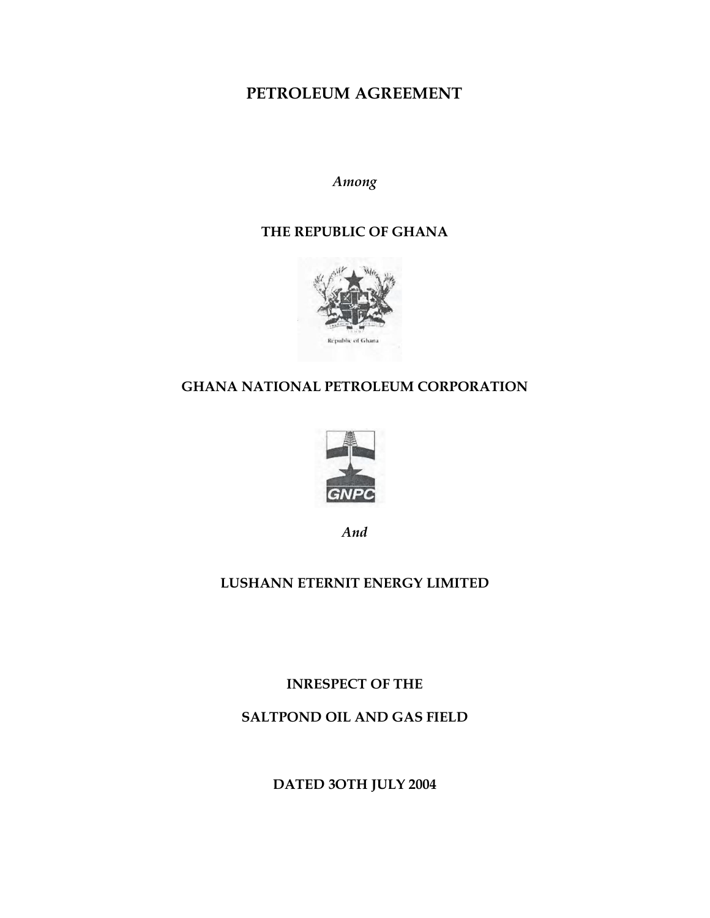# PETROLEUM AGREEMENT

*Among*

**THE REPUBLIC OF GHANA**

Republic of Ghana

**GHANA NATIONAL PETROLEUM CORPORATION**

GNPC

*And*

**LUSHANN ETERNIT ENERGY LIMITED**

**INRESPECT OF THE**

**SALTPOND OIL AND GAS FIELD**

**DATED 3OTH JULY 2004**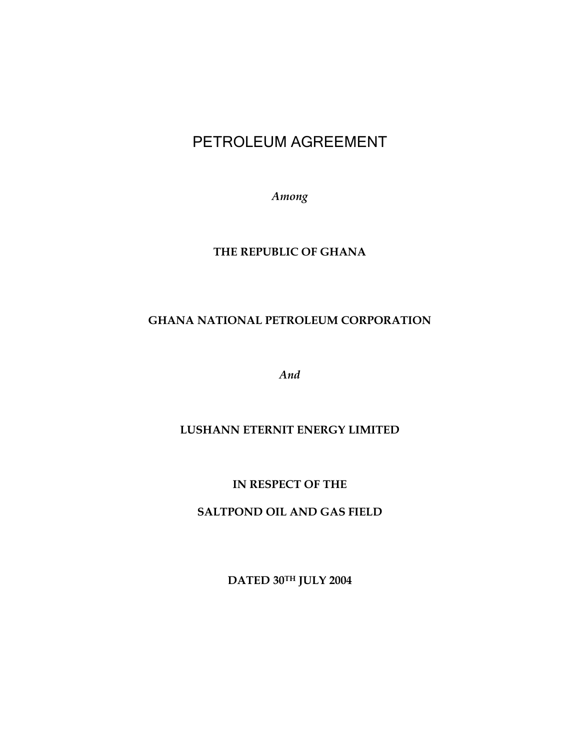# PETROLEUM AGREEMENT

*Among*

**THE REPUBLIC OF GHANA**

**GHANA NATIONAL PETROLEUM CORPORATION**

*And*

**LUSHANN ETERNIT ENERGY LIMITED**

**IN RESPECT OF THE**

**SALTPOND OIL AND GAS FIELD**

**DATED 30TH JULY 2004**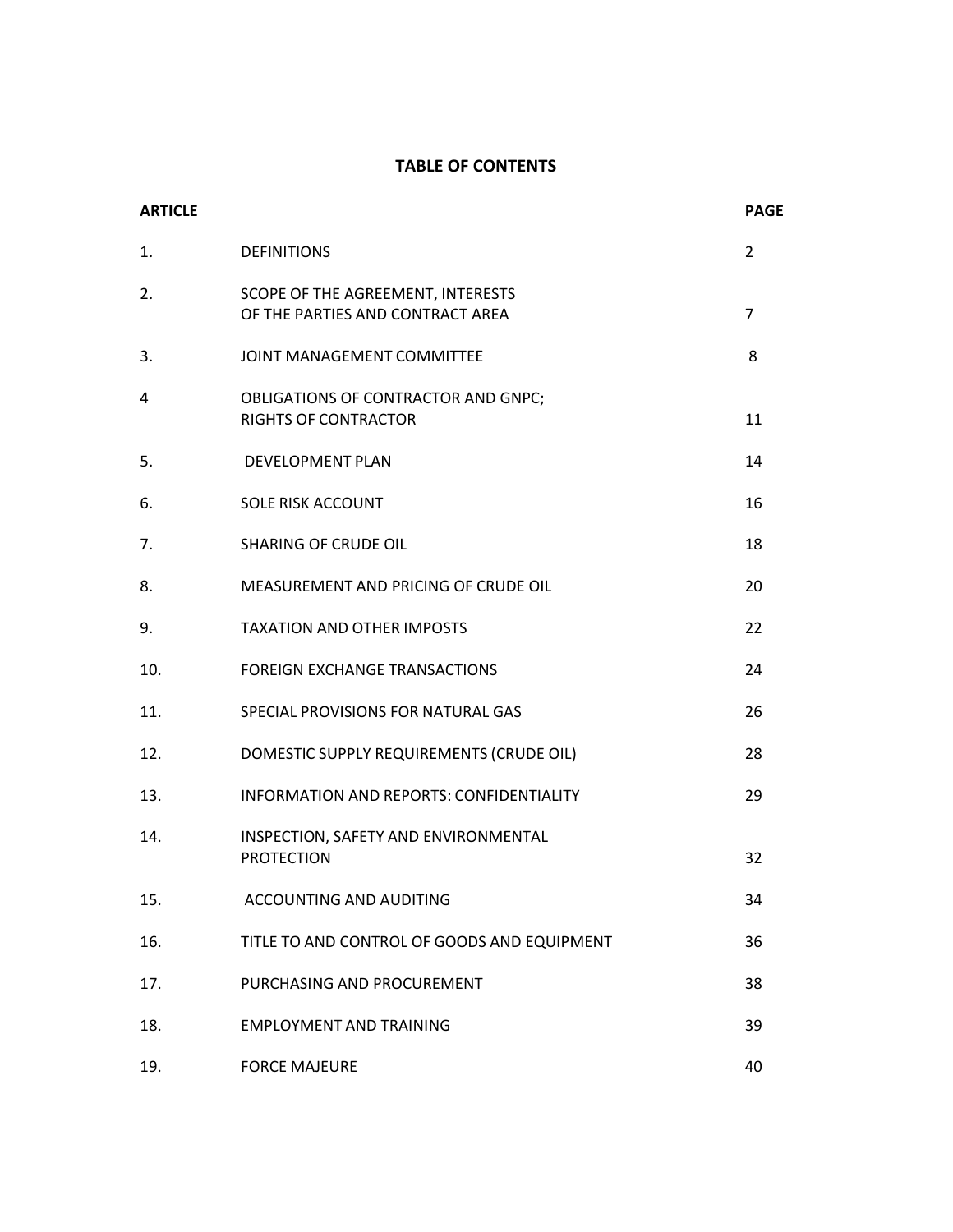# TABLE OF CONTENTS

| ARTICLE | | PAGE |
|---|---|---|
| 1. | DEFINITIONS | 2 |
| 2. | SCOPE OF THE AGREEMENT, INTERESTS OF THE PARTIES AND CONTRACT AREA | 7 |
| 3. | JOINT MANAGEMENT COMMITTEE | 8 |
| 4 | OBLIGATIONS OF CONTRACTOR AND GNPC; RIGHTS OF CONTRACTOR | 11 |
| 5. | DEVELOPMENT PLAN | 14 |
| 6. | SOLE RISK ACCOUNT | 16 |
| 7. | SHARING OF CRUDE OIL | 18 |
| 8. | MEASUREMENT AND PRICING OF CRUDE OIL | 20 |
| 9. | TAXATION AND OTHER IMPOSTS | 22 |
| 10. | FOREIGN EXCHANGE TRANSACTIONS | 24 |
| 11. | SPECIAL PROVISIONS FOR NATURAL GAS | 26 |
| 12. | DOMESTIC SUPPLY REQUIREMENTS (CRUDE OIL) | 28 |
| 13. | INFORMATION AND REPORTS: CONFIDENTIALITY | 29 |
| 14. | INSPECTION, SAFETY AND ENVIRONMENTAL PROTECTION | 32 |
| 15. | ACCOUNTING AND AUDITING | 34 |
| 16. | TITLE TO AND CONTROL OF GOODS AND EQUIPMENT | 36 |
| 17. | PURCHASING AND PROCUREMENT | 38 |
| 18. | EMPLOYMENT AND TRAINING | 39 |
| 19. | FORCE MAJEURE | 40 |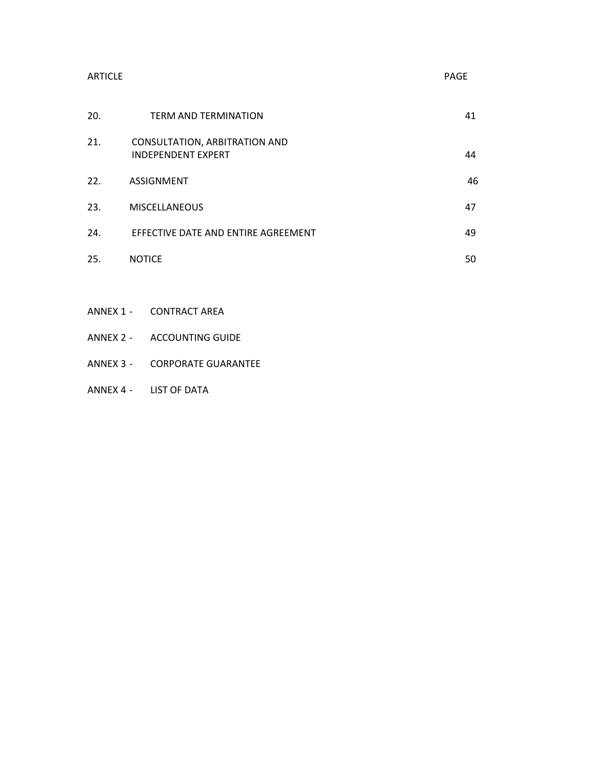| ARTICLE | | PAGE |
|---|---|---|
| 20. | TERM AND TERMINATION | 41 |
| 21. | CONSULTATION, ARBITRATION AND INDEPENDENT EXPERT | 44 |
| 22. | ASSIGNMENT | 46 |
| 23. | MISCELLANEOUS | 47 |
| 24. | EFFECTIVE DATE AND ENTIRE AGREEMENT | 49 |
| 25. | NOTICE | 50 |

ANNEX 1 - CONTRACT AREA

ANNEX 2 - ACCOUNTING GUIDE

ANNEX 3 - CORPORATE GUARANTEE

ANNEX 4 - LIST OF DATA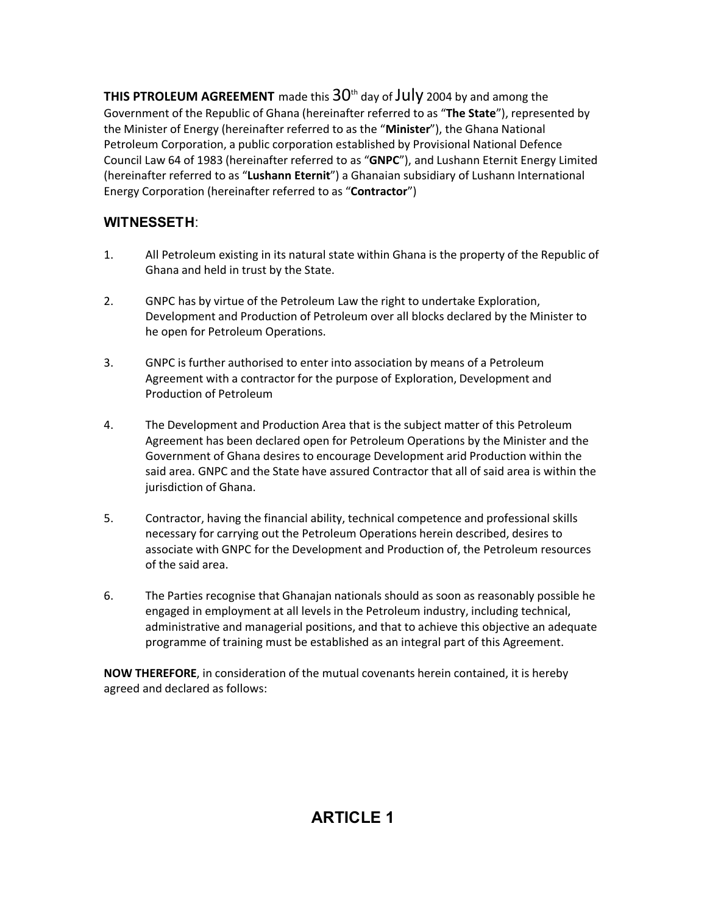**THIS PTROLEUM AGREEMENT** made this 30th day of July 2004 by and among the Government of the Republic of Ghana (hereinafter referred to as "**The State**"), represented by the Minister of Energy (hereinafter referred to as the "**Minister**"), the Ghana National Petroleum Corporation, a public corporation established by Provisional National Defence Council Law 64 of 1983 (hereinafter referred to as "**GNPC**"), and Lushann Eternit Energy Limited (hereinafter referred to as "**Lushann Eternit**") a Ghanaian subsidiary of Lushann International Energy Corporation (hereinafter referred to as "**Contractor**")

## WITNESSETH:

1. All Petroleum existing in its natural state within Ghana is the property of the Republic of Ghana and held in trust by the State.

2. GNPC has by virtue of the Petroleum Law the right to undertake Exploration, Development and Production of Petroleum over all blocks declared by the Minister to he open for Petroleum Operations.

3. GNPC is further authorised to enter into association by means of a Petroleum Agreement with a contractor for the purpose of Exploration, Development and Production of Petroleum

4. The Development and Production Area that is the subject matter of this Petroleum Agreement has been declared open for Petroleum Operations by the Minister and the Government of Ghana desires to encourage Development arid Production within the said area. GNPC and the State have assured Contractor that all of said area is within the jurisdiction of Ghana.

5. Contractor, having the financial ability, technical competence and professional skills necessary for carrying out the Petroleum Operations herein described, desires to associate with GNPC for the Development and Production of, the Petroleum resources of the said area.

6. The Parties recognise that Ghanajan nationals should as soon as reasonably possible he engaged in employment at all levels in the Petroleum industry, including technical, administrative and managerial positions, and that to achieve this objective an adequate programme of training must be established as an integral part of this Agreement.

**NOW THEREFORE**, in consideration of the mutual covenants herein contained, it is hereby agreed and declared as follows:

# ARTICLE 1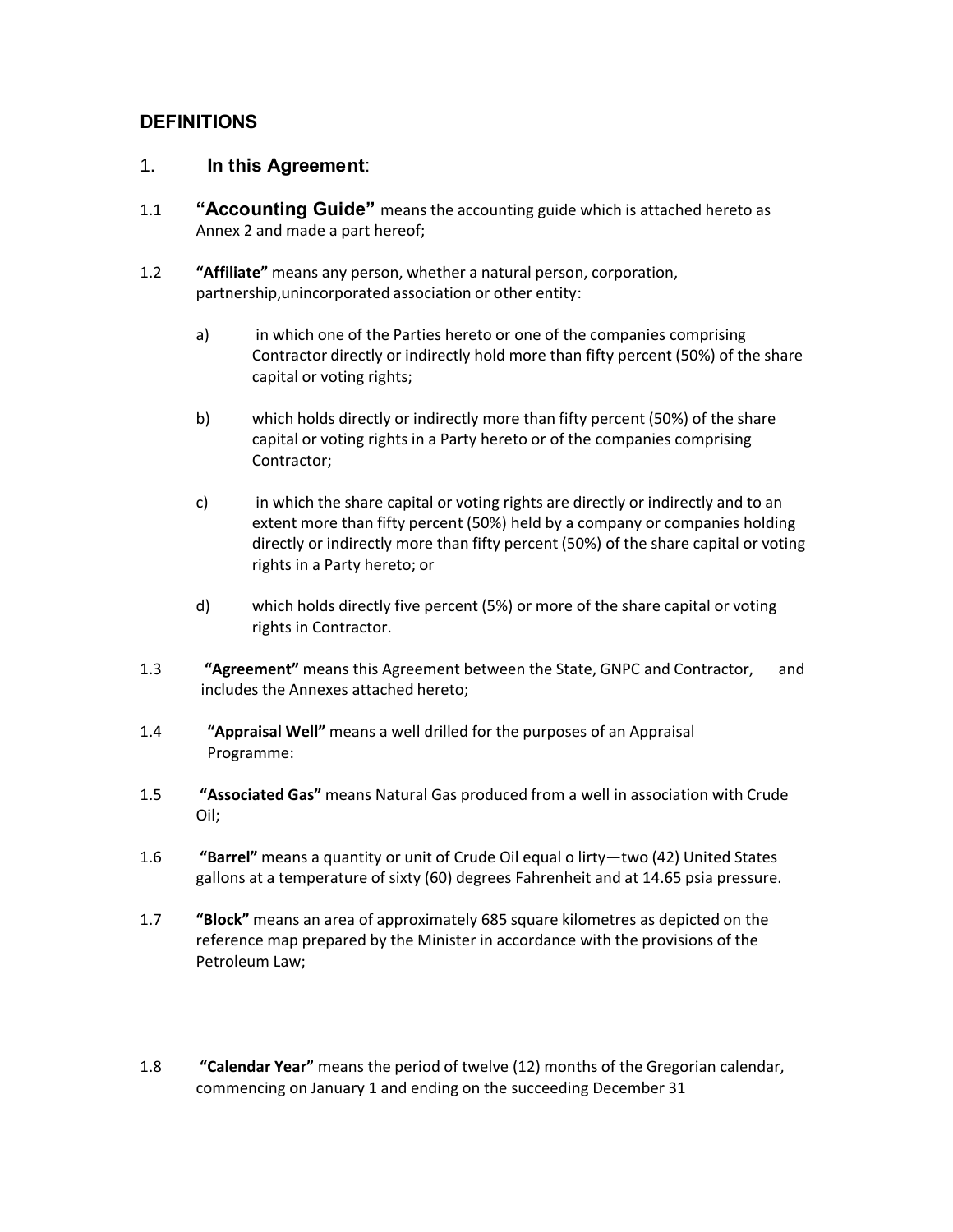## DEFINITIONS

1. **In this Agreement**:

1.1 **"Accounting Guide"** means the accounting guide which is attached hereto as Annex 2 and made a part hereof;

1.2 **"Affiliate"** means any person, whether a natural person, corporation, partnership,unincorporated association or other entity:

a) in which one of the Parties hereto or one of the companies comprising Contractor directly or indirectly hold more than fifty percent (50%) of the share capital or voting rights;

b) which holds directly or indirectly more than fifty percent (50%) of the share capital or voting rights in a Party hereto or of the companies comprising Contractor;

c) in which the share capital or voting rights are directly or indirectly and to an extent more than fifty percent (50%) held by a company or companies holding directly or indirectly more than fifty percent (50%) of the share capital or voting rights in a Party hereto; or

d) which holds directly five percent (5%) or more of the share capital or voting rights in Contractor.

1.3 **"Agreement"** means this Agreement between the State, GNPC and Contractor, and includes the Annexes attached hereto;

1.4 **"Appraisal Well"** means a well drilled for the purposes of an Appraisal Programme:

1.5 **"Associated Gas"** means Natural Gas produced from a well in association with Crude Oil;

1.6 **"Barrel"** means a quantity or unit of Crude Oil equal o lirty—two (42) United States gallons at a temperature of sixty (60) degrees Fahrenheit and at 14.65 psia pressure.

1.7 **"Block"** means an area of approximately 685 square kilometres as depicted on the reference map prepared by the Minister in accordance with the provisions of the Petroleum Law;

1.8 **"Calendar Year"** means the period of twelve (12) months of the Gregorian calendar, commencing on January 1 and ending on the succeeding December 31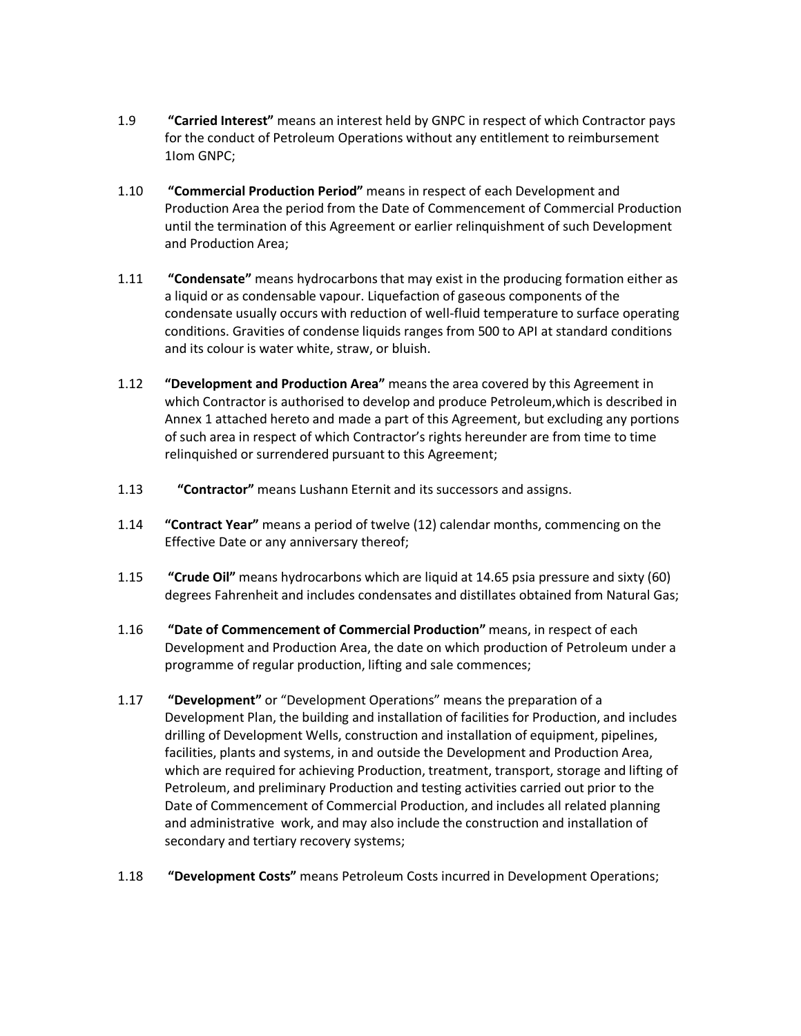1.9 **“Carried Interest”** means an interest held by GNPC in respect of which Contractor pays for the conduct of Petroleum Operations without any entitlement to reimbursement 1Iom GNPC;

1.10 **“Commercial Production Period”** means in respect of each Development and Production Area the period from the Date of Commencement of Commercial Production until the termination of this Agreement or earlier relinquishment of such Development and Production Area;

1.11 **“Condensate”** means hydrocarbons that may exist in the producing formation either as a liquid or as condensable vapour. Liquefaction of gaseous components of the condensate usually occurs with reduction of well-fluid temperature to surface operating conditions. Gravities of condense liquids ranges from 500 to API at standard conditions and its colour is water white, straw, or bluish.

1.12 **“Development and Production Area”** means the area covered by this Agreement in which Contractor is authorised to develop and produce Petroleum,which is described in Annex 1 attached hereto and made a part of this Agreement, but excluding any portions of such area in respect of which Contractor’s rights hereunder are from time to time relinquished or surrendered pursuant to this Agreement;

1.13 **“Contractor”** means Lushann Eternit and its successors and assigns.

1.14 **“Contract Year”** means a period of twelve (12) calendar months, commencing on the Effective Date or any anniversary thereof;

1.15 **“Crude Oil”** means hydrocarbons which are liquid at 14.65 psia pressure and sixty (60) degrees Fahrenheit and includes condensates and distillates obtained from Natural Gas;

1.16 **“Date of Commencement of Commercial Production”** means, in respect of each Development and Production Area, the date on which production of Petroleum under a programme of regular production, lifting and sale commences;

1.17 **“Development”** or “Development Operations” means the preparation of a Development Plan, the building and installation of facilities for Production, and includes drilling of Development Wells, construction and installation of equipment, pipelines, facilities, plants and systems, in and outside the Development and Production Area, which are required for achieving Production, treatment, transport, storage and lifting of Petroleum, and preliminary Production and testing activities carried out prior to the Date of Commencement of Commercial Production, and includes all related planning and administrative work, and may also include the construction and installation of secondary and tertiary recovery systems;

1.18 **“Development Costs”** means Petroleum Costs incurred in Development Operations;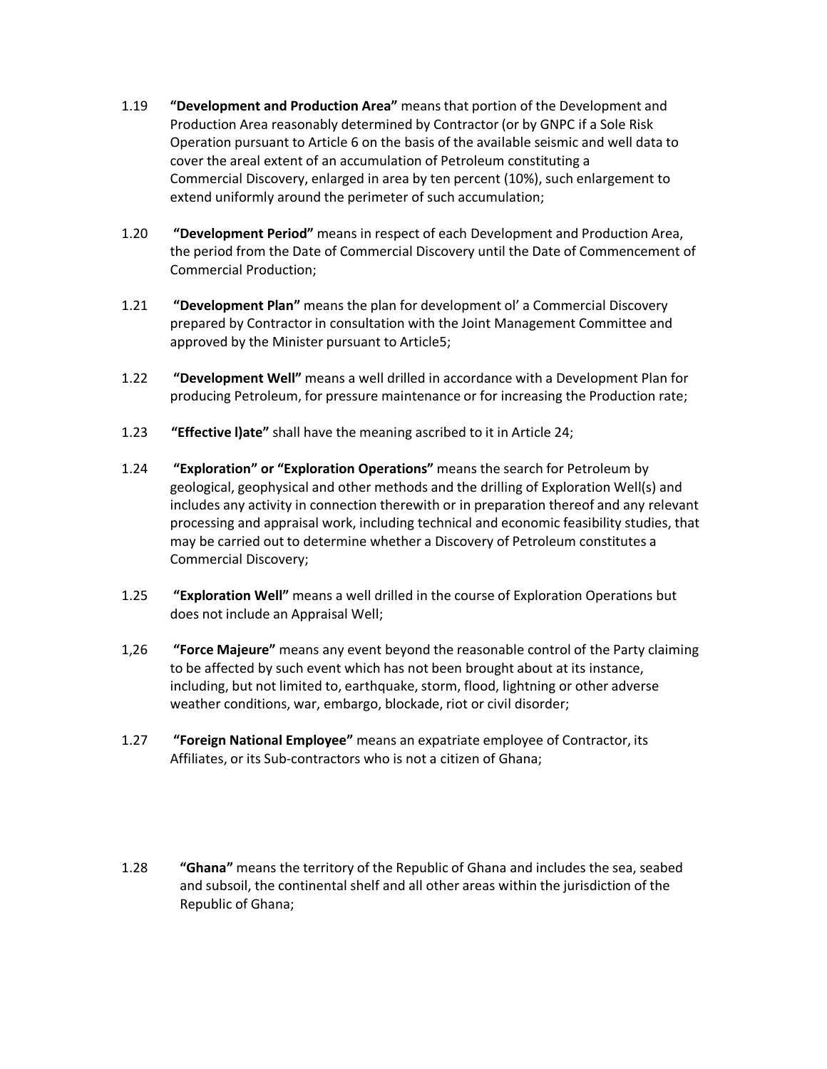1.19 **"Development and Production Area"** means that portion of the Development and Production Area reasonably determined by Contractor (or by GNPC if a Sole Risk Operation pursuant to Article 6 on the basis of the available seismic and well data to cover the areal extent of an accumulation of Petroleum constituting a Commercial Discovery, enlarged in area by ten percent (10%), such enlargement to extend uniformly around the perimeter of such accumulation;

1.20 **"Development Period"** means in respect of each Development and Production Area, the period from the Date of Commercial Discovery until the Date of Commencement of Commercial Production;

1.21 **"Development Plan"** means the plan for development ol' a Commercial Discovery prepared by Contractor in consultation with the Joint Management Committee and approved by the Minister pursuant to Article5;

1.22 **"Development Well"** means a well drilled in accordance with a Development Plan for producing Petroleum, for pressure maintenance or for increasing the Production rate;

1.23 **"Effective l)ate"** shall have the meaning ascribed to it in Article 24;

1.24 **"Exploration" or "Exploration Operations"** means the search for Petroleum by geological, geophysical and other methods and the drilling of Exploration Well(s) and includes any activity in connection therewith or in preparation thereof and any relevant processing and appraisal work, including technical and economic feasibility studies, that may be carried out to determine whether a Discovery of Petroleum constitutes a Commercial Discovery;

1.25 **"Exploration Well"** means a well drilled in the course of Exploration Operations but does not include an Appraisal Well;

1,26 **"Force Majeure"** means any event beyond the reasonable control of the Party claiming to be affected by such event which has not been brought about at its instance, including, but not limited to, earthquake, storm, flood, lightning or other adverse weather conditions, war, embargo, blockade, riot or civil disorder;

1.27 **"Foreign National Employee"** means an expatriate employee of Contractor, its Affiliates, or its Sub-contractors who is not a citizen of Ghana;

1.28 **"Ghana"** means the territory of the Republic of Ghana and includes the sea, seabed and subsoil, the continental shelf and all other areas within the jurisdiction of the Republic of Ghana;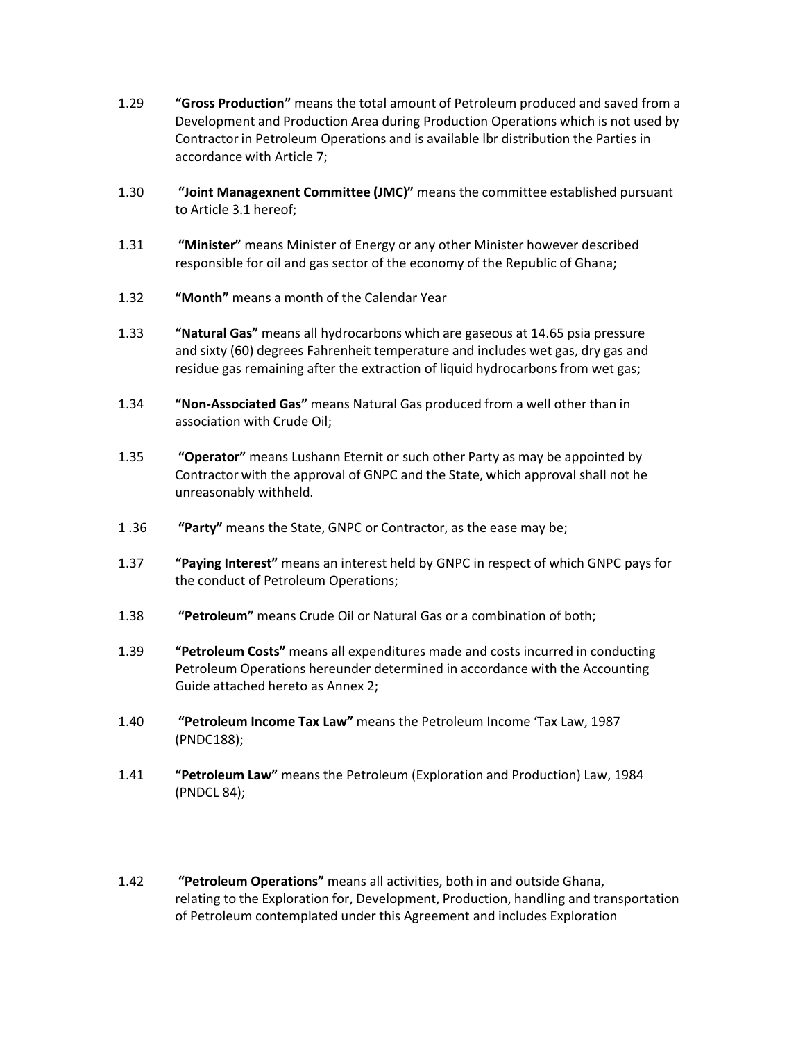1.29 **"Gross Production"** means the total amount of Petroleum produced and saved from a Development and Production Area during Production Operations which is not used by Contractor in Petroleum Operations and is available lbr distribution the Parties in accordance with Article 7;

1.30 **"Joint Managexnent Committee (JMC)"** means the committee established pursuant to Article 3.1 hereof;

1.31 **"Minister"** means Minister of Energy or any other Minister however described responsible for oil and gas sector of the economy of the Republic of Ghana;

1.32 **"Month"** means a month of the Calendar Year

1.33 **"Natural Gas"** means all hydrocarbons which are gaseous at 14.65 psia pressure and sixty (60) degrees Fahrenheit temperature and includes wet gas, dry gas and residue gas remaining after the extraction of liquid hydrocarbons from wet gas;

1.34 **"Non-Associated Gas"** means Natural Gas produced from a well other than in association with Crude Oil;

1.35 **"Operator"** means Lushann Eternit or such other Party as may be appointed by Contractor with the approval of GNPC and the State, which approval shall not he unreasonably withheld.

1 .36 **"Party"** means the State, GNPC or Contractor, as the ease may be;

1.37 **"Paying Interest"** means an interest held by GNPC in respect of which GNPC pays for the conduct of Petroleum Operations;

1.38 **"Petroleum"** means Crude Oil or Natural Gas or a combination of both;

1.39 **"Petroleum Costs"** means all expenditures made and costs incurred in conducting Petroleum Operations hereunder determined in accordance with the Accounting Guide attached hereto as Annex 2;

1.40 **"Petroleum Income Tax Law"** means the Petroleum Income 'Tax Law, 1987 (PNDC188);

1.41 **"Petroleum Law"** means the Petroleum (Exploration and Production) Law, 1984 (PNDCL 84);

1.42 **"Petroleum Operations"** means all activities, both in and outside Ghana, relating to the Exploration for, Development, Production, handling and transportation of Petroleum contemplated under this Agreement and includes Exploration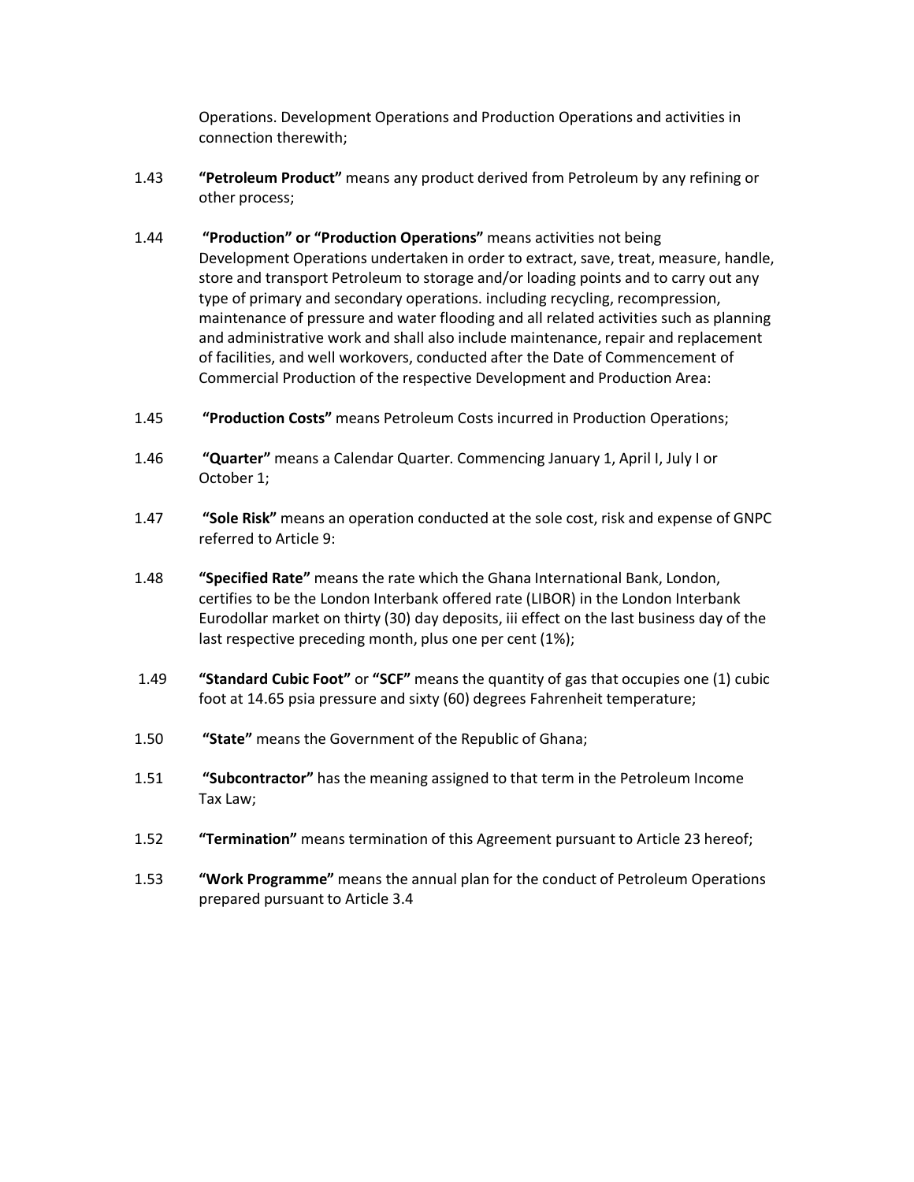Operations. Development Operations and Production Operations and activities in connection therewith;

1.43 **"Petroleum Product"** means any product derived from Petroleum by any refining or other process;

1.44 **"Production" or "Production Operations"** means activities not being Development Operations undertaken in order to extract, save, treat, measure, handle, store and transport Petroleum to storage and/or loading points and to carry out any type of primary and secondary operations. including recycling, recompression, maintenance of pressure and water flooding and all related activities such as planning and administrative work and shall also include maintenance, repair and replacement of facilities, and well workovers, conducted after the Date of Commencement of Commercial Production of the respective Development and Production Area:

1.45 **"Production Costs"** means Petroleum Costs incurred in Production Operations;

1.46 **"Quarter"** means a Calendar Quarter. Commencing January 1, April I, July I or October 1;

1.47 **"Sole Risk"** means an operation conducted at the sole cost, risk and expense of GNPC referred to Article 9:

1.48 **"Specified Rate"** means the rate which the Ghana International Bank, London, certifies to be the London Interbank offered rate (LIBOR) in the London Interbank Eurodollar market on thirty (30) day deposits, iii effect on the last business day of the last respective preceding month, plus one per cent (1%);

1.49 **"Standard Cubic Foot"** or **"SCF"** means the quantity of gas that occupies one (1) cubic foot at 14.65 psia pressure and sixty (60) degrees Fahrenheit temperature;

1.50 **"State"** means the Government of the Republic of Ghana;

1.51 **"Subcontractor"** has the meaning assigned to that term in the Petroleum Income Tax Law;

1.52 **"Termination"** means termination of this Agreement pursuant to Article 23 hereof;

1.53 **"Work Programme"** means the annual plan for the conduct of Petroleum Operations prepared pursuant to Article 3.4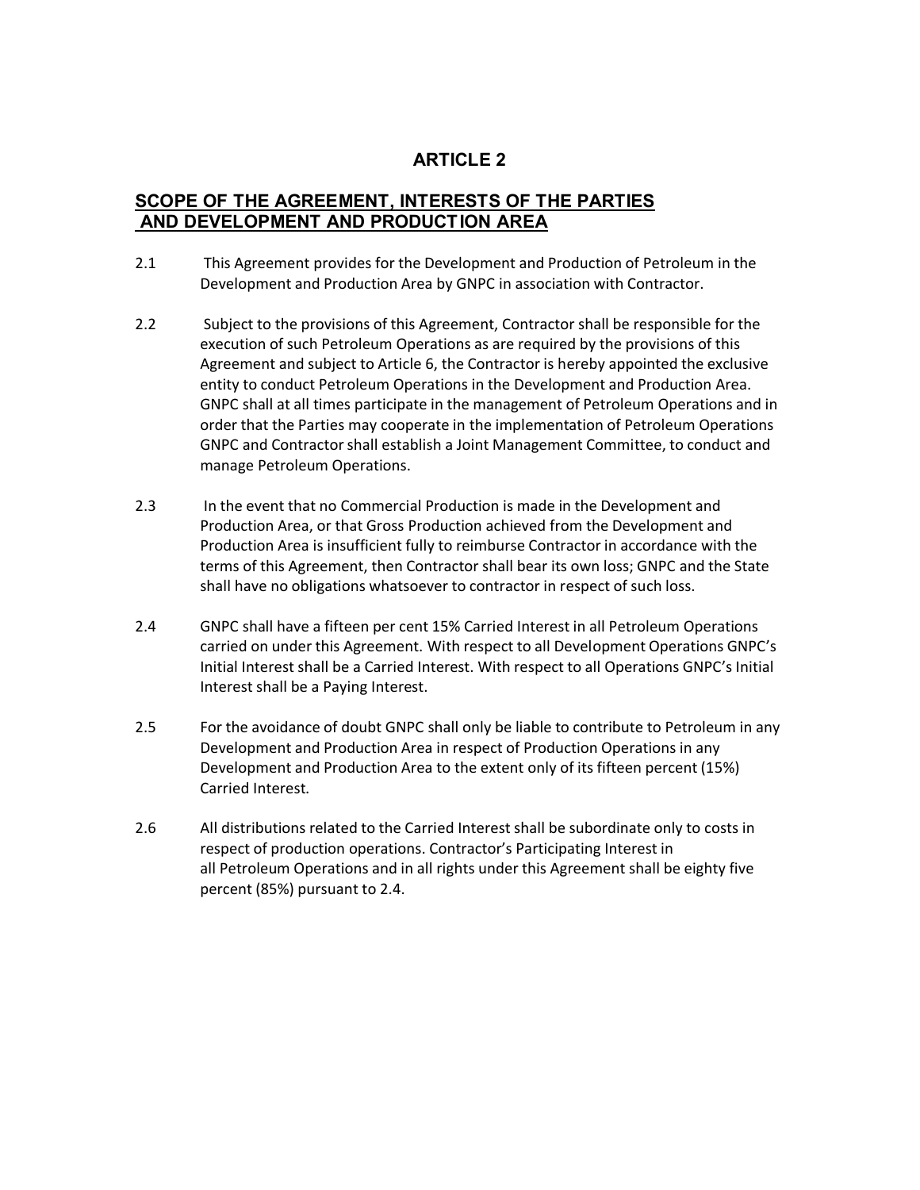# ARTICLE 2

## SCOPE OF THE AGREEMENT, INTERESTS OF THE PARTIES AND DEVELOPMENT AND PRODUCTION AREA

2.1 This Agreement provides for the Development and Production of Petroleum in the Development and Production Area by GNPC in association with Contractor.

2.2 Subject to the provisions of this Agreement, Contractor shall be responsible for the execution of such Petroleum Operations as are required by the provisions of this Agreement and subject to Article 6, the Contractor is hereby appointed the exclusive entity to conduct Petroleum Operations in the Development and Production Area. GNPC shall at all times participate in the management of Petroleum Operations and in order that the Parties may cooperate in the implementation of Petroleum Operations GNPC and Contractor shall establish a Joint Management Committee, to conduct and manage Petroleum Operations.

2.3 In the event that no Commercial Production is made in the Development and Production Area, or that Gross Production achieved from the Development and Production Area is insufficient fully to reimburse Contractor in accordance with the terms of this Agreement, then Contractor shall bear its own loss; GNPC and the State shall have no obligations whatsoever to contractor in respect of such loss.

2.4 GNPC shall have a fifteen per cent 15% Carried Interest in all Petroleum Operations carried on under this Agreement. With respect to all Development Operations GNPC's Initial Interest shall be a Carried Interest. With respect to all Operations GNPC's Initial Interest shall be a Paying Interest.

2.5 For the avoidance of doubt GNPC shall only be liable to contribute to Petroleum in any Development and Production Area in respect of Production Operations in any Development and Production Area to the extent only of its fifteen percent (15%) Carried Interest.

2.6 All distributions related to the Carried Interest shall be subordinate only to costs in respect of production operations. Contractor's Participating Interest in all Petroleum Operations and in all rights under this Agreement shall be eighty five percent (85%) pursuant to 2.4.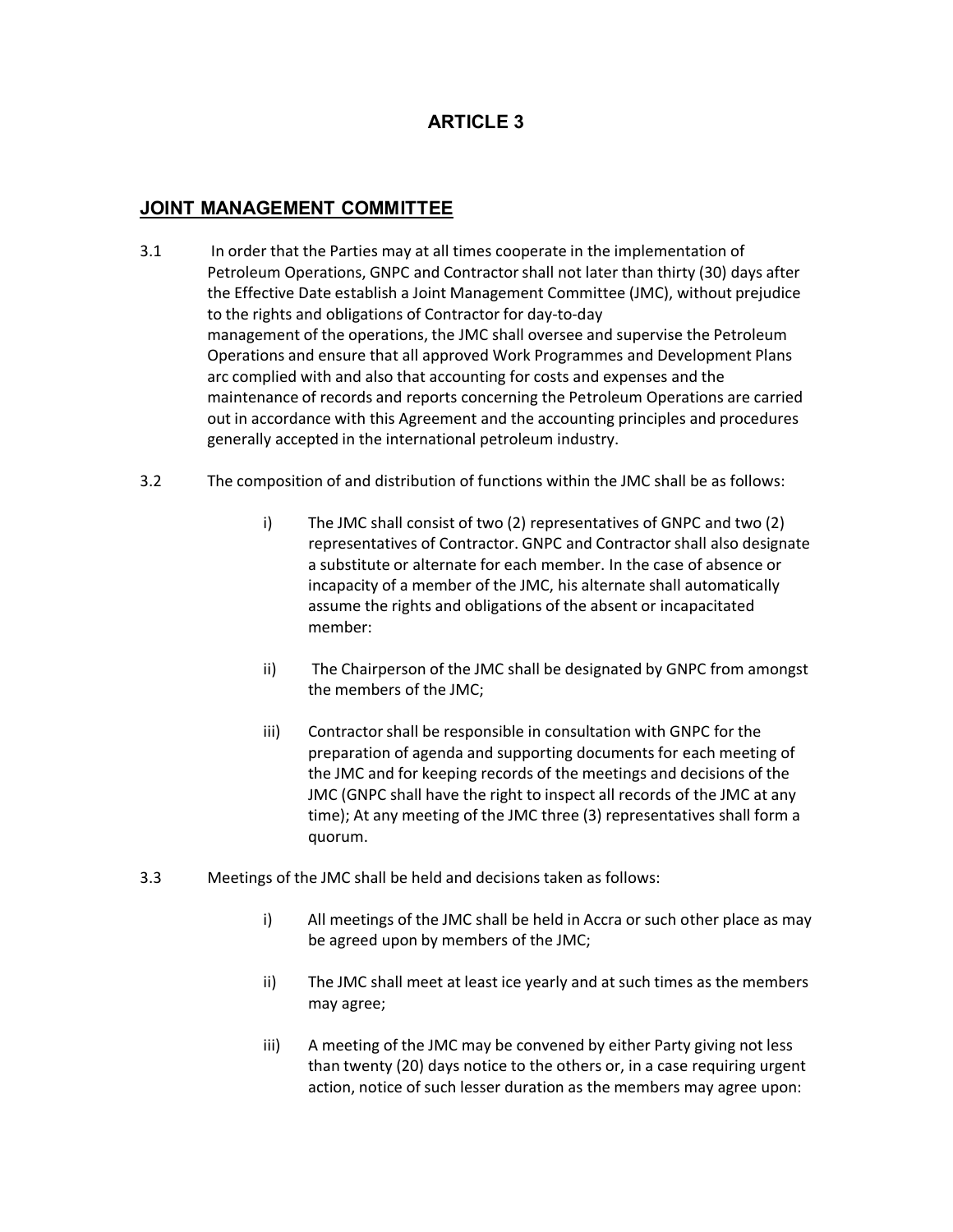# ARTICLE 3

## JOINT MANAGEMENT COMMITTEE

3.1 In order that the Parties may at all times cooperate in the implementation of Petroleum Operations, GNPC and Contractor shall not later than thirty (30) days after the Effective Date establish a Joint Management Committee (JMC), without prejudice to the rights and obligations of Contractor for day-to-day management of the operations, the JMC shall oversee and supervise the Petroleum Operations and ensure that all approved Work Programmes and Development Plans arc complied with and also that accounting for costs and expenses and the maintenance of records and reports concerning the Petroleum Operations are carried out in accordance with this Agreement and the accounting principles and procedures generally accepted in the international petroleum industry.

3.2 The composition of and distribution of functions within the JMC shall be as follows:

i) The JMC shall consist of two (2) representatives of GNPC and two (2) representatives of Contractor. GNPC and Contractor shall also designate a substitute or alternate for each member. In the case of absence or incapacity of a member of the JMC, his alternate shall automatically assume the rights and obligations of the absent or incapacitated member:

ii) The Chairperson of the JMC shall be designated by GNPC from amongst the members of the JMC;

iii) Contractor shall be responsible in consultation with GNPC for the preparation of agenda and supporting documents for each meeting of the JMC and for keeping records of the meetings and decisions of the JMC (GNPC shall have the right to inspect all records of the JMC at any time); At any meeting of the JMC three (3) representatives shall form a quorum.

3.3 Meetings of the JMC shall be held and decisions taken as follows:

i) All meetings of the JMC shall be held in Accra or such other place as may be agreed upon by members of the JMC;

ii) The JMC shall meet at least ice yearly and at such times as the members may agree;

iii) A meeting of the JMC may be convened by either Party giving not less than twenty (20) days notice to the others or, in a case requiring urgent action, notice of such lesser duration as the members may agree upon: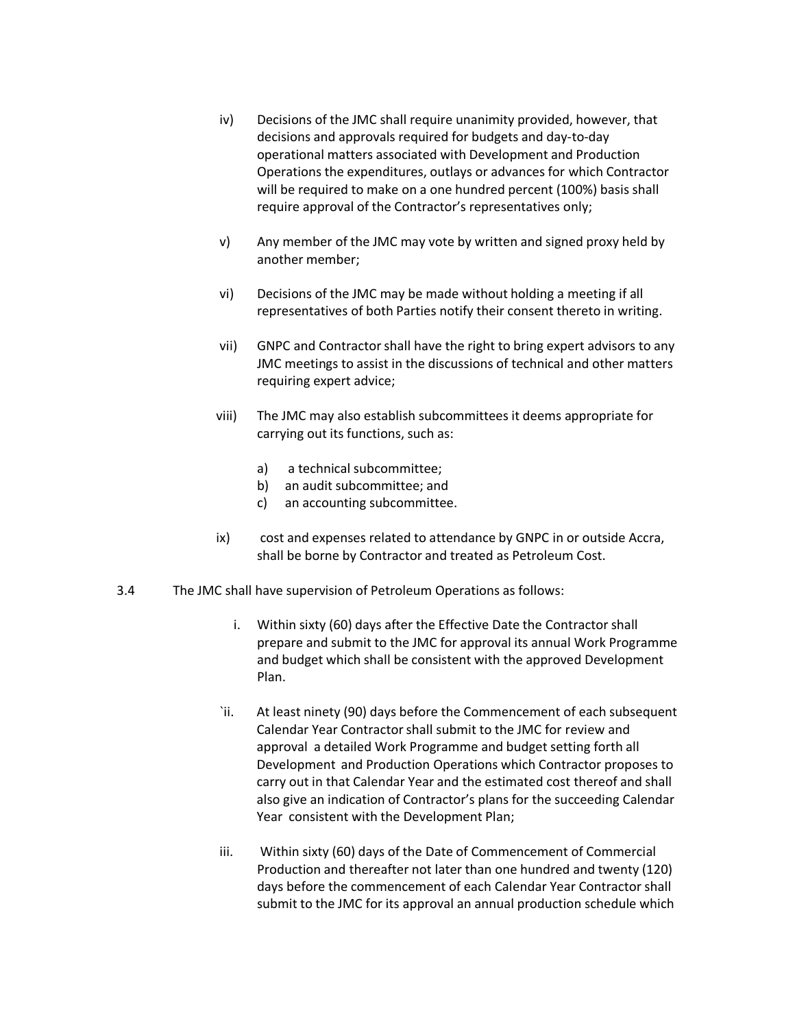iv) Decisions of the JMC shall require unanimity provided, however, that decisions and approvals required for budgets and day-to-day operational matters associated with Development and Production Operations the expenditures, outlays or advances for which Contractor will be required to make on a one hundred percent (100%) basis shall require approval of the Contractor's representatives only;

v) Any member of the JMC may vote by written and signed proxy held by another member;

vi) Decisions of the JMC may be made without holding a meeting if all representatives of both Parties notify their consent thereto in writing.

vii) GNPC and Contractor shall have the right to bring expert advisors to any JMC meetings to assist in the discussions of technical and other matters requiring expert advice;

viii) The JMC may also establish subcommittees it deems appropriate for carrying out its functions, such as:

a) a technical subcommittee;
b) an audit subcommittee; and
c) an accounting subcommittee.

ix) cost and expenses related to attendance by GNPC in or outside Accra, shall be borne by Contractor and treated as Petroleum Cost.

3.4 The JMC shall have supervision of Petroleum Operations as follows:

i. Within sixty (60) days after the Effective Date the Contractor shall prepare and submit to the JMC for approval its annual Work Programme and budget which shall be consistent with the approved Development Plan.

`ii. At least ninety (90) days before the Commencement of each subsequent Calendar Year Contractor shall submit to the JMC for review and approval a detailed Work Programme and budget setting forth all Development and Production Operations which Contractor proposes to carry out in that Calendar Year and the estimated cost thereof and shall also give an indication of Contractor's plans for the succeeding Calendar Year consistent with the Development Plan;

iii. Within sixty (60) days of the Date of Commencement of Commercial Production and thereafter not later than one hundred and twenty (120) days before the commencement of each Calendar Year Contractor shall submit to the JMC for its approval an annual production schedule which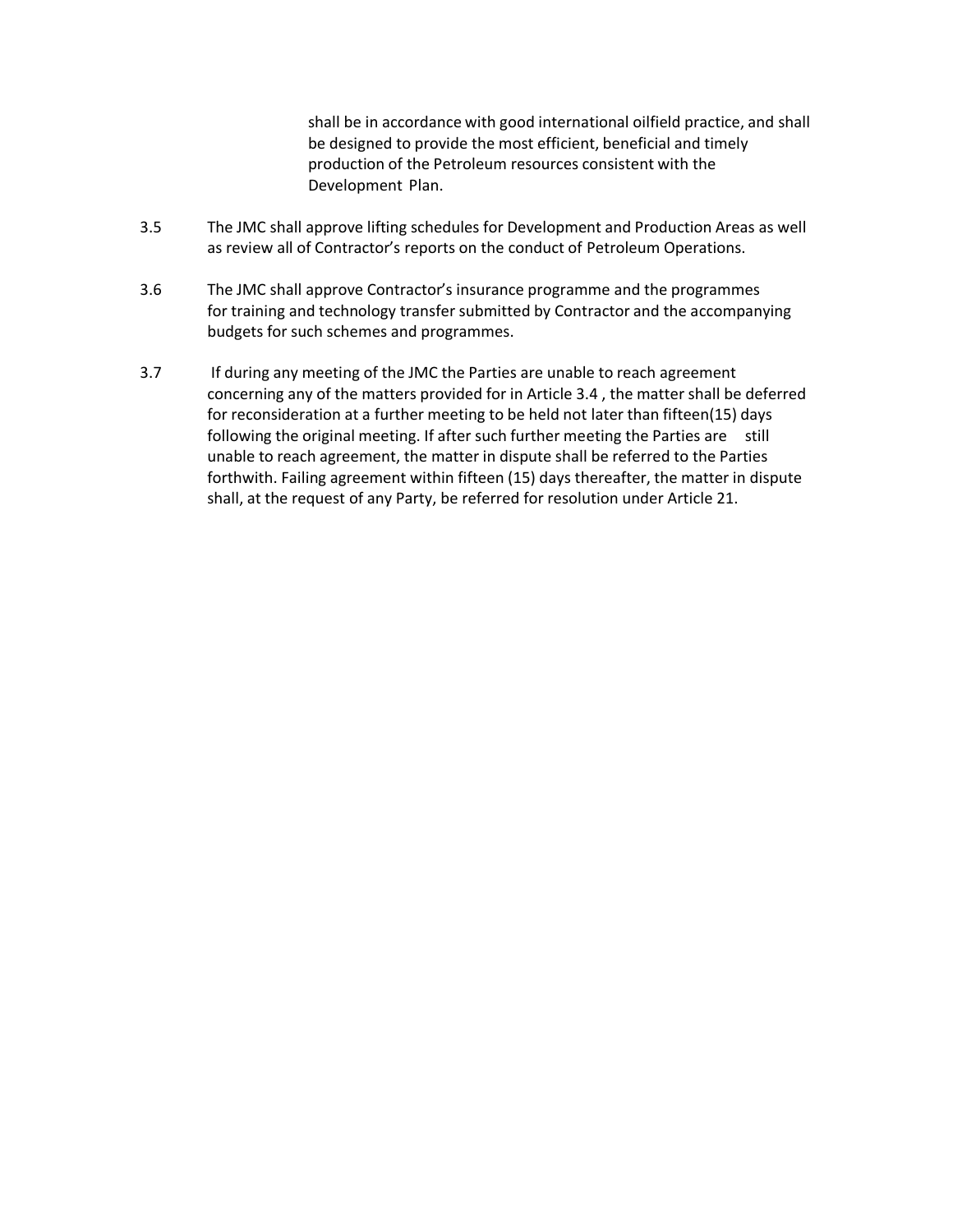shall be in accordance with good international oilfield practice, and shall be designed to provide the most efficient, beneficial and timely production of the Petroleum resources consistent with the Development Plan.

3.5 The JMC shall approve lifting schedules for Development and Production Areas as well as review all of Contractor's reports on the conduct of Petroleum Operations.

3.6 The JMC shall approve Contractor's insurance programme and the programmes for training and technology transfer submitted by Contractor and the accompanying budgets for such schemes and programmes.

3.7 If during any meeting of the JMC the Parties are unable to reach agreement concerning any of the matters provided for in Article 3.4 , the matter shall be deferred for reconsideration at a further meeting to be held not later than fifteen(15) days following the original meeting. If after such further meeting the Parties are still unable to reach agreement, the matter in dispute shall be referred to the Parties forthwith. Failing agreement within fifteen (15) days thereafter, the matter in dispute shall, at the request of any Party, be referred for resolution under Article 21.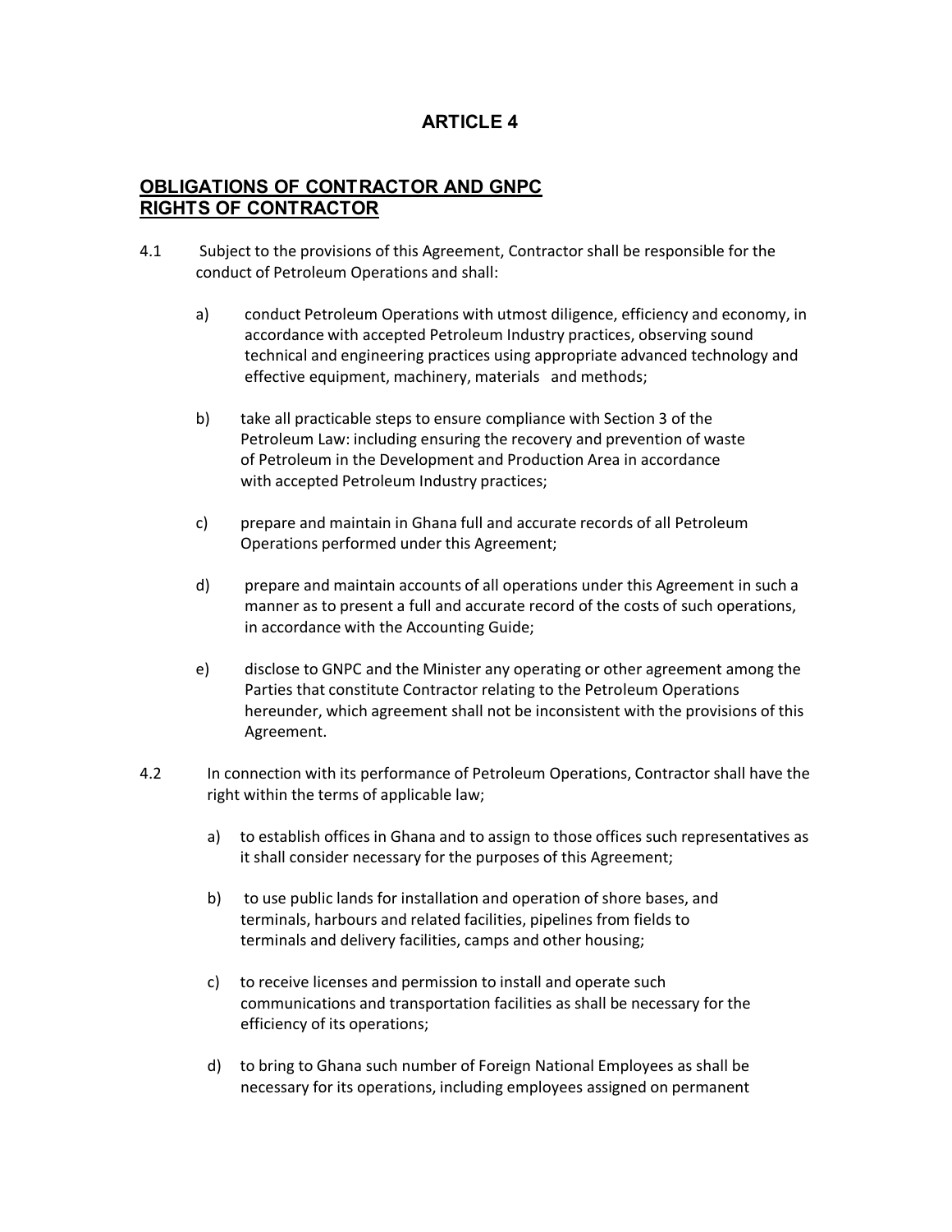# ARTICLE 4

## OBLIGATIONS OF CONTRACTOR AND GNPC RIGHTS OF CONTRACTOR

4.1 Subject to the provisions of this Agreement, Contractor shall be responsible for the conduct of Petroleum Operations and shall:

a) conduct Petroleum Operations with utmost diligence, efficiency and economy, in accordance with accepted Petroleum Industry practices, observing sound technical and engineering practices using appropriate advanced technology and effective equipment, machinery, materials and methods;

b) take all practicable steps to ensure compliance with Section 3 of the Petroleum Law: including ensuring the recovery and prevention of waste of Petroleum in the Development and Production Area in accordance with accepted Petroleum Industry practices;

c) prepare and maintain in Ghana full and accurate records of all Petroleum Operations performed under this Agreement;

d) prepare and maintain accounts of all operations under this Agreement in such a manner as to present a full and accurate record of the costs of such operations, in accordance with the Accounting Guide;

e) disclose to GNPC and the Minister any operating or other agreement among the Parties that constitute Contractor relating to the Petroleum Operations hereunder, which agreement shall not be inconsistent with the provisions of this Agreement.

4.2 In connection with its performance of Petroleum Operations, Contractor shall have the right within the terms of applicable law;

a) to establish offices in Ghana and to assign to those offices such representatives as it shall consider necessary for the purposes of this Agreement;

b) to use public lands for installation and operation of shore bases, and terminals, harbours and related facilities, pipelines from fields to terminals and delivery facilities, camps and other housing;

c) to receive licenses and permission to install and operate such communications and transportation facilities as shall be necessary for the efficiency of its operations;

d) to bring to Ghana such number of Foreign National Employees as shall be necessary for its operations, including employees assigned on permanent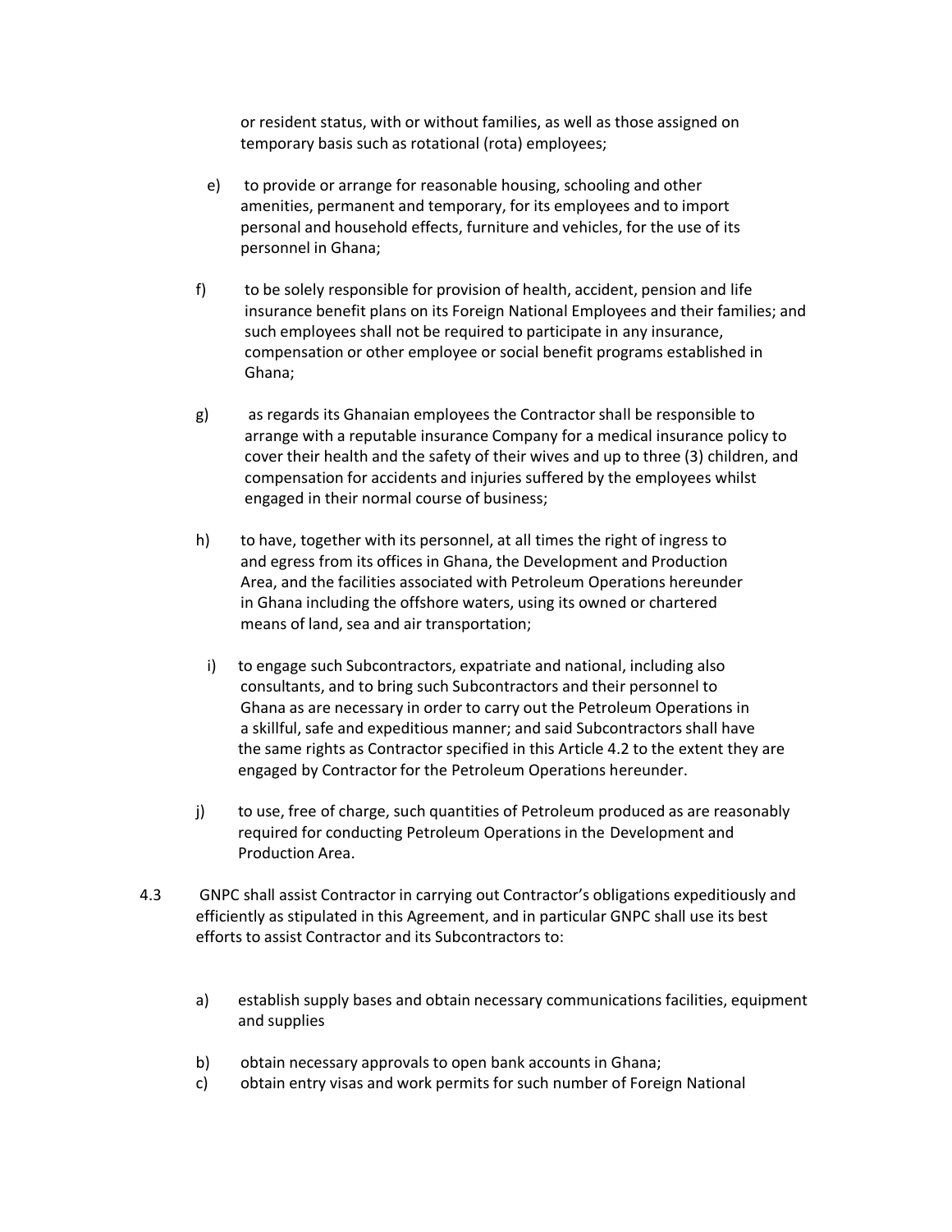or resident status, with or without families, as well as those assigned on temporary basis such as rotational (rota) employees;

e) to provide or arrange for reasonable housing, schooling and other amenities, permanent and temporary, for its employees and to import personal and household effects, furniture and vehicles, for the use of its personnel in Ghana;

f) to be solely responsible for provision of health, accident, pension and life insurance benefit plans on its Foreign National Employees and their families; and such employees shall not be required to participate in any insurance, compensation or other employee or social benefit programs established in Ghana;

g) as regards its Ghanaian employees the Contractor shall be responsible to arrange with a reputable insurance Company for a medical insurance policy to cover their health and the safety of their wives and up to three (3) children, and compensation for accidents and injuries suffered by the employees whilst engaged in their normal course of business;

h) to have, together with its personnel, at all times the right of ingress to and egress from its offices in Ghana, the Development and Production Area, and the facilities associated with Petroleum Operations hereunder in Ghana including the offshore waters, using its owned or chartered means of land, sea and air transportation;

i) to engage such Subcontractors, expatriate and national, including also consultants, and to bring such Subcontractors and their personnel to Ghana as are necessary in order to carry out the Petroleum Operations in a skillful, safe and expeditious manner; and said Subcontractors shall have the same rights as Contractor specified in this Article 4.2 to the extent they are engaged by Contractor for the Petroleum Operations hereunder.

j) to use, free of charge, such quantities of Petroleum produced as are reasonably required for conducting Petroleum Operations in the Development and Production Area.

4.3 GNPC shall assist Contractor in carrying out Contractor's obligations expeditiously and efficiently as stipulated in this Agreement, and in particular GNPC shall use its best efforts to assist Contractor and its Subcontractors to:

a) establish supply bases and obtain necessary communications facilities, equipment and supplies

b) obtain necessary approvals to open bank accounts in Ghana;

c) obtain entry visas and work permits for such number of Foreign National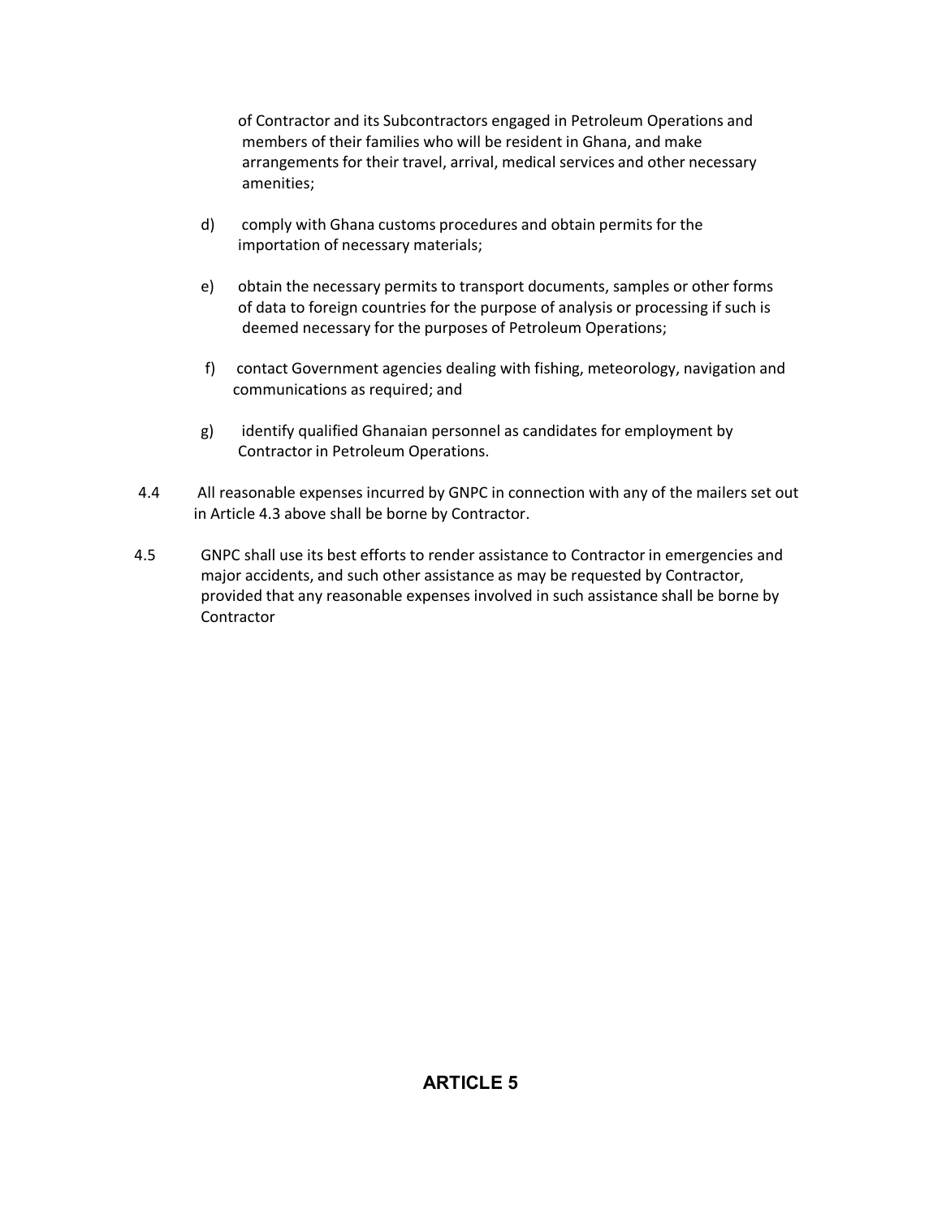of Contractor and its Subcontractors engaged in Petroleum Operations and members of their families who will be resident in Ghana, and make arrangements for their travel, arrival, medical services and other necessary amenities;

d) comply with Ghana customs procedures and obtain permits for the importation of necessary materials;

e) obtain the necessary permits to transport documents, samples or other forms of data to foreign countries for the purpose of analysis or processing if such is deemed necessary for the purposes of Petroleum Operations;

f) contact Government agencies dealing with fishing, meteorology, navigation and communications as required; and

g) identify qualified Ghanaian personnel as candidates for employment by Contractor in Petroleum Operations.

4.4 All reasonable expenses incurred by GNPC in connection with any of the mailers set out in Article 4.3 above shall be borne by Contractor.

4.5 GNPC shall use its best efforts to render assistance to Contractor in emergencies and major accidents, and such other assistance as may be requested by Contractor, provided that any reasonable expenses involved in such assistance shall be borne by Contractor

## ARTICLE 5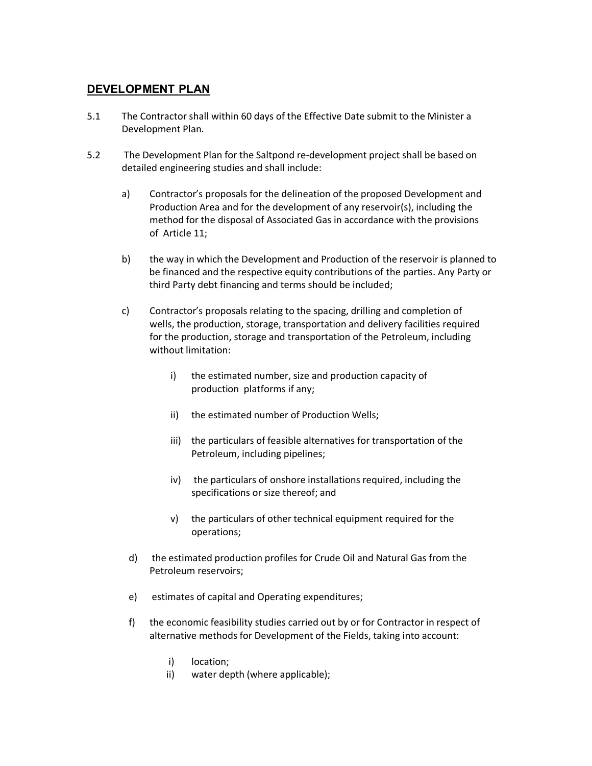## DEVELOPMENT PLAN

5.1 The Contractor shall within 60 days of the Effective Date submit to the Minister a Development Plan.

5.2 The Development Plan for the Saltpond re-development project shall be based on detailed engineering studies and shall include:

a) Contractor's proposals for the delineation of the proposed Development and Production Area and for the development of any reservoir(s), including the method for the disposal of Associated Gas in accordance with the provisions of Article 11;

b) the way in which the Development and Production of the reservoir is planned to be financed and the respective equity contributions of the parties. Any Party or third Party debt financing and terms should be included;

c) Contractor's proposals relating to the spacing, drilling and completion of wells, the production, storage, transportation and delivery facilities required for the production, storage and transportation of the Petroleum, including without limitation:

   i) the estimated number, size and production capacity of production platforms if any;

   ii) the estimated number of Production Wells;

   iii) the particulars of feasible alternatives for transportation of the Petroleum, including pipelines;

   iv) the particulars of onshore installations required, including the specifications or size thereof; and

   v) the particulars of other technical equipment required for the operations;

d) the estimated production profiles for Crude Oil and Natural Gas from the Petroleum reservoirs;

e) estimates of capital and Operating expenditures;

f) the economic feasibility studies carried out by or for Contractor in respect of alternative methods for Development of the Fields, taking into account:

   i) location;
   ii) water depth (where applicable);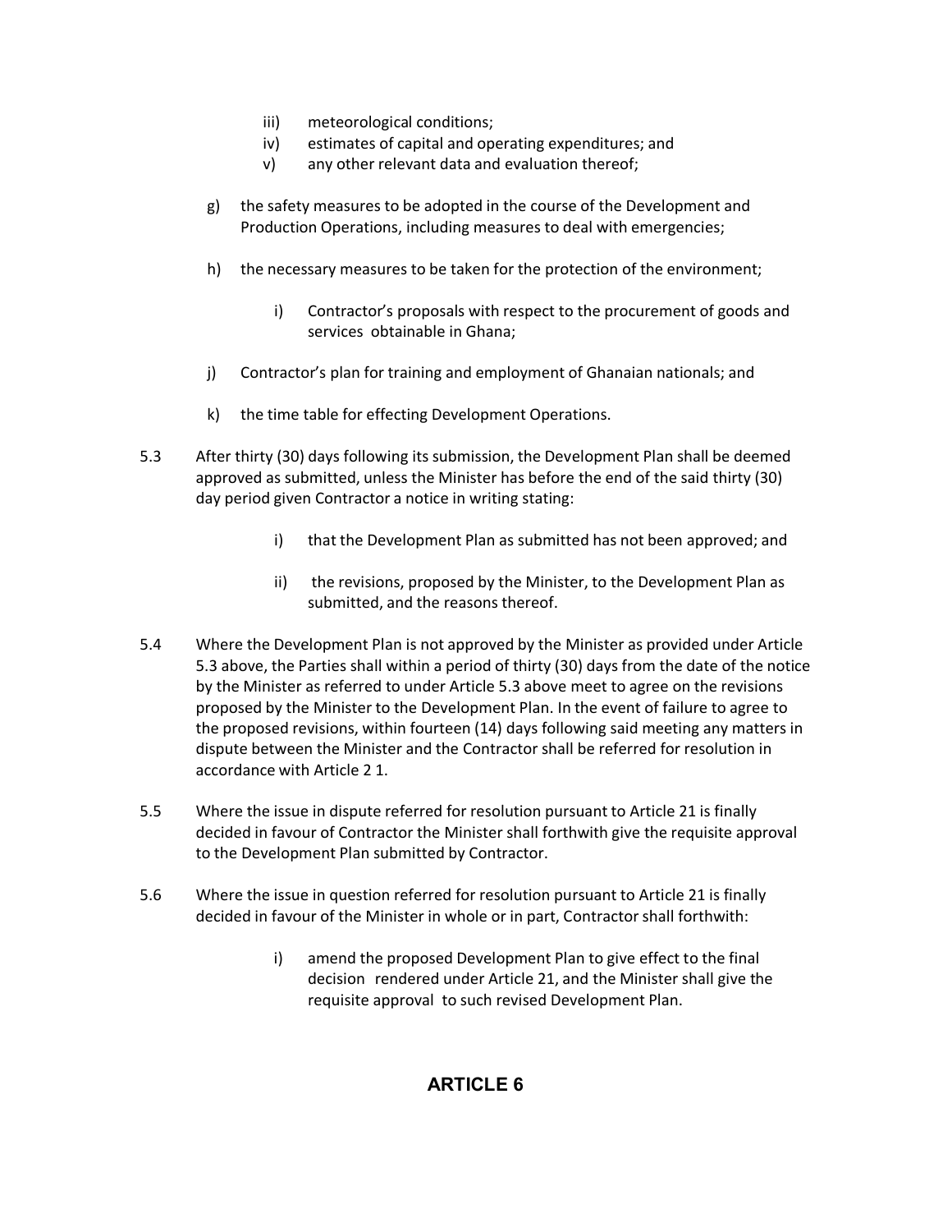iii) meteorological conditions;
iv) estimates of capital and operating expenditures; and
v) any other relevant data and evaluation thereof;

g) the safety measures to be adopted in the course of the Development and Production Operations, including measures to deal with emergencies;

h) the necessary measures to be taken for the protection of the environment;

i) Contractor's proposals with respect to the procurement of goods and services obtainable in Ghana;

j) Contractor's plan for training and employment of Ghanaian nationals; and

k) the time table for effecting Development Operations.

5.3 After thirty (30) days following its submission, the Development Plan shall be deemed approved as submitted, unless the Minister has before the end of the said thirty (30) day period given Contractor a notice in writing stating:

i) that the Development Plan as submitted has not been approved; and

ii) the revisions, proposed by the Minister, to the Development Plan as submitted, and the reasons thereof.

5.4 Where the Development Plan is not approved by the Minister as provided under Article 5.3 above, the Parties shall within a period of thirty (30) days from the date of the notice by the Minister as referred to under Article 5.3 above meet to agree on the revisions proposed by the Minister to the Development Plan. In the event of failure to agree to the proposed revisions, within fourteen (14) days following said meeting any matters in dispute between the Minister and the Contractor shall be referred for resolution in accordance with Article 2 1.

5.5 Where the issue in dispute referred for resolution pursuant to Article 21 is finally decided in favour of Contractor the Minister shall forthwith give the requisite approval to the Development Plan submitted by Contractor.

5.6 Where the issue in question referred for resolution pursuant to Article 21 is finally decided in favour of the Minister in whole or in part, Contractor shall forthwith:

i) amend the proposed Development Plan to give effect to the final decision rendered under Article 21, and the Minister shall give the requisite approval to such revised Development Plan.

## ARTICLE 6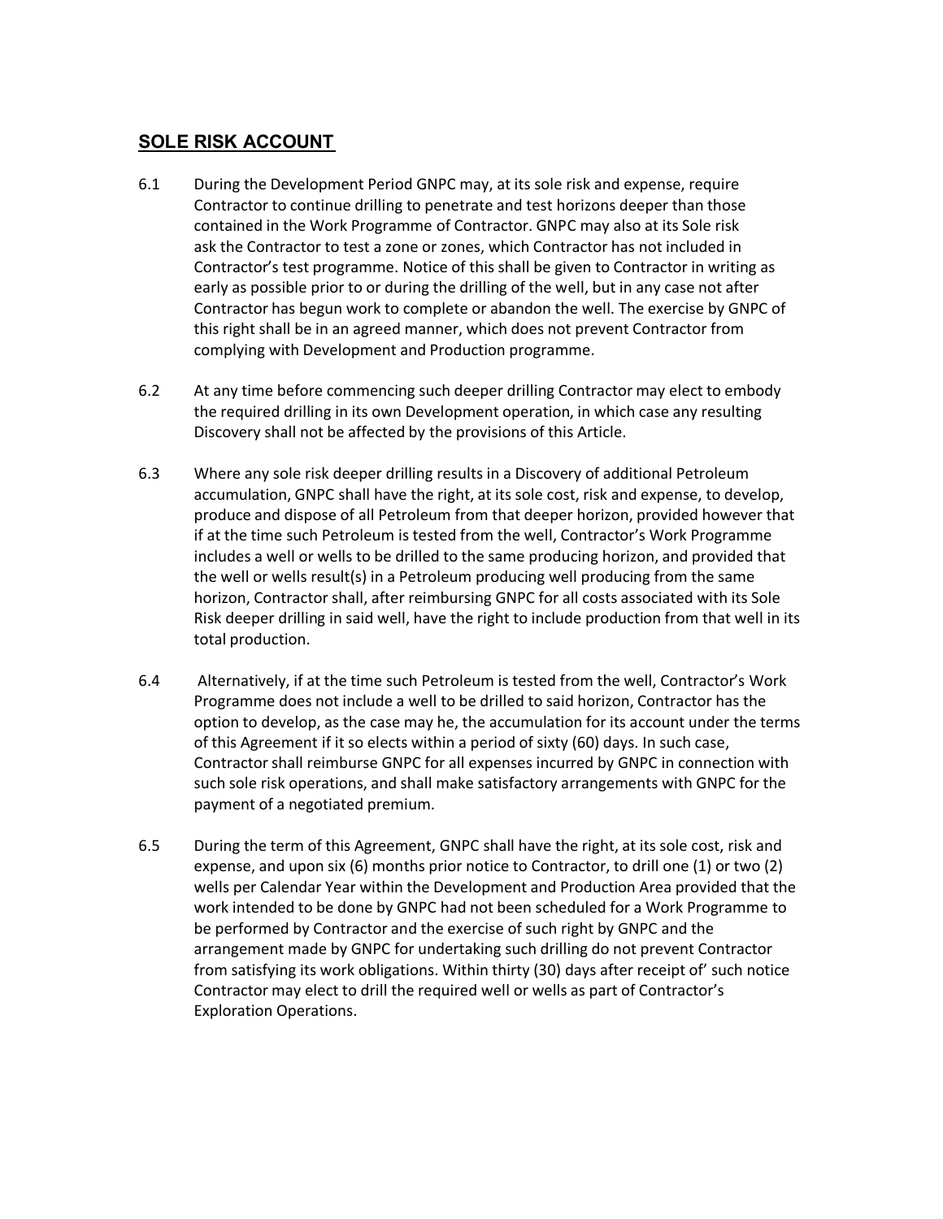## SOLE RISK ACCOUNT

6.1 During the Development Period GNPC may, at its sole risk and expense, require Contractor to continue drilling to penetrate and test horizons deeper than those contained in the Work Programme of Contractor. GNPC may also at its Sole risk ask the Contractor to test a zone or zones, which Contractor has not included in Contractor's test programme. Notice of this shall be given to Contractor in writing as early as possible prior to or during the drilling of the well, but in any case not after Contractor has begun work to complete or abandon the well. The exercise by GNPC of this right shall be in an agreed manner, which does not prevent Contractor from complying with Development and Production programme.

6.2 At any time before commencing such deeper drilling Contractor may elect to embody the required drilling in its own Development operation, in which case any resulting Discovery shall not be affected by the provisions of this Article.

6.3 Where any sole risk deeper drilling results in a Discovery of additional Petroleum accumulation, GNPC shall have the right, at its sole cost, risk and expense, to develop, produce and dispose of all Petroleum from that deeper horizon, provided however that if at the time such Petroleum is tested from the well, Contractor's Work Programme includes a well or wells to be drilled to the same producing horizon, and provided that the well or wells result(s) in a Petroleum producing well producing from the same horizon, Contractor shall, after reimbursing GNPC for all costs associated with its Sole Risk deeper drilling in said well, have the right to include production from that well in its total production.

6.4 Alternatively, if at the time such Petroleum is tested from the well, Contractor's Work Programme does not include a well to be drilled to said horizon, Contractor has the option to develop, as the case may he, the accumulation for its account under the terms of this Agreement if it so elects within a period of sixty (60) days. In such case, Contractor shall reimburse GNPC for all expenses incurred by GNPC in connection with such sole risk operations, and shall make satisfactory arrangements with GNPC for the payment of a negotiated premium.

6.5 During the term of this Agreement, GNPC shall have the right, at its sole cost, risk and expense, and upon six (6) months prior notice to Contractor, to drill one (1) or two (2) wells per Calendar Year within the Development and Production Area provided that the work intended to be done by GNPC had not been scheduled for a Work Programme to be performed by Contractor and the exercise of such right by GNPC and the arrangement made by GNPC for undertaking such drilling do not prevent Contractor from satisfying its work obligations. Within thirty (30) days after receipt of' such notice Contractor may elect to drill the required well or wells as part of Contractor's Exploration Operations.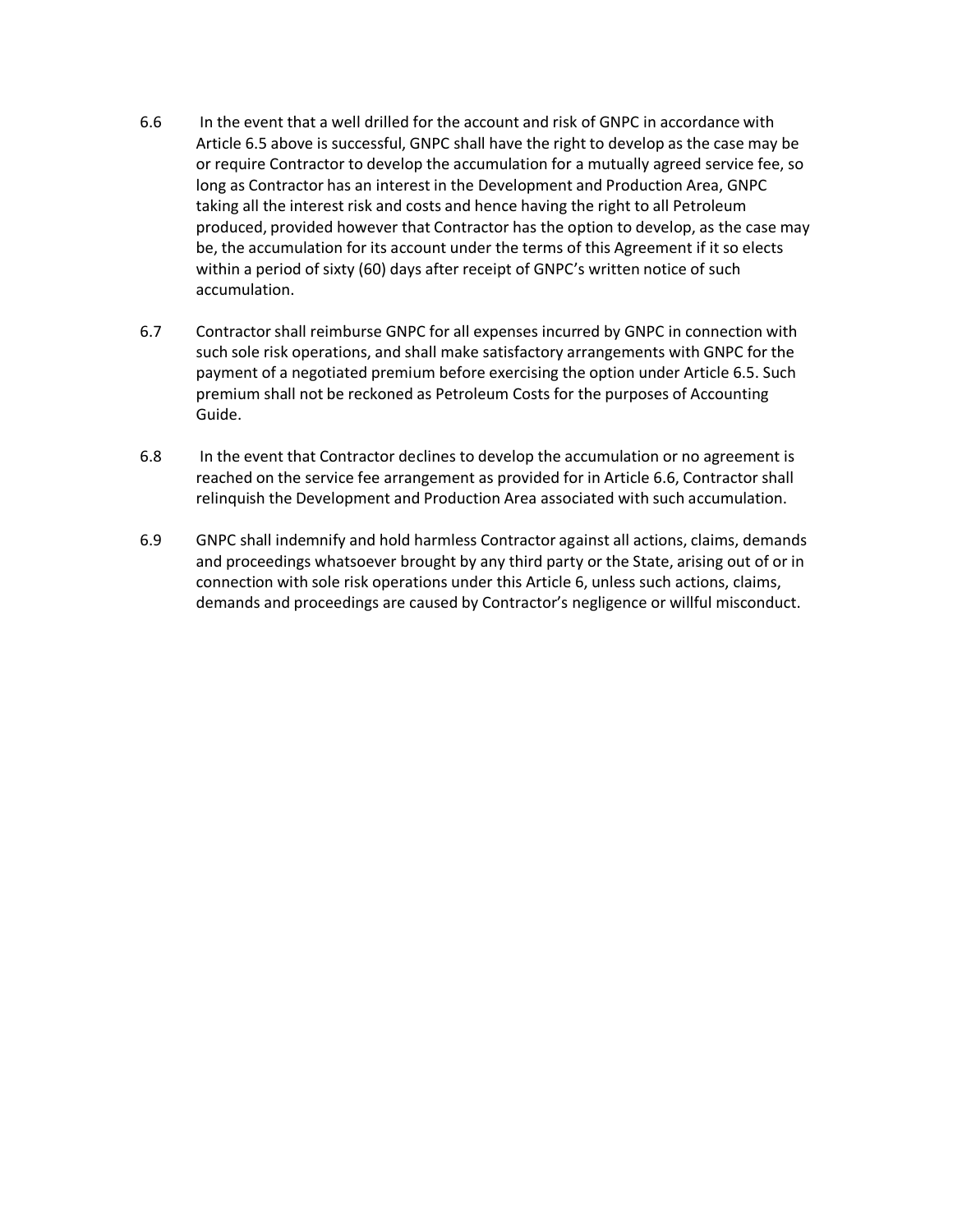6.6 In the event that a well drilled for the account and risk of GNPC in accordance with Article 6.5 above is successful, GNPC shall have the right to develop as the case may be or require Contractor to develop the accumulation for a mutually agreed service fee, so long as Contractor has an interest in the Development and Production Area, GNPC taking all the interest risk and costs and hence having the right to all Petroleum produced, provided however that Contractor has the option to develop, as the case may be, the accumulation for its account under the terms of this Agreement if it so elects within a period of sixty (60) days after receipt of GNPC's written notice of such accumulation.

6.7 Contractor shall reimburse GNPC for all expenses incurred by GNPC in connection with such sole risk operations, and shall make satisfactory arrangements with GNPC for the payment of a negotiated premium before exercising the option under Article 6.5. Such premium shall not be reckoned as Petroleum Costs for the purposes of Accounting Guide.

6.8 In the event that Contractor declines to develop the accumulation or no agreement is reached on the service fee arrangement as provided for in Article 6.6, Contractor shall relinquish the Development and Production Area associated with such accumulation.

6.9 GNPC shall indemnify and hold harmless Contractor against all actions, claims, demands and proceedings whatsoever brought by any third party or the State, arising out of or in connection with sole risk operations under this Article 6, unless such actions, claims, demands and proceedings are caused by Contractor's negligence or willful misconduct.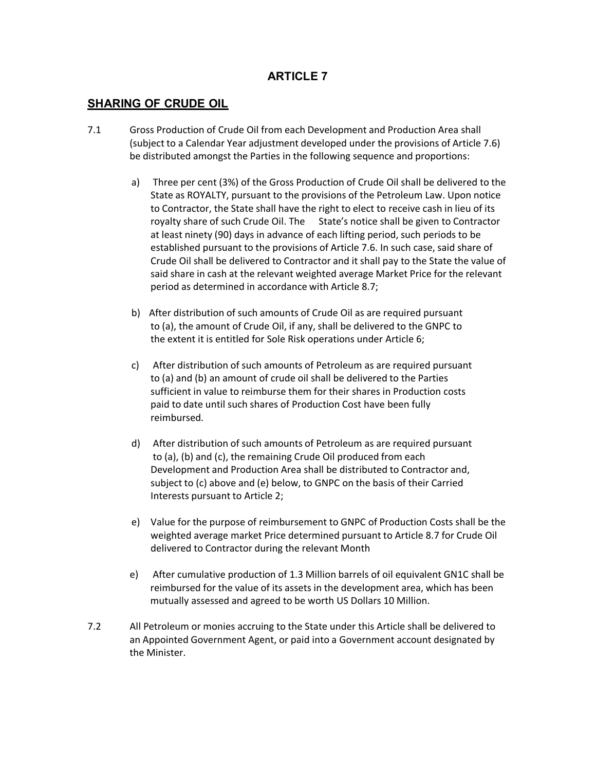# ARTICLE 7

## SHARING OF CRUDE OIL

7.1 Gross Production of Crude Oil from each Development and Production Area shall (subject to a Calendar Year adjustment developed under the provisions of Article 7.6) be distributed amongst the Parties in the following sequence and proportions:

a) Three per cent (3%) of the Gross Production of Crude Oil shall be delivered to the State as ROYALTY, pursuant to the provisions of the Petroleum Law. Upon notice to Contractor, the State shall have the right to elect to receive cash in lieu of its royalty share of such Crude Oil. The State's notice shall be given to Contractor at least ninety (90) days in advance of each lifting period, such periods to be established pursuant to the provisions of Article 7.6. In such case, said share of Crude Oil shall be delivered to Contractor and it shall pay to the State the value of said share in cash at the relevant weighted average Market Price for the relevant period as determined in accordance with Article 8.7;

b) After distribution of such amounts of Crude Oil as are required pursuant to (a), the amount of Crude Oil, if any, shall be delivered to the GNPC to the extent it is entitled for Sole Risk operations under Article 6;

c) After distribution of such amounts of Petroleum as are required pursuant to (a) and (b) an amount of crude oil shall be delivered to the Parties sufficient in value to reimburse them for their shares in Production costs paid to date until such shares of Production Cost have been fully reimbursed.

d) After distribution of such amounts of Petroleum as are required pursuant to (a), (b) and (c), the remaining Crude Oil produced from each Development and Production Area shall be distributed to Contractor and, subject to (c) above and (e) below, to GNPC on the basis of their Carried Interests pursuant to Article 2;

e) Value for the purpose of reimbursement to GNPC of Production Costs shall be the weighted average market Price determined pursuant to Article 8.7 for Crude Oil delivered to Contractor during the relevant Month

e) After cumulative production of 1.3 Million barrels of oil equivalent GN1C shall be reimbursed for the value of its assets in the development area, which has been mutually assessed and agreed to be worth US Dollars 10 Million.

7.2 All Petroleum or monies accruing to the State under this Article shall be delivered to an Appointed Government Agent, or paid into a Government account designated by the Minister.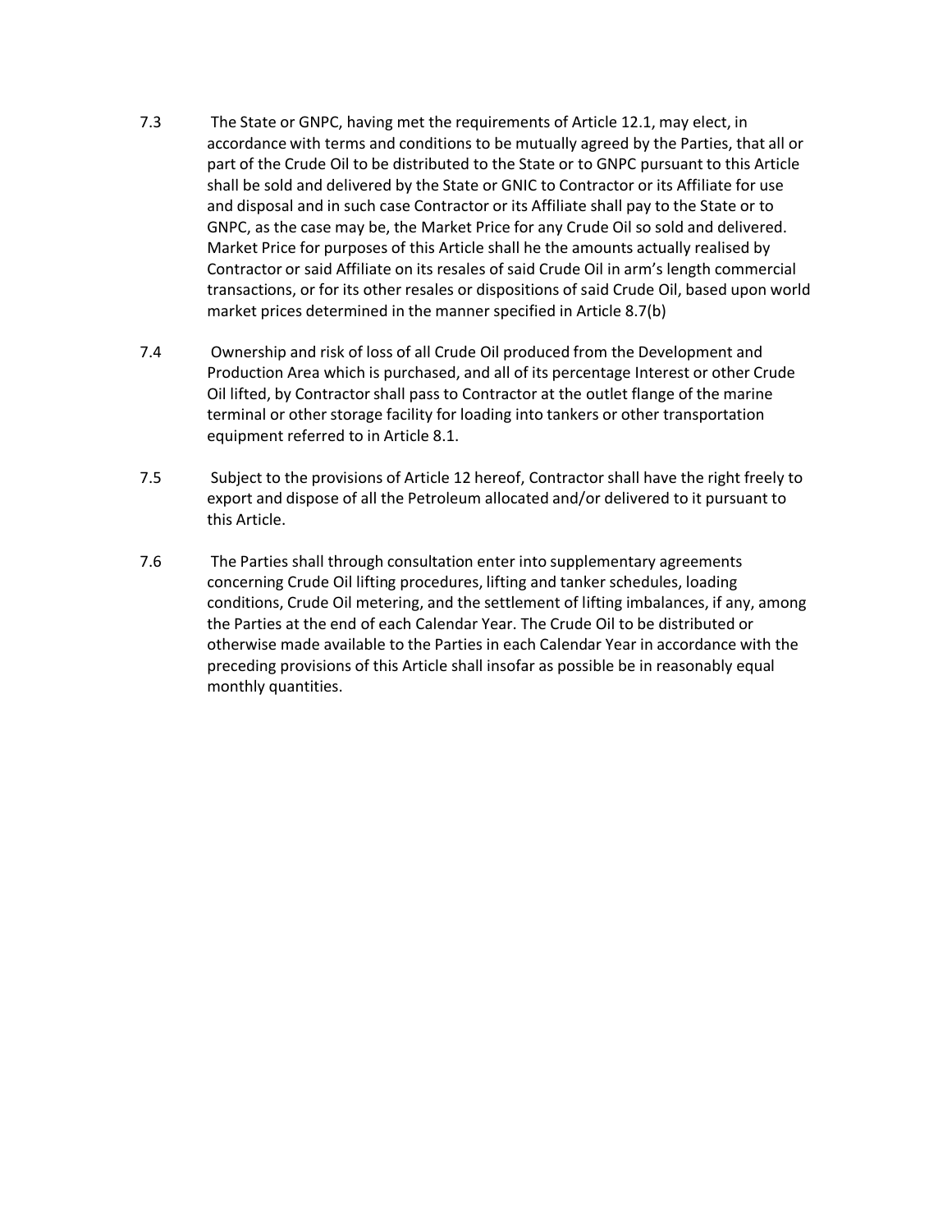7.3 The State or GNPC, having met the requirements of Article 12.1, may elect, in accordance with terms and conditions to be mutually agreed by the Parties, that all or part of the Crude Oil to be distributed to the State or to GNPC pursuant to this Article shall be sold and delivered by the State or GNIC to Contractor or its Affiliate for use and disposal and in such case Contractor or its Affiliate shall pay to the State or to GNPC, as the case may be, the Market Price for any Crude Oil so sold and delivered. Market Price for purposes of this Article shall he the amounts actually realised by Contractor or said Affiliate on its resales of said Crude Oil in arm's length commercial transactions, or for its other resales or dispositions of said Crude Oil, based upon world market prices determined in the manner specified in Article 8.7(b)

7.4 Ownership and risk of loss of all Crude Oil produced from the Development and Production Area which is purchased, and all of its percentage Interest or other Crude Oil lifted, by Contractor shall pass to Contractor at the outlet flange of the marine terminal or other storage facility for loading into tankers or other transportation equipment referred to in Article 8.1.

7.5 Subject to the provisions of Article 12 hereof, Contractor shall have the right freely to export and dispose of all the Petroleum allocated and/or delivered to it pursuant to this Article.

7.6 The Parties shall through consultation enter into supplementary agreements concerning Crude Oil lifting procedures, lifting and tanker schedules, loading conditions, Crude Oil metering, and the settlement of lifting imbalances, if any, among the Parties at the end of each Calendar Year. The Crude Oil to be distributed or otherwise made available to the Parties in each Calendar Year in accordance with the preceding provisions of this Article shall insofar as possible be in reasonably equal monthly quantities.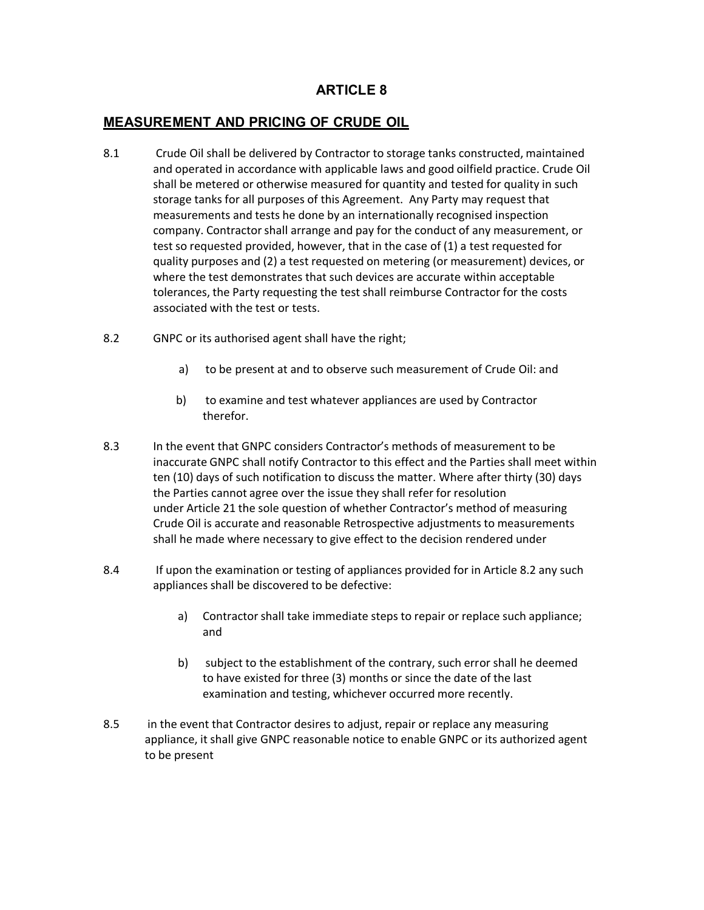# ARTICLE 8

## MEASUREMENT AND PRICING OF CRUDE OIL

8.1 Crude Oil shall be delivered by Contractor to storage tanks constructed, maintained and operated in accordance with applicable laws and good oilfield practice. Crude Oil shall be metered or otherwise measured for quantity and tested for quality in such storage tanks for all purposes of this Agreement. Any Party may request that measurements and tests he done by an internationally recognised inspection company. Contractor shall arrange and pay for the conduct of any measurement, or test so requested provided, however, that in the case of (1) a test requested for quality purposes and (2) a test requested on metering (or measurement) devices, or where the test demonstrates that such devices are accurate within acceptable tolerances, the Party requesting the test shall reimburse Contractor for the costs associated with the test or tests.

8.2 GNPC or its authorised agent shall have the right;

a) to be present at and to observe such measurement of Crude Oil: and

b) to examine and test whatever appliances are used by Contractor therefor.

8.3 In the event that GNPC considers Contractor's methods of measurement to be inaccurate GNPC shall notify Contractor to this effect and the Parties shall meet within ten (10) days of such notification to discuss the matter. Where after thirty (30) days the Parties cannot agree over the issue they shall refer for resolution under Article 21 the sole question of whether Contractor's method of measuring Crude Oil is accurate and reasonable Retrospective adjustments to measurements shall he made where necessary to give effect to the decision rendered under

8.4 If upon the examination or testing of appliances provided for in Article 8.2 any such appliances shall be discovered to be defective:

a) Contractor shall take immediate steps to repair or replace such appliance; and

b) subject to the establishment of the contrary, such error shall he deemed to have existed for three (3) months or since the date of the last examination and testing, whichever occurred more recently.

8.5 in the event that Contractor desires to adjust, repair or replace any measuring appliance, it shall give GNPC reasonable notice to enable GNPC or its authorized agent to be present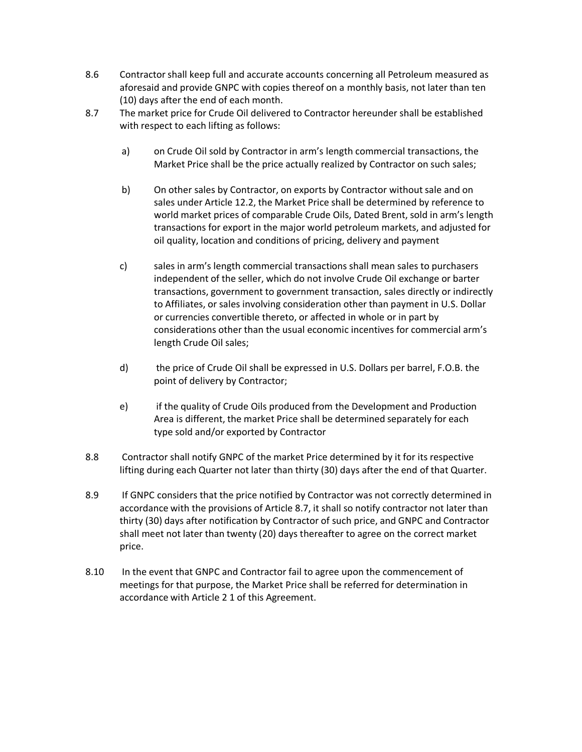8.6 Contractor shall keep full and accurate accounts concerning all Petroleum measured as aforesaid and provide GNPC with copies thereof on a monthly basis, not later than ten (10) days after the end of each month.

8.7 The market price for Crude Oil delivered to Contractor hereunder shall be established with respect to each lifting as follows:

a) on Crude Oil sold by Contractor in arm's length commercial transactions, the Market Price shall be the price actually realized by Contractor on such sales;

b) On other sales by Contractor, on exports by Contractor without sale and on sales under Article 12.2, the Market Price shall be determined by reference to world market prices of comparable Crude Oils, Dated Brent, sold in arm's length transactions for export in the major world petroleum markets, and adjusted for oil quality, location and conditions of pricing, delivery and payment

c) sales in arm's length commercial transactions shall mean sales to purchasers independent of the seller, which do not involve Crude Oil exchange or barter transactions, government to government transaction, sales directly or indirectly to Affiliates, or sales involving consideration other than payment in U.S. Dollar or currencies convertible thereto, or affected in whole or in part by considerations other than the usual economic incentives for commercial arm's length Crude Oil sales;

d) the price of Crude Oil shall be expressed in U.S. Dollars per barrel, F.O.B. the point of delivery by Contractor;

e) if the quality of Crude Oils produced from the Development and Production Area is different, the market Price shall be determined separately for each type sold and/or exported by Contractor

8.8 Contractor shall notify GNPC of the market Price determined by it for its respective lifting during each Quarter not later than thirty (30) days after the end of that Quarter.

8.9 If GNPC considers that the price notified by Contractor was not correctly determined in accordance with the provisions of Article 8.7, it shall so notify contractor not later than thirty (30) days after notification by Contractor of such price, and GNPC and Contractor shall meet not later than twenty (20) days thereafter to agree on the correct market price.

8.10 In the event that GNPC and Contractor fail to agree upon the commencement of meetings for that purpose, the Market Price shall be referred for determination in accordance with Article 2 1 of this Agreement.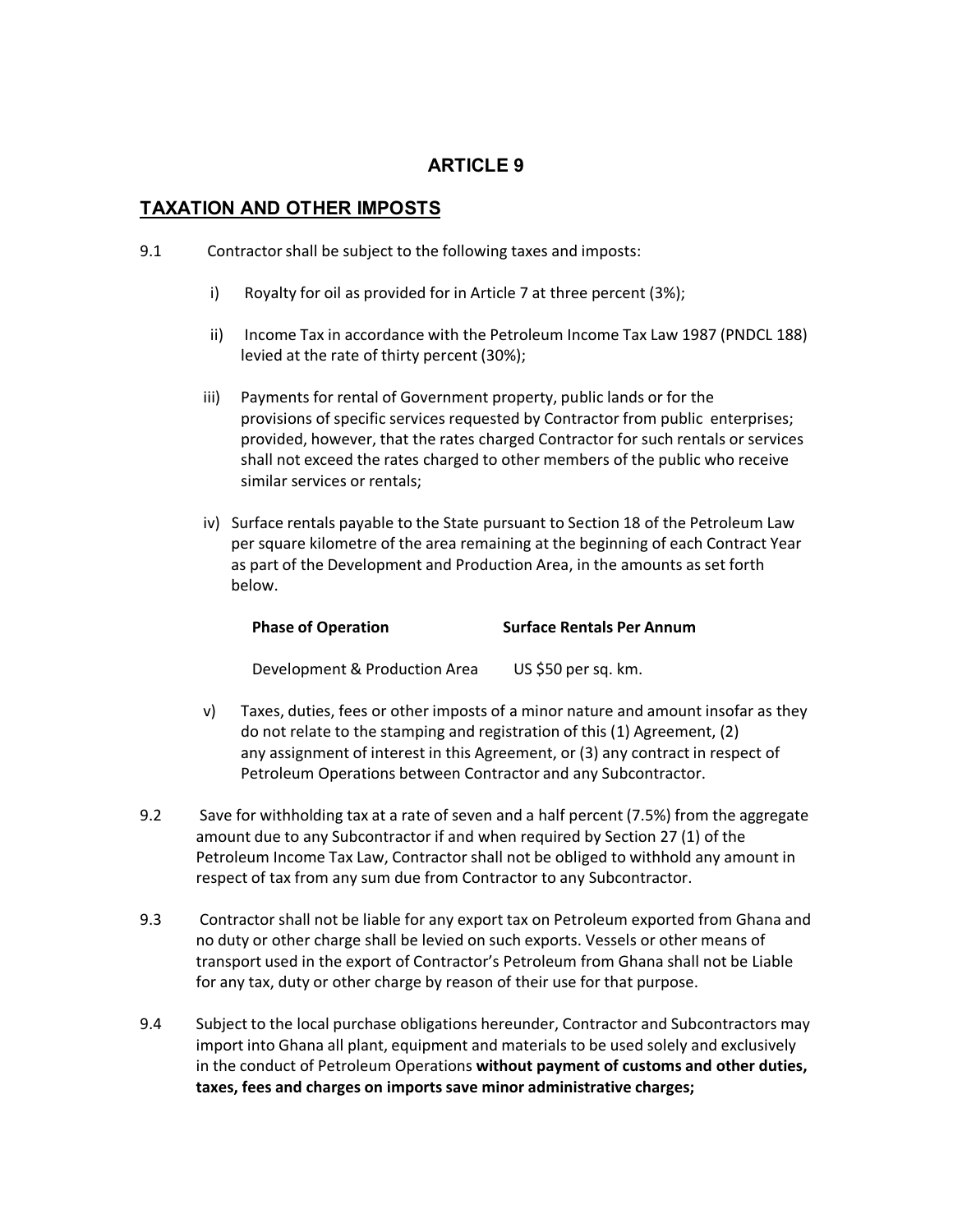# ARTICLE 9

## TAXATION AND OTHER IMPOSTS

9.1 Contractor shall be subject to the following taxes and imposts:

i) Royalty for oil as provided for in Article 7 at three percent (3%);

ii) Income Tax in accordance with the Petroleum Income Tax Law 1987 (PNDCL 188) levied at the rate of thirty percent (30%);

iii) Payments for rental of Government property, public lands or for the provisions of specific services requested by Contractor from public enterprises; provided, however, that the rates charged Contractor for such rentals or services shall not exceed the rates charged to other members of the public who receive similar services or rentals;

iv) Surface rentals payable to the State pursuant to Section 18 of the Petroleum Law per square kilometre of the area remaining at the beginning of each Contract Year as part of the Development and Production Area, in the amounts as set forth below.

| Phase of Operation | Surface Rentals Per Annum |
|---|---|
| Development & Production Area | US $50 per sq. km. |

v) Taxes, duties, fees or other imposts of a minor nature and amount insofar as they do not relate to the stamping and registration of this (1) Agreement, (2) any assignment of interest in this Agreement, or (3) any contract in respect of Petroleum Operations between Contractor and any Subcontractor.

9.2 Save for withholding tax at a rate of seven and a half percent (7.5%) from the aggregate amount due to any Subcontractor if and when required by Section 27 (1) of the Petroleum Income Tax Law, Contractor shall not be obliged to withhold any amount in respect of tax from any sum due from Contractor to any Subcontractor.

9.3 Contractor shall not be liable for any export tax on Petroleum exported from Ghana and no duty or other charge shall be levied on such exports. Vessels or other means of transport used in the export of Contractor's Petroleum from Ghana shall not be Liable for any tax, duty or other charge by reason of their use for that purpose.

9.4 Subject to the local purchase obligations hereunder, Contractor and Subcontractors may import into Ghana all plant, equipment and materials to be used solely and exclusively in the conduct of Petroleum Operations **without payment of customs and other duties, taxes, fees and charges on imports save minor administrative charges;**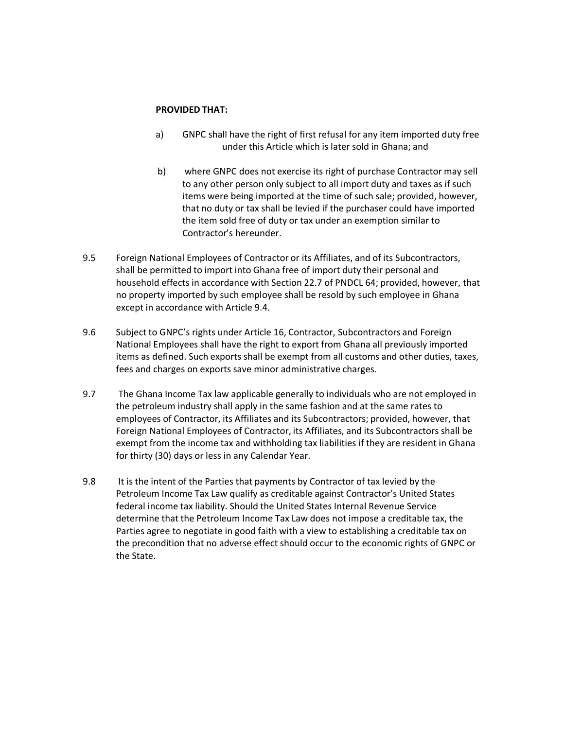**PROVIDED THAT:**

a) GNPC shall have the right of first refusal for any item imported duty free under this Article which is later sold in Ghana; and

b) where GNPC does not exercise its right of purchase Contractor may sell to any other person only subject to all import duty and taxes as if such items were being imported at the time of such sale; provided, however, that no duty or tax shall be levied if the purchaser could have imported the item sold free of duty or tax under an exemption similar to Contractor's hereunder.

9.5 Foreign National Employees of Contractor or its Affiliates, and of its Subcontractors, shall be permitted to import into Ghana free of import duty their personal and household effects in accordance with Section 22.7 of PNDCL 64; provided, however, that no property imported by such employee shall be resold by such employee in Ghana except in accordance with Article 9.4.

9.6 Subject to GNPC's rights under Article 16, Contractor, Subcontractors and Foreign National Employees shall have the right to export from Ghana all previously imported items as defined. Such exports shall be exempt from all customs and other duties, taxes, fees and charges on exports save minor administrative charges.

9.7 The Ghana Income Tax law applicable generally to individuals who are not employed in the petroleum industry shall apply in the same fashion and at the same rates to employees of Contractor, its Affiliates and its Subcontractors; provided, however, that Foreign National Employees of Contractor, its Affiliates, and its Subcontractors shall be exempt from the income tax and withholding tax liabilities if they are resident in Ghana for thirty (30) days or less in any Calendar Year.

9.8 It is the intent of the Parties that payments by Contractor of tax levied by the Petroleum Income Tax Law qualify as creditable against Contractor's United States federal income tax liability. Should the United States Internal Revenue Service determine that the Petroleum Income Tax Law does not impose a creditable tax, the Parties agree to negotiate in good faith with a view to establishing a creditable tax on the precondition that no adverse effect should occur to the economic rights of GNPC or the State.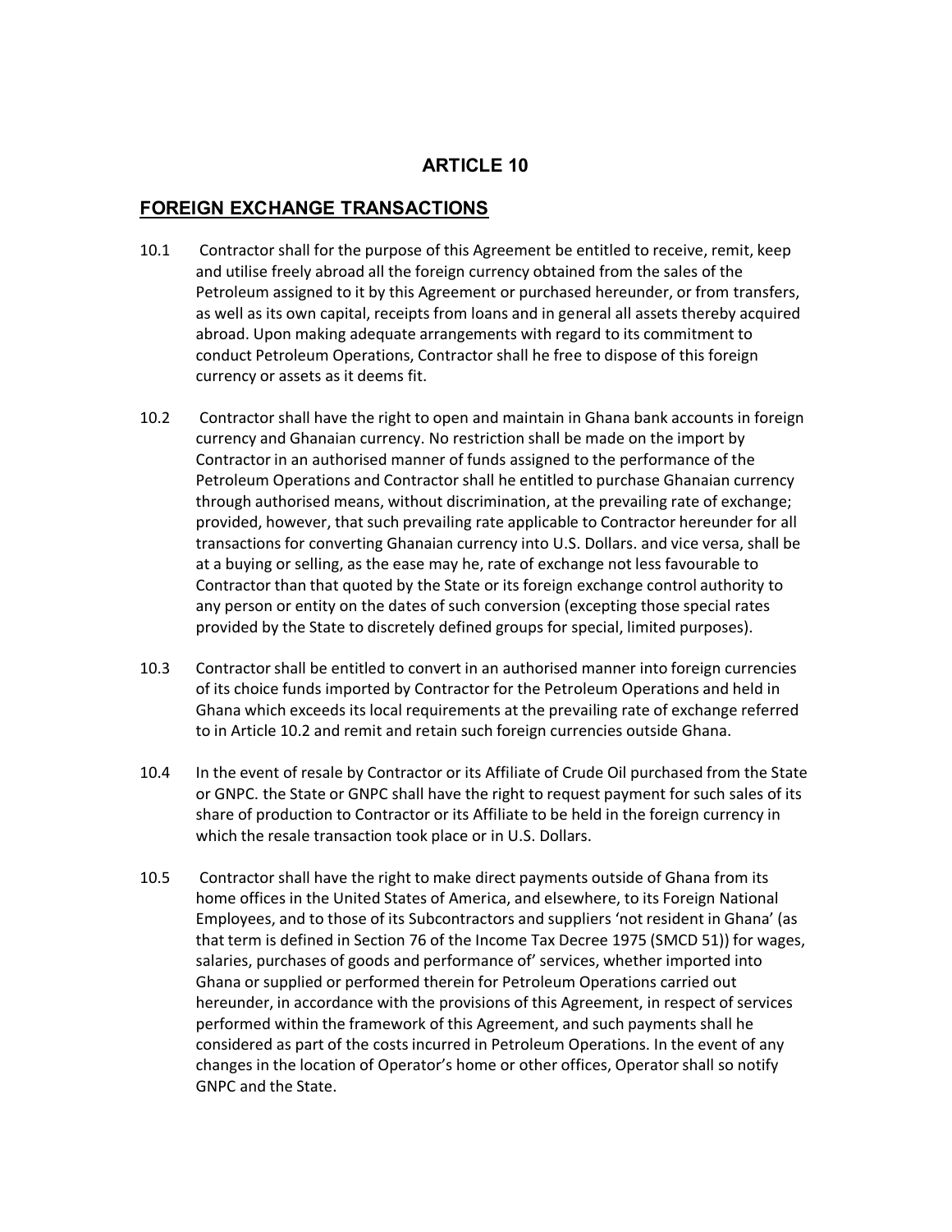# ARTICLE 10

## FOREIGN EXCHANGE TRANSACTIONS

10.1 Contractor shall for the purpose of this Agreement be entitled to receive, remit, keep and utilise freely abroad all the foreign currency obtained from the sales of the Petroleum assigned to it by this Agreement or purchased hereunder, or from transfers, as well as its own capital, receipts from loans and in general all assets thereby acquired abroad. Upon making adequate arrangements with regard to its commitment to conduct Petroleum Operations, Contractor shall he free to dispose of this foreign currency or assets as it deems fit.

10.2 Contractor shall have the right to open and maintain in Ghana bank accounts in foreign currency and Ghanaian currency. No restriction shall be made on the import by Contractor in an authorised manner of funds assigned to the performance of the Petroleum Operations and Contractor shall he entitled to purchase Ghanaian currency through authorised means, without discrimination, at the prevailing rate of exchange; provided, however, that such prevailing rate applicable to Contractor hereunder for all transactions for converting Ghanaian currency into U.S. Dollars. and vice versa, shall be at a buying or selling, as the ease may he, rate of exchange not less favourable to Contractor than that quoted by the State or its foreign exchange control authority to any person or entity on the dates of such conversion (excepting those special rates provided by the State to discretely defined groups for special, limited purposes).

10.3 Contractor shall be entitled to convert in an authorised manner into foreign currencies of its choice funds imported by Contractor for the Petroleum Operations and held in Ghana which exceeds its local requirements at the prevailing rate of exchange referred to in Article 10.2 and remit and retain such foreign currencies outside Ghana.

10.4 In the event of resale by Contractor or its Affiliate of Crude Oil purchased from the State or GNPC. the State or GNPC shall have the right to request payment for such sales of its share of production to Contractor or its Affiliate to be held in the foreign currency in which the resale transaction took place or in U.S. Dollars.

10.5 Contractor shall have the right to make direct payments outside of Ghana from its home offices in the United States of America, and elsewhere, to its Foreign National Employees, and to those of its Subcontractors and suppliers 'not resident in Ghana' (as that term is defined in Section 76 of the Income Tax Decree 1975 (SMCD 51)) for wages, salaries, purchases of goods and performance of' services, whether imported into Ghana or supplied or performed therein for Petroleum Operations carried out hereunder, in accordance with the provisions of this Agreement, in respect of services performed within the framework of this Agreement, and such payments shall he considered as part of the costs incurred in Petroleum Operations. In the event of any changes in the location of Operator's home or other offices, Operator shall so notify GNPC and the State.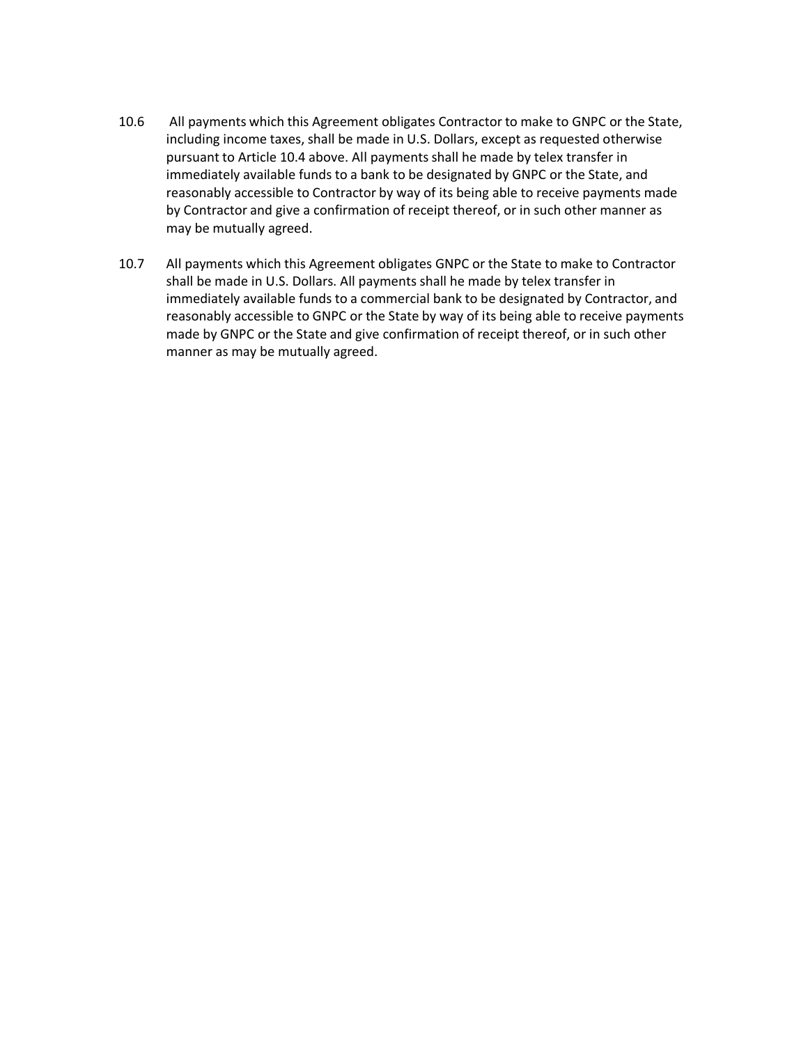10.6 All payments which this Agreement obligates Contractor to make to GNPC or the State, including income taxes, shall be made in U.S. Dollars, except as requested otherwise pursuant to Article 10.4 above. All payments shall he made by telex transfer in immediately available funds to a bank to be designated by GNPC or the State, and reasonably accessible to Contractor by way of its being able to receive payments made by Contractor and give a confirmation of receipt thereof, or in such other manner as may be mutually agreed.

10.7 All payments which this Agreement obligates GNPC or the State to make to Contractor shall be made in U.S. Dollars. All payments shall he made by telex transfer in immediately available funds to a commercial bank to be designated by Contractor, and reasonably accessible to GNPC or the State by way of its being able to receive payments made by GNPC or the State and give confirmation of receipt thereof, or in such other manner as may be mutually agreed.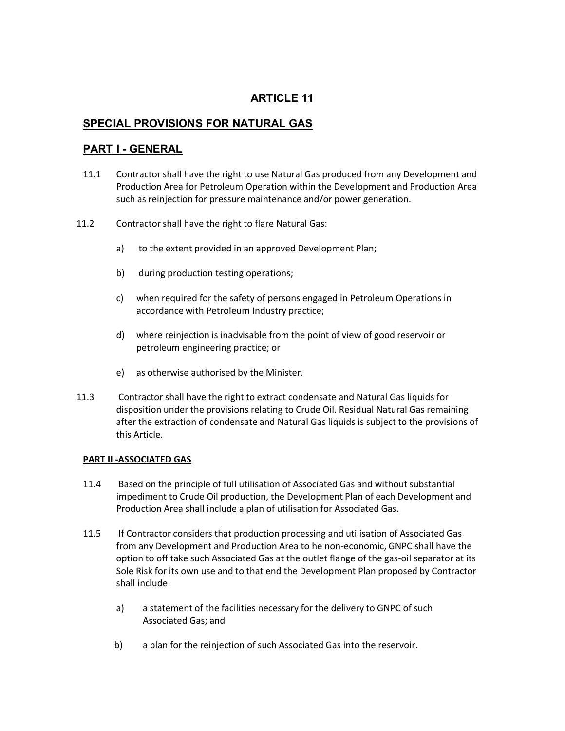# ARTICLE 11

## SPECIAL PROVISIONS FOR NATURAL GAS

## PART I - GENERAL

11.1 Contractor shall have the right to use Natural Gas produced from any Development and Production Area for Petroleum Operation within the Development and Production Area such as reinjection for pressure maintenance and/or power generation.

11.2 Contractor shall have the right to flare Natural Gas:

a) to the extent provided in an approved Development Plan;

b) during production testing operations;

c) when required for the safety of persons engaged in Petroleum Operations in accordance with Petroleum Industry practice;

d) where reinjection is inadvisable from the point of view of good reservoir or petroleum engineering practice; or

e) as otherwise authorised by the Minister.

11.3 Contractor shall have the right to extract condensate and Natural Gas liquids for disposition under the provisions relating to Crude Oil. Residual Natural Gas remaining after the extraction of condensate and Natural Gas liquids is subject to the provisions of this Article.

### PART II -ASSOCIATED GAS

11.4 Based on the principle of full utilisation of Associated Gas and without substantial impediment to Crude Oil production, the Development Plan of each Development and Production Area shall include a plan of utilisation for Associated Gas.

11.5 If Contractor considers that production processing and utilisation of Associated Gas from any Development and Production Area to he non-economic, GNPC shall have the option to off take such Associated Gas at the outlet flange of the gas-oil separator at its Sole Risk for its own use and to that end the Development Plan proposed by Contractor shall include:

a) a statement of the facilities necessary for the delivery to GNPC of such Associated Gas; and

b) a plan for the reinjection of such Associated Gas into the reservoir.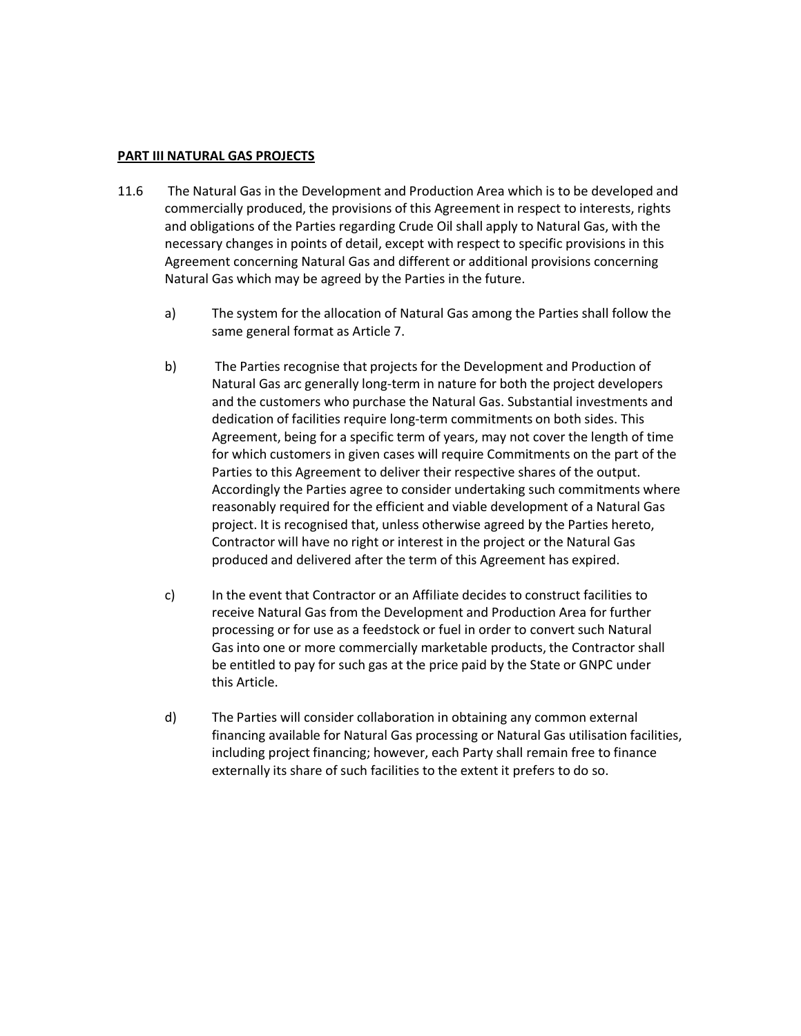**PART III NATURAL GAS PROJECTS**

11.6 The Natural Gas in the Development and Production Area which is to be developed and commercially produced, the provisions of this Agreement in respect to interests, rights and obligations of the Parties regarding Crude Oil shall apply to Natural Gas, with the necessary changes in points of detail, except with respect to specific provisions in this Agreement concerning Natural Gas and different or additional provisions concerning Natural Gas which may be agreed by the Parties in the future.

a) The system for the allocation of Natural Gas among the Parties shall follow the same general format as Article 7.

b) The Parties recognise that projects for the Development and Production of Natural Gas arc generally long-term in nature for both the project developers and the customers who purchase the Natural Gas. Substantial investments and dedication of facilities require long-term commitments on both sides. This Agreement, being for a specific term of years, may not cover the length of time for which customers in given cases will require Commitments on the part of the Parties to this Agreement to deliver their respective shares of the output. Accordingly the Parties agree to consider undertaking such commitments where reasonably required for the efficient and viable development of a Natural Gas project. It is recognised that, unless otherwise agreed by the Parties hereto, Contractor will have no right or interest in the project or the Natural Gas produced and delivered after the term of this Agreement has expired.

c) In the event that Contractor or an Affiliate decides to construct facilities to receive Natural Gas from the Development and Production Area for further processing or for use as a feedstock or fuel in order to convert such Natural Gas into one or more commercially marketable products, the Contractor shall be entitled to pay for such gas at the price paid by the State or GNPC under this Article.

d) The Parties will consider collaboration in obtaining any common external financing available for Natural Gas processing or Natural Gas utilisation facilities, including project financing; however, each Party shall remain free to finance externally its share of such facilities to the extent it prefers to do so.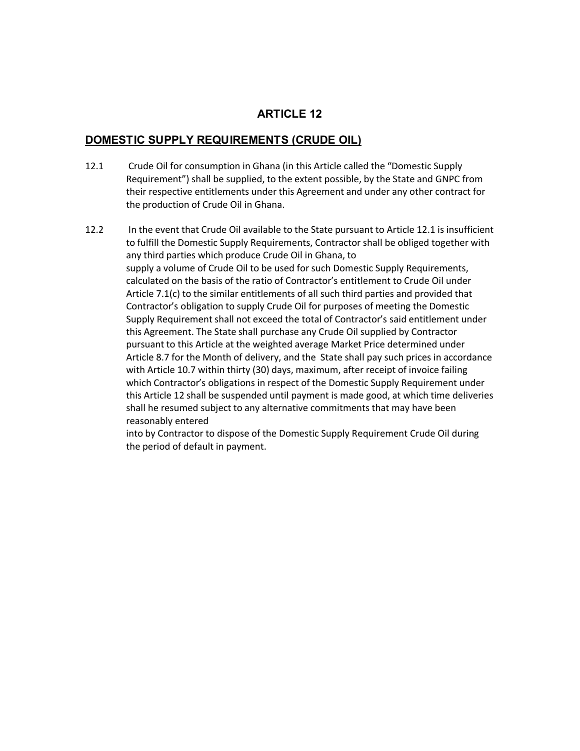# ARTICLE 12

## DOMESTIC SUPPLY REQUIREMENTS (CRUDE OIL)

12.1 Crude Oil for consumption in Ghana (in this Article called the "Domestic Supply Requirement") shall be supplied, to the extent possible, by the State and GNPC from their respective entitlements under this Agreement and under any other contract for the production of Crude Oil in Ghana.

12.2 In the event that Crude Oil available to the State pursuant to Article 12.1 is insufficient to fulfill the Domestic Supply Requirements, Contractor shall be obliged together with any third parties which produce Crude Oil in Ghana, to supply a volume of Crude Oil to be used for such Domestic Supply Requirements, calculated on the basis of the ratio of Contractor's entitlement to Crude Oil under Article 7.1(c) to the similar entitlements of all such third parties and provided that Contractor's obligation to supply Crude Oil for purposes of meeting the Domestic Supply Requirement shall not exceed the total of Contractor's said entitlement under this Agreement. The State shall purchase any Crude Oil supplied by Contractor pursuant to this Article at the weighted average Market Price determined under Article 8.7 for the Month of delivery, and the State shall pay such prices in accordance with Article 10.7 within thirty (30) days, maximum, after receipt of invoice failing which Contractor's obligations in respect of the Domestic Supply Requirement under this Article 12 shall be suspended until payment is made good, at which time deliveries shall he resumed subject to any alternative commitments that may have been reasonably entered into by Contractor to dispose of the Domestic Supply Requirement Crude Oil during the period of default in payment.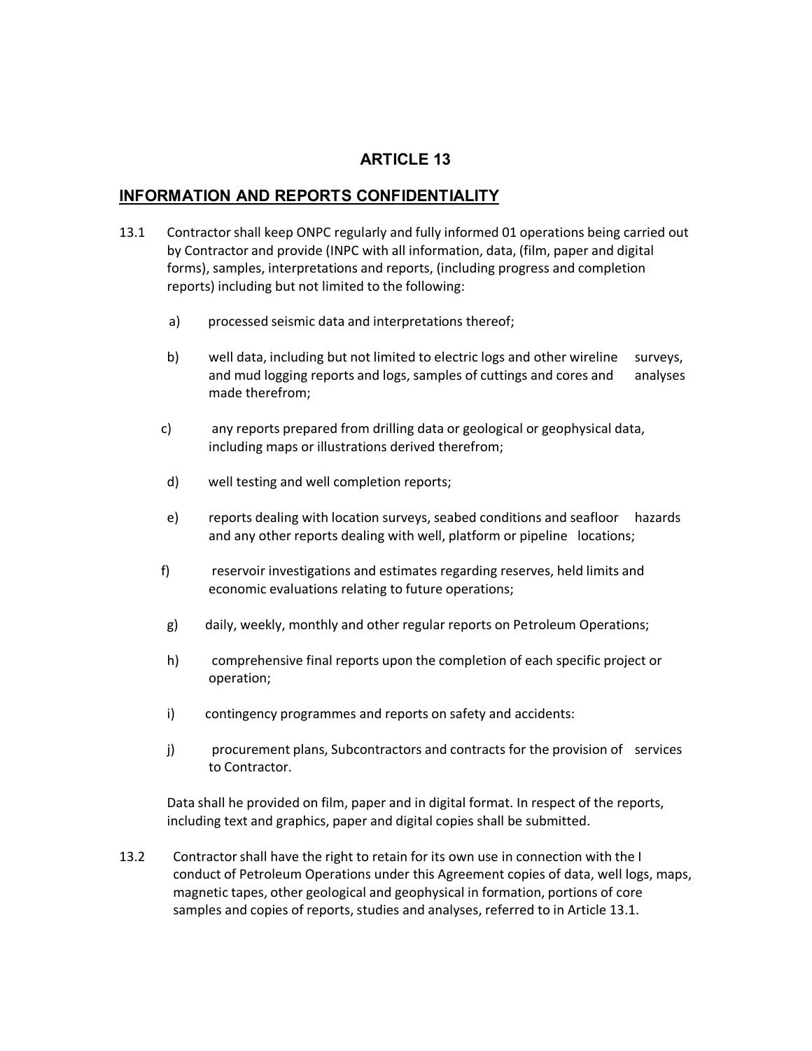# ARTICLE 13

## INFORMATION AND REPORTS CONFIDENTIALITY

13.1 Contractor shall keep ONPC regularly and fully informed 01 operations being carried out by Contractor and provide (INPC with all information, data, (film, paper and digital forms), samples, interpretations and reports, (including progress and completion reports) including but not limited to the following:

a) processed seismic data and interpretations thereof;

b) well data, including but not limited to electric logs and other wireline surveys, and mud logging reports and logs, samples of cuttings and cores and analyses made therefrom;

c) any reports prepared from drilling data or geological or geophysical data, including maps or illustrations derived therefrom;

d) well testing and well completion reports;

e) reports dealing with location surveys, seabed conditions and seafloor hazards and any other reports dealing with well, platform or pipeline locations;

f) reservoir investigations and estimates regarding reserves, held limits and economic evaluations relating to future operations;

g) daily, weekly, monthly and other regular reports on Petroleum Operations;

h) comprehensive final reports upon the completion of each specific project or operation;

i) contingency programmes and reports on safety and accidents:

j) procurement plans, Subcontractors and contracts for the provision of services to Contractor.

Data shall he provided on film, paper and in digital format. In respect of the reports, including text and graphics, paper and digital copies shall be submitted.

13.2 Contractor shall have the right to retain for its own use in connection with the I conduct of Petroleum Operations under this Agreement copies of data, well logs, maps, magnetic tapes, other geological and geophysical in formation, portions of core samples and copies of reports, studies and analyses, referred to in Article 13.1.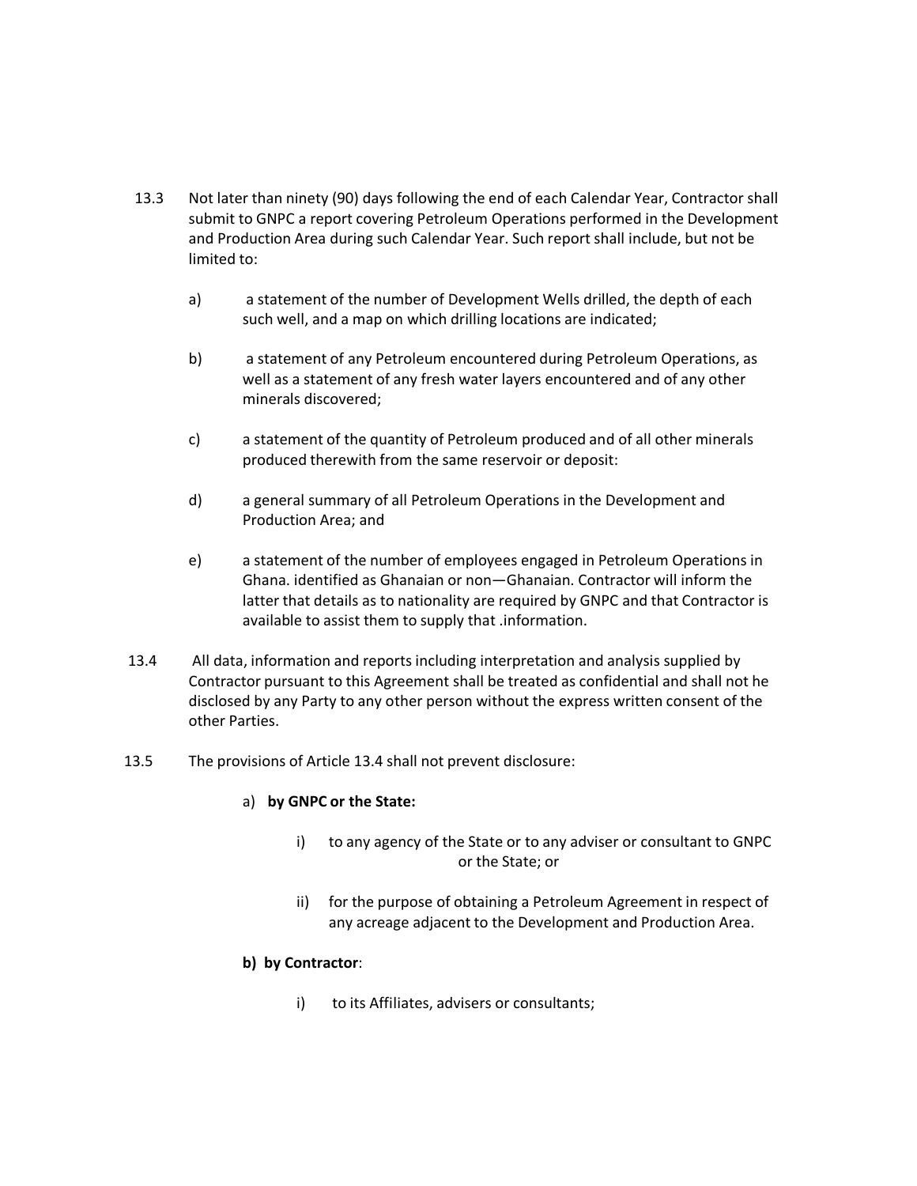13.3 Not later than ninety (90) days following the end of each Calendar Year, Contractor shall submit to GNPC a report covering Petroleum Operations performed in the Development and Production Area during such Calendar Year. Such report shall include, but not be limited to:

a) a statement of the number of Development Wells drilled, the depth of each such well, and a map on which drilling locations are indicated;

b) a statement of any Petroleum encountered during Petroleum Operations, as well as a statement of any fresh water layers encountered and of any other minerals discovered;

c) a statement of the quantity of Petroleum produced and of all other minerals produced therewith from the same reservoir or deposit:

d) a general summary of all Petroleum Operations in the Development and Production Area; and

e) a statement of the number of employees engaged in Petroleum Operations in Ghana. identified as Ghanaian or non—Ghanaian. Contractor will inform the latter that details as to nationality are required by GNPC and that Contractor is available to assist them to supply that .information.

13.4 All data, information and reports including interpretation and analysis supplied by Contractor pursuant to this Agreement shall be treated as confidential and shall not he disclosed by any Party to any other person without the express written consent of the other Parties.

13.5 The provisions of Article 13.4 shall not prevent disclosure:

a) **by GNPC or the State:**

i) to any agency of the State or to any adviser or consultant to GNPC or the State; or

ii) for the purpose of obtaining a Petroleum Agreement in respect of any acreage adjacent to the Development and Production Area.

**b) by Contractor**:

i) to its Affiliates, advisers or consultants;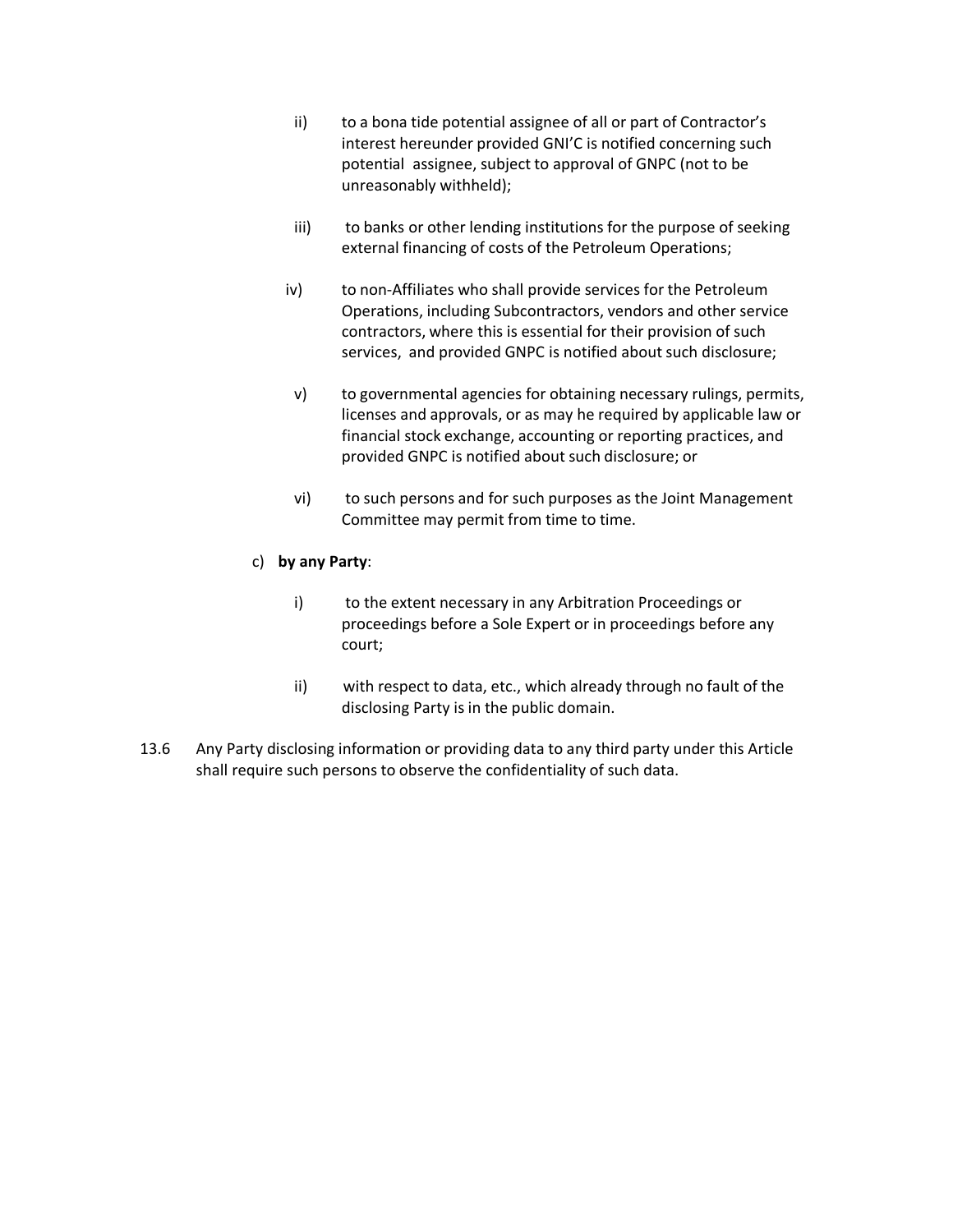ii) to a bona tide potential assignee of all or part of Contractor's interest hereunder provided GNI'C is notified concerning such potential assignee, subject to approval of GNPC (not to be unreasonably withheld);

iii) to banks or other lending institutions for the purpose of seeking external financing of costs of the Petroleum Operations;

iv) to non-Affiliates who shall provide services for the Petroleum Operations, including Subcontractors, vendors and other service contractors, where this is essential for their provision of such services, and provided GNPC is notified about such disclosure;

v) to governmental agencies for obtaining necessary rulings, permits, licenses and approvals, or as may he required by applicable law or financial stock exchange, accounting or reporting practices, and provided GNPC is notified about such disclosure; or

vi) to such persons and for such purposes as the Joint Management Committee may permit from time to time.

c) **by any Party**:

i) to the extent necessary in any Arbitration Proceedings or proceedings before a Sole Expert or in proceedings before any court;

ii) with respect to data, etc., which already through no fault of the disclosing Party is in the public domain.

13.6 Any Party disclosing information or providing data to any third party under this Article shall require such persons to observe the confidentiality of such data.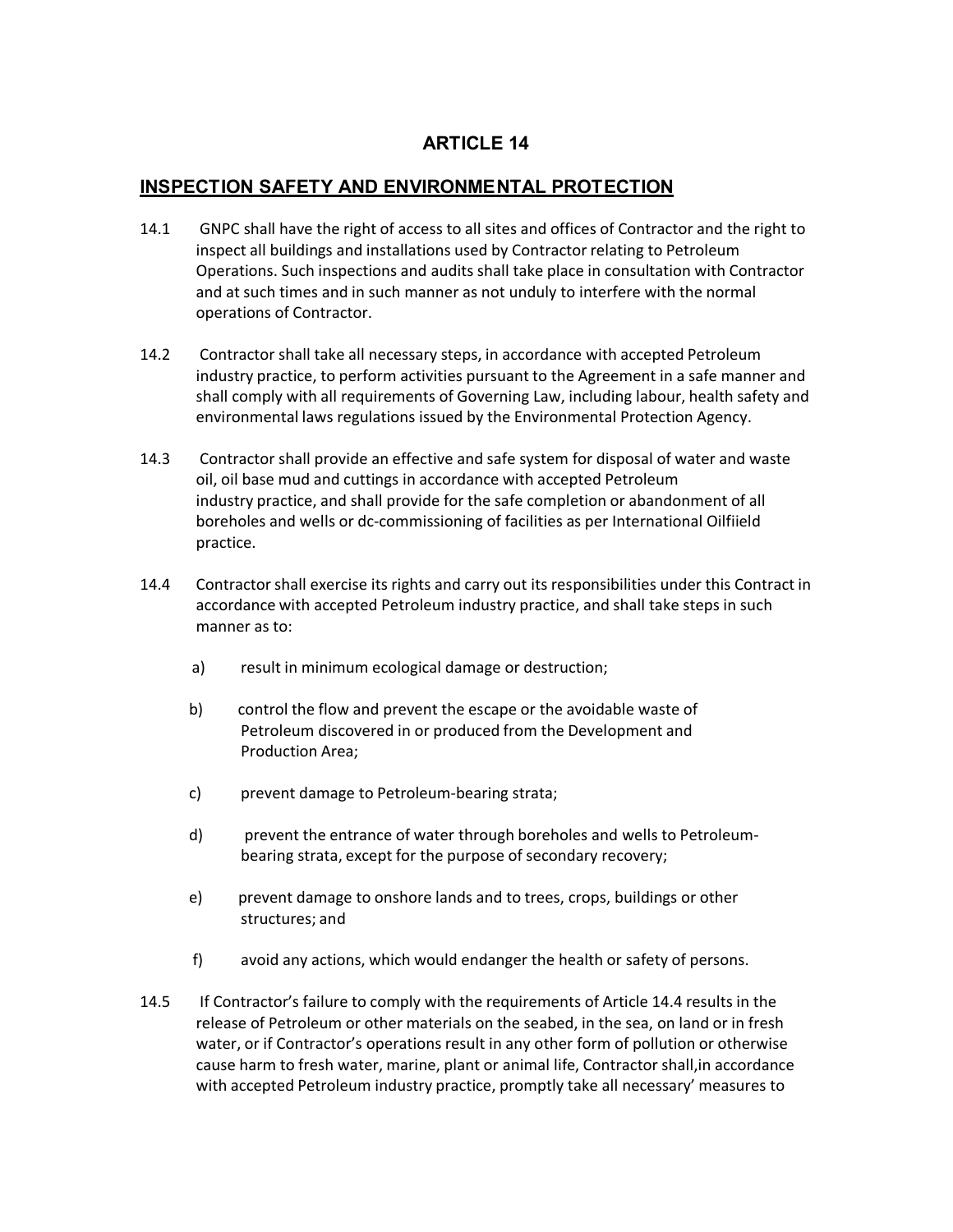# ARTICLE 14

## INSPECTION SAFETY AND ENVIRONMENTAL PROTECTION

14.1 GNPC shall have the right of access to all sites and offices of Contractor and the right to inspect all buildings and installations used by Contractor relating to Petroleum Operations. Such inspections and audits shall take place in consultation with Contractor and at such times and in such manner as not unduly to interfere with the normal operations of Contractor.

14.2 Contractor shall take all necessary steps, in accordance with accepted Petroleum industry practice, to perform activities pursuant to the Agreement in a safe manner and shall comply with all requirements of Governing Law, including labour, health safety and environmental laws regulations issued by the Environmental Protection Agency.

14.3 Contractor shall provide an effective and safe system for disposal of water and waste oil, oil base mud and cuttings in accordance with accepted Petroleum industry practice, and shall provide for the safe completion or abandonment of all boreholes and wells or dc-commissioning of facilities as per International Oilfiield practice.

14.4 Contractor shall exercise its rights and carry out its responsibilities under this Contract in accordance with accepted Petroleum industry practice, and shall take steps in such manner as to:

a) result in minimum ecological damage or destruction;

b) control the flow and prevent the escape or the avoidable waste of Petroleum discovered in or produced from the Development and Production Area;

c) prevent damage to Petroleum-bearing strata;

d) prevent the entrance of water through boreholes and wells to Petroleum-bearing strata, except for the purpose of secondary recovery;

e) prevent damage to onshore lands and to trees, crops, buildings or other structures; and

f) avoid any actions, which would endanger the health or safety of persons.

14.5 If Contractor's failure to comply with the requirements of Article 14.4 results in the release of Petroleum or other materials on the seabed, in the sea, on land or in fresh water, or if Contractor's operations result in any other form of pollution or otherwise cause harm to fresh water, marine, plant or animal life, Contractor shall,in accordance with accepted Petroleum industry practice, promptly take all necessary' measures to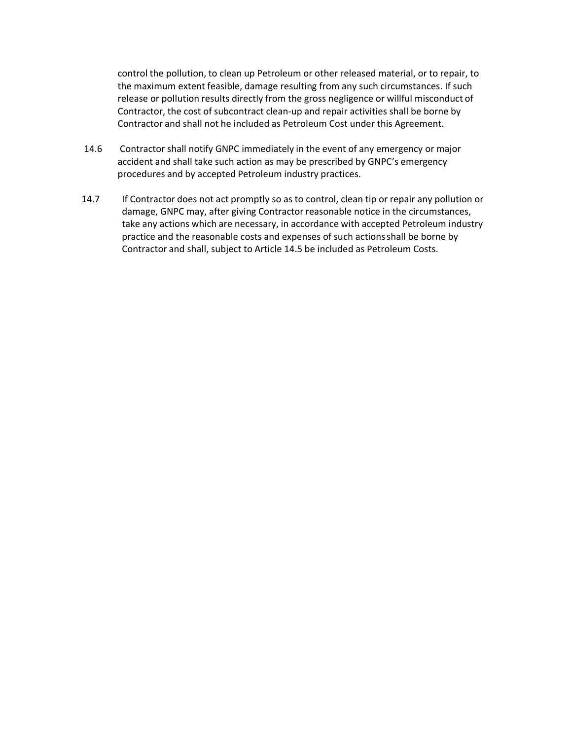control the pollution, to clean up Petroleum or other released material, or to repair, to the maximum extent feasible, damage resulting from any such circumstances. If such release or pollution results directly from the gross negligence or willful misconduct of Contractor, the cost of subcontract clean-up and repair activities shall be borne by Contractor and shall not he included as Petroleum Cost under this Agreement.

14.6 Contractor shall notify GNPC immediately in the event of any emergency or major accident and shall take such action as may be prescribed by GNPC's emergency procedures and by accepted Petroleum industry practices.

14.7 If Contractor does not act promptly so as to control, clean tip or repair any pollution or damage, GNPC may, after giving Contractor reasonable notice in the circumstances, take any actions which are necessary, in accordance with accepted Petroleum industry practice and the reasonable costs and expenses of such actions shall be borne by Contractor and shall, subject to Article 14.5 be included as Petroleum Costs.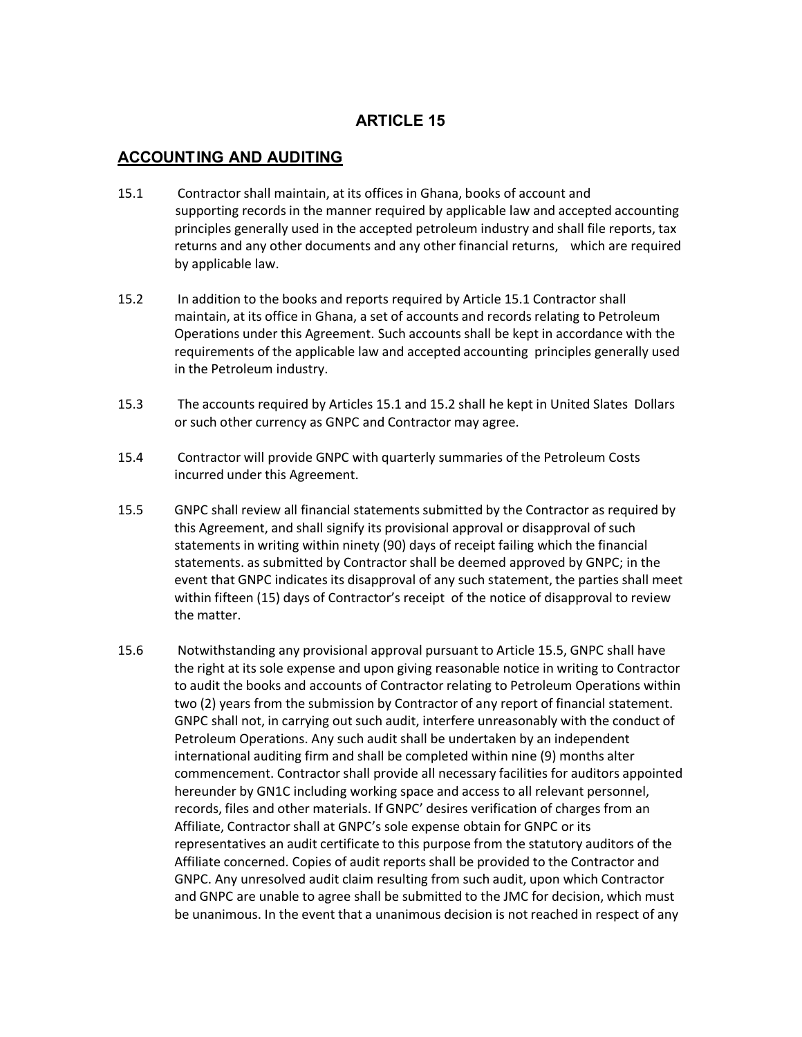# ARTICLE 15

## ACCOUNTING AND AUDITING

15.1 Contractor shall maintain, at its offices in Ghana, books of account and supporting records in the manner required by applicable law and accepted accounting principles generally used in the accepted petroleum industry and shall file reports, tax returns and any other documents and any other financial returns, which are required by applicable law.

15.2 In addition to the books and reports required by Article 15.1 Contractor shall maintain, at its office in Ghana, a set of accounts and records relating to Petroleum Operations under this Agreement. Such accounts shall be kept in accordance with the requirements of the applicable law and accepted accounting principles generally used in the Petroleum industry.

15.3 The accounts required by Articles 15.1 and 15.2 shall he kept in United Slates Dollars or such other currency as GNPC and Contractor may agree.

15.4 Contractor will provide GNPC with quarterly summaries of the Petroleum Costs incurred under this Agreement.

15.5 GNPC shall review all financial statements submitted by the Contractor as required by this Agreement, and shall signify its provisional approval or disapproval of such statements in writing within ninety (90) days of receipt failing which the financial statements. as submitted by Contractor shall be deemed approved by GNPC; in the event that GNPC indicates its disapproval of any such statement, the parties shall meet within fifteen (15) days of Contractor's receipt of the notice of disapproval to review the matter.

15.6 Notwithstanding any provisional approval pursuant to Article 15.5, GNPC shall have the right at its sole expense and upon giving reasonable notice in writing to Contractor to audit the books and accounts of Contractor relating to Petroleum Operations within two (2) years from the submission by Contractor of any report of financial statement. GNPC shall not, in carrying out such audit, interfere unreasonably with the conduct of Petroleum Operations. Any such audit shall be undertaken by an independent international auditing firm and shall be completed within nine (9) months alter commencement. Contractor shall provide all necessary facilities for auditors appointed hereunder by GN1C including working space and access to all relevant personnel, records, files and other materials. If GNPC' desires verification of charges from an Affiliate, Contractor shall at GNPC's sole expense obtain for GNPC or its representatives an audit certificate to this purpose from the statutory auditors of the Affiliate concerned. Copies of audit reports shall be provided to the Contractor and GNPC. Any unresolved audit claim resulting from such audit, upon which Contractor and GNPC are unable to agree shall be submitted to the JMC for decision, which must be unanimous. In the event that a unanimous decision is not reached in respect of any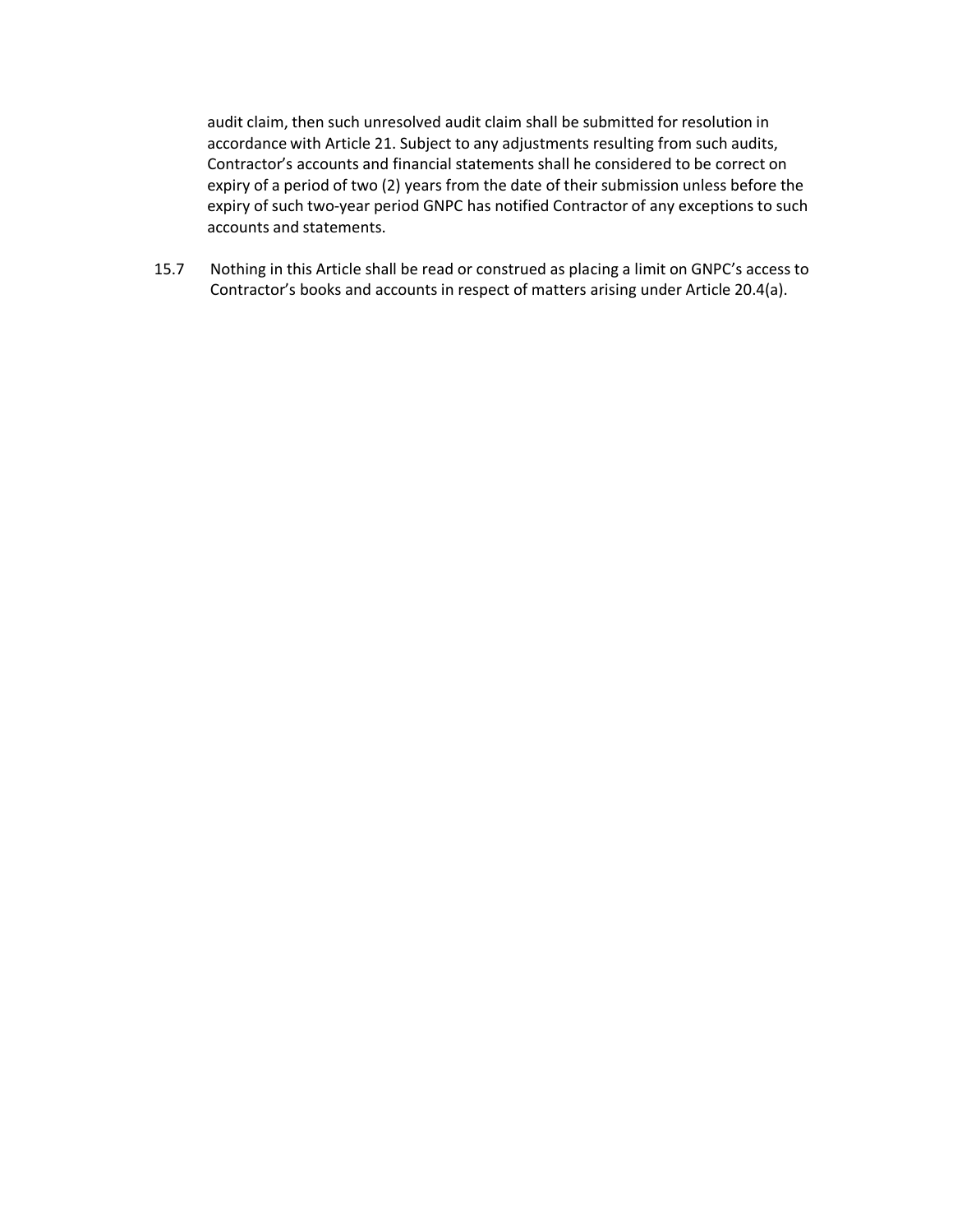audit claim, then such unresolved audit claim shall be submitted for resolution in accordance with Article 21. Subject to any adjustments resulting from such audits, Contractor's accounts and financial statements shall he considered to be correct on expiry of a period of two (2) years from the date of their submission unless before the expiry of such two-year period GNPC has notified Contractor of any exceptions to such accounts and statements.

15.7 Nothing in this Article shall be read or construed as placing a limit on GNPC's access to Contractor's books and accounts in respect of matters arising under Article 20.4(a).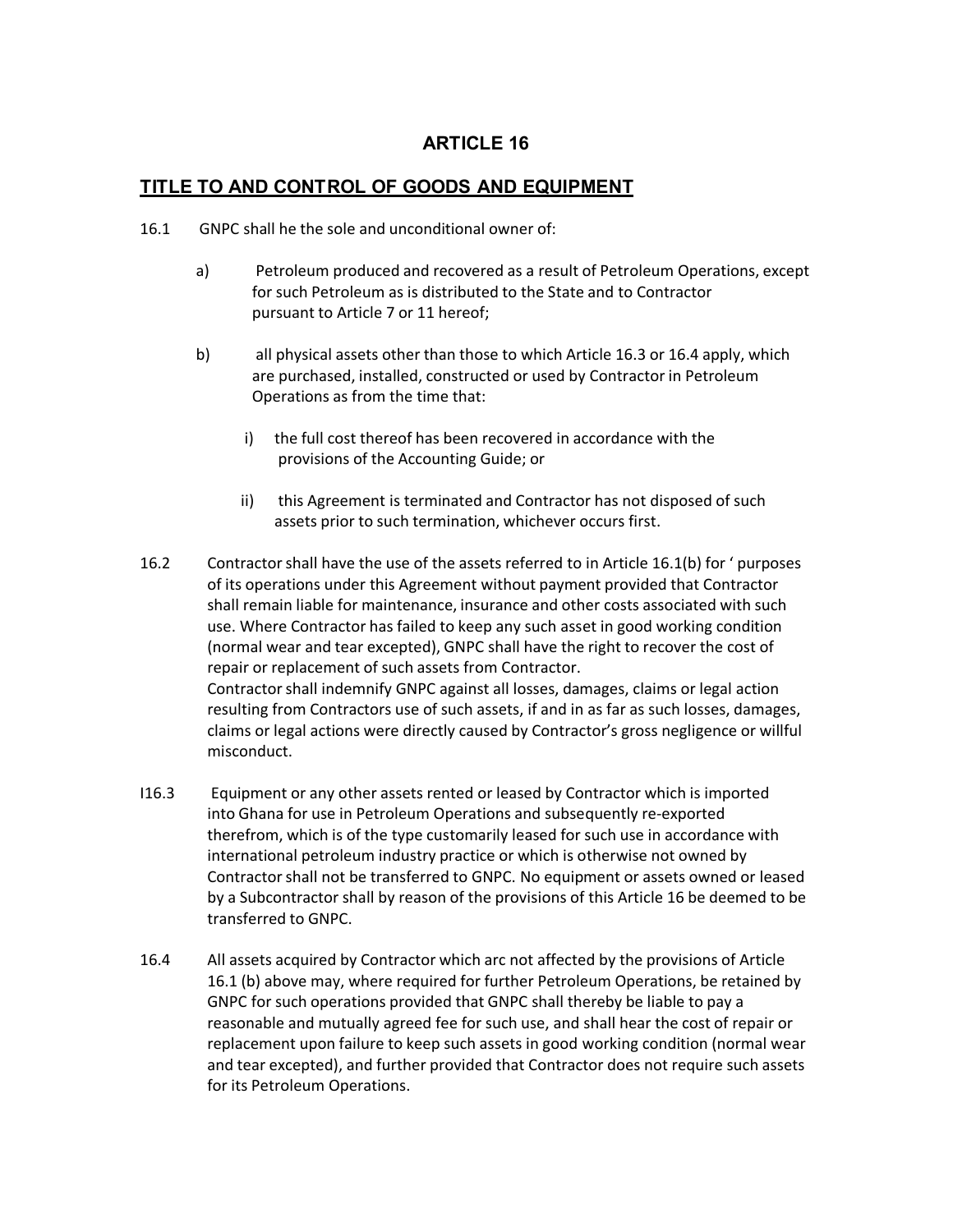# ARTICLE 16

## TITLE TO AND CONTROL OF GOODS AND EQUIPMENT

16.1 GNPC shall he the sole and unconditional owner of:

a) Petroleum produced and recovered as a result of Petroleum Operations, except for such Petroleum as is distributed to the State and to Contractor pursuant to Article 7 or 11 hereof;

b) all physical assets other than those to which Article 16.3 or 16.4 apply, which are purchased, installed, constructed or used by Contractor in Petroleum Operations as from the time that:

i) the full cost thereof has been recovered in accordance with the provisions of the Accounting Guide; or

ii) this Agreement is terminated and Contractor has not disposed of such assets prior to such termination, whichever occurs first.

16.2 Contractor shall have the use of the assets referred to in Article 16.1(b) for ' purposes of its operations under this Agreement without payment provided that Contractor shall remain liable for maintenance, insurance and other costs associated with such use. Where Contractor has failed to keep any such asset in good working condition (normal wear and tear excepted), GNPC shall have the right to recover the cost of repair or replacement of such assets from Contractor.
Contractor shall indemnify GNPC against all losses, damages, claims or legal action resulting from Contractors use of such assets, if and in as far as such losses, damages, claims or legal actions were directly caused by Contractor's gross negligence or willful misconduct.

I16.3 Equipment or any other assets rented or leased by Contractor which is imported into Ghana for use in Petroleum Operations and subsequently re-exported therefrom, which is of the type customarily leased for such use in accordance with international petroleum industry practice or which is otherwise not owned by Contractor shall not be transferred to GNPC. No equipment or assets owned or leased by a Subcontractor shall by reason of the provisions of this Article 16 be deemed to be transferred to GNPC.

16.4 All assets acquired by Contractor which arc not affected by the provisions of Article 16.1 (b) above may, where required for further Petroleum Operations, be retained by GNPC for such operations provided that GNPC shall thereby be liable to pay a reasonable and mutually agreed fee for such use, and shall hear the cost of repair or replacement upon failure to keep such assets in good working condition (normal wear and tear excepted), and further provided that Contractor does not require such assets for its Petroleum Operations.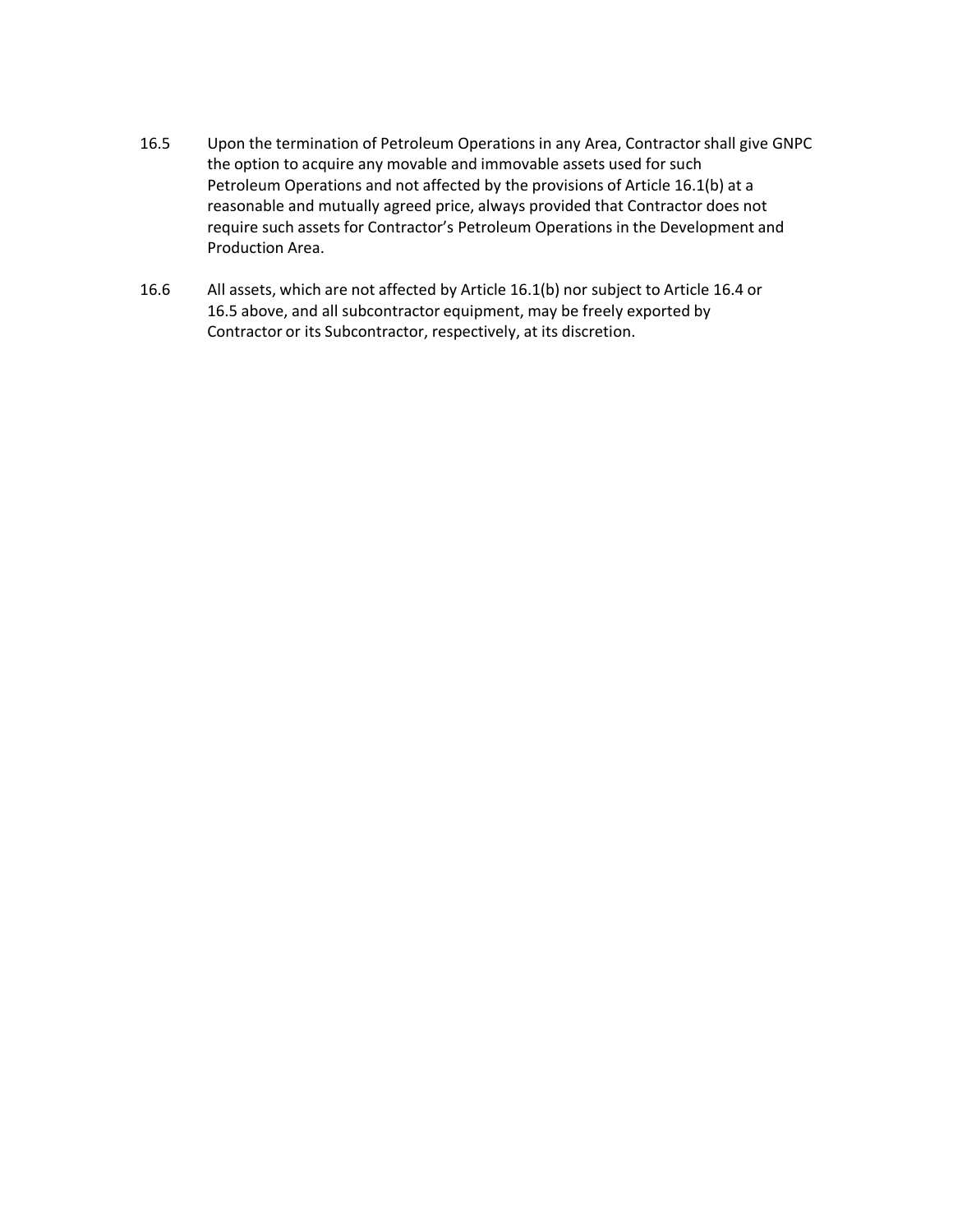16.5 Upon the termination of Petroleum Operations in any Area, Contractor shall give GNPC the option to acquire any movable and immovable assets used for such Petroleum Operations and not affected by the provisions of Article 16.1(b) at a reasonable and mutually agreed price, always provided that Contractor does not require such assets for Contractor's Petroleum Operations in the Development and Production Area.

16.6 All assets, which are not affected by Article 16.1(b) nor subject to Article 16.4 or 16.5 above, and all subcontractor equipment, may be freely exported by Contractor or its Subcontractor, respectively, at its discretion.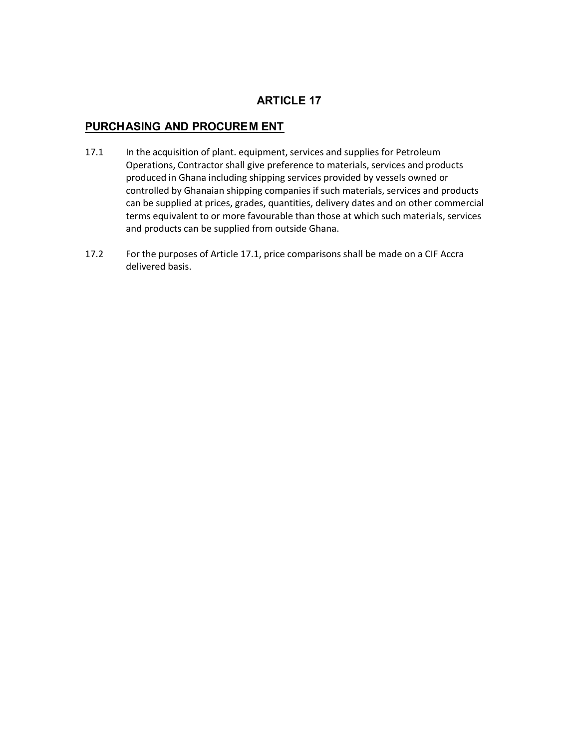# ARTICLE 17

## PURCHASING AND PROCUREM ENT

17.1 In the acquisition of plant. equipment, services and supplies for Petroleum Operations, Contractor shall give preference to materials, services and products produced in Ghana including shipping services provided by vessels owned or controlled by Ghanaian shipping companies if such materials, services and products can be supplied at prices, grades, quantities, delivery dates and on other commercial terms equivalent to or more favourable than those at which such materials, services and products can be supplied from outside Ghana.

17.2 For the purposes of Article 17.1, price comparisons shall be made on a CIF Accra delivered basis.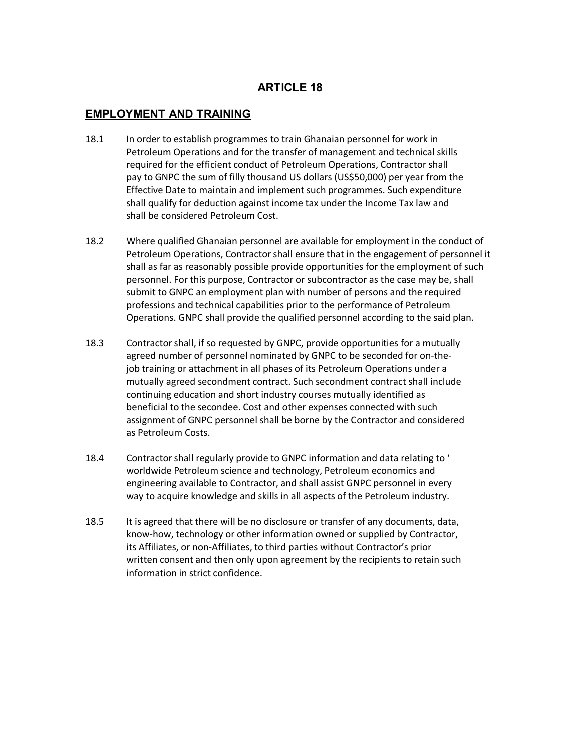# ARTICLE 18

## EMPLOYMENT AND TRAINING

18.1 In order to establish programmes to train Ghanaian personnel for work in Petroleum Operations and for the transfer of management and technical skills required for the efficient conduct of Petroleum Operations, Contractor shall pay to GNPC the sum of filly thousand US dollars (US$50,000) per year from the Effective Date to maintain and implement such programmes. Such expenditure shall qualify for deduction against income tax under the Income Tax law and shall be considered Petroleum Cost.

18.2 Where qualified Ghanaian personnel are available for employment in the conduct of Petroleum Operations, Contractor shall ensure that in the engagement of personnel it shall as far as reasonably possible provide opportunities for the employment of such personnel. For this purpose, Contractor or subcontractor as the case may be, shall submit to GNPC an employment plan with number of persons and the required professions and technical capabilities prior to the performance of Petroleum Operations. GNPC shall provide the qualified personnel according to the said plan.

18.3 Contractor shall, if so requested by GNPC, provide opportunities for a mutually agreed number of personnel nominated by GNPC to be seconded for on-the-job training or attachment in all phases of its Petroleum Operations under a mutually agreed secondment contract. Such secondment contract shall include continuing education and short industry courses mutually identified as beneficial to the secondee. Cost and other expenses connected with such assignment of GNPC personnel shall be borne by the Contractor and considered as Petroleum Costs.

18.4 Contractor shall regularly provide to GNPC information and data relating to ' worldwide Petroleum science and technology, Petroleum economics and engineering available to Contractor, and shall assist GNPC personnel in every way to acquire knowledge and skills in all aspects of the Petroleum industry.

18.5 It is agreed that there will be no disclosure or transfer of any documents, data, know-how, technology or other information owned or supplied by Contractor, its Affiliates, or non-Affiliates, to third parties without Contractor's prior written consent and then only upon agreement by the recipients to retain such information in strict confidence.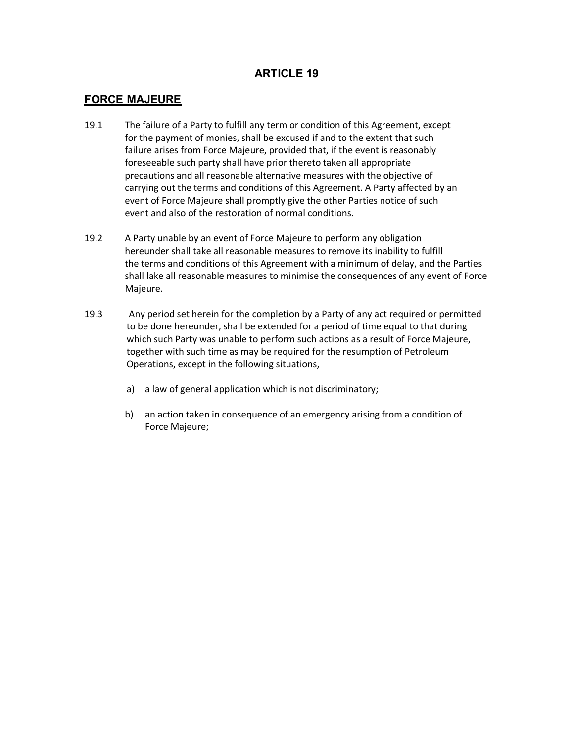# ARTICLE 19

## FORCE MAJEURE

19.1 The failure of a Party to fulfill any term or condition of this Agreement, except for the payment of monies, shall be excused if and to the extent that such failure arises from Force Majeure, provided that, if the event is reasonably foreseeable such party shall have prior thereto taken all appropriate precautions and all reasonable alternative measures with the objective of carrying out the terms and conditions of this Agreement. A Party affected by an event of Force Majeure shall promptly give the other Parties notice of such event and also of the restoration of normal conditions.

19.2 A Party unable by an event of Force Majeure to perform any obligation hereunder shall take all reasonable measures to remove its inability to fulfill the terms and conditions of this Agreement with a minimum of delay, and the Parties shall lake all reasonable measures to minimise the consequences of any event of Force Majeure.

19.3 Any period set herein for the completion by a Party of any act required or permitted to be done hereunder, shall be extended for a period of time equal to that during which such Party was unable to perform such actions as a result of Force Majeure, together with such time as may be required for the resumption of Petroleum Operations, except in the following situations,

a) a law of general application which is not discriminatory;

b) an action taken in consequence of an emergency arising from a condition of Force Majeure;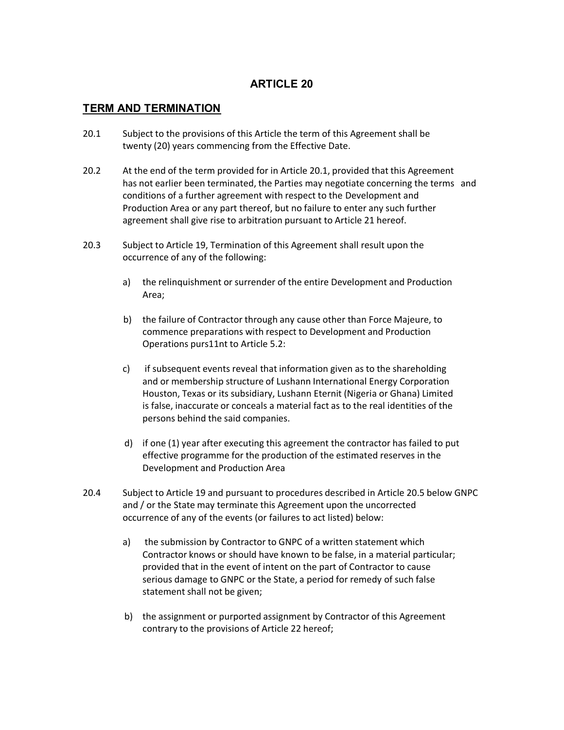## ARTICLE 20

## TERM AND TERMINATION

20.1 Subject to the provisions of this Article the term of this Agreement shall be twenty (20) years commencing from the Effective Date.

20.2 At the end of the term provided for in Article 20.1, provided that this Agreement has not earlier been terminated, the Parties may negotiate concerning the terms and conditions of a further agreement with respect to the Development and Production Area or any part thereof, but no failure to enter any such further agreement shall give rise to arbitration pursuant to Article 21 hereof.

20.3 Subject to Article 19, Termination of this Agreement shall result upon the occurrence of any of the following:

a) the relinquishment or surrender of the entire Development and Production Area;

b) the failure of Contractor through any cause other than Force Majeure, to commence preparations with respect to Development and Production Operations purs11nt to Article 5.2:

c) if subsequent events reveal that information given as to the shareholding and or membership structure of Lushann International Energy Corporation Houston, Texas or its subsidiary, Lushann Eternit (Nigeria or Ghana) Limited is false, inaccurate or conceals a material fact as to the real identities of the persons behind the said companies.

d) if one (1) year after executing this agreement the contractor has failed to put effective programme for the production of the estimated reserves in the Development and Production Area

20.4 Subject to Article 19 and pursuant to procedures described in Article 20.5 below GNPC and / or the State may terminate this Agreement upon the uncorrected occurrence of any of the events (or failures to act listed) below:

a) the submission by Contractor to GNPC of a written statement which Contractor knows or should have known to be false, in a material particular; provided that in the event of intent on the part of Contractor to cause serious damage to GNPC or the State, a period for remedy of such false statement shall not be given;

b) the assignment or purported assignment by Contractor of this Agreement contrary to the provisions of Article 22 hereof;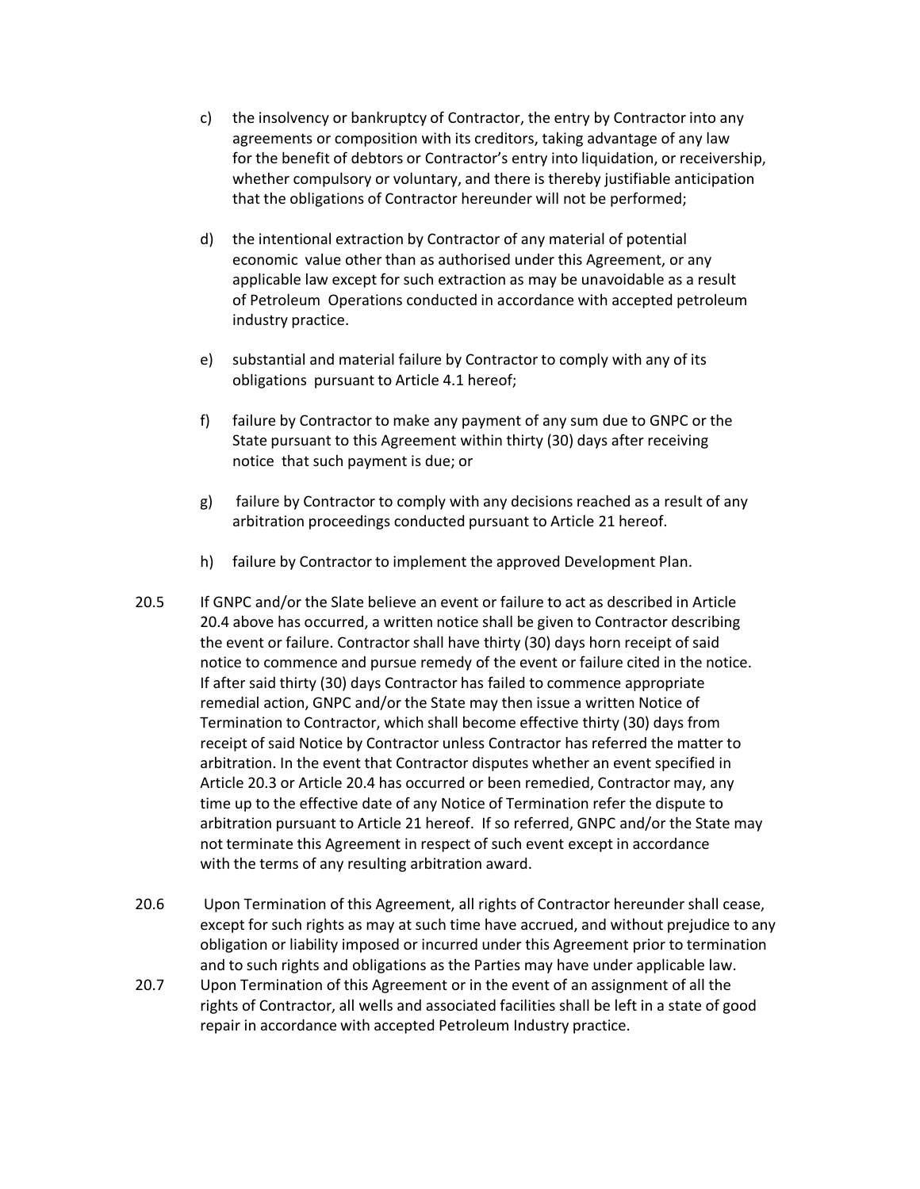c) the insolvency or bankruptcy of Contractor, the entry by Contractor into any agreements or composition with its creditors, taking advantage of any law for the benefit of debtors or Contractor's entry into liquidation, or receivership, whether compulsory or voluntary, and there is thereby justifiable anticipation that the obligations of Contractor hereunder will not be performed;

d) the intentional extraction by Contractor of any material of potential economic value other than as authorised under this Agreement, or any applicable law except for such extraction as may be unavoidable as a result of Petroleum Operations conducted in accordance with accepted petroleum industry practice.

e) substantial and material failure by Contractor to comply with any of its obligations pursuant to Article 4.1 hereof;

f) failure by Contractor to make any payment of any sum due to GNPC or the State pursuant to this Agreement within thirty (30) days after receiving notice that such payment is due; or

g) failure by Contractor to comply with any decisions reached as a result of any arbitration proceedings conducted pursuant to Article 21 hereof.

h) failure by Contractor to implement the approved Development Plan.

20.5 If GNPC and/or the Slate believe an event or failure to act as described in Article 20.4 above has occurred, a written notice shall be given to Contractor describing the event or failure. Contractor shall have thirty (30) days horn receipt of said notice to commence and pursue remedy of the event or failure cited in the notice. If after said thirty (30) days Contractor has failed to commence appropriate remedial action, GNPC and/or the State may then issue a written Notice of Termination to Contractor, which shall become effective thirty (30) days from receipt of said Notice by Contractor unless Contractor has referred the matter to arbitration. In the event that Contractor disputes whether an event specified in Article 20.3 or Article 20.4 has occurred or been remedied, Contractor may, any time up to the effective date of any Notice of Termination refer the dispute to arbitration pursuant to Article 21 hereof. If so referred, GNPC and/or the State may not terminate this Agreement in respect of such event except in accordance with the terms of any resulting arbitration award.

20.6 Upon Termination of this Agreement, all rights of Contractor hereunder shall cease, except for such rights as may at such time have accrued, and without prejudice to any obligation or liability imposed or incurred under this Agreement prior to termination and to such rights and obligations as the Parties may have under applicable law.

20.7 Upon Termination of this Agreement or in the event of an assignment of all the rights of Contractor, all wells and associated facilities shall be left in a state of good repair in accordance with accepted Petroleum Industry practice.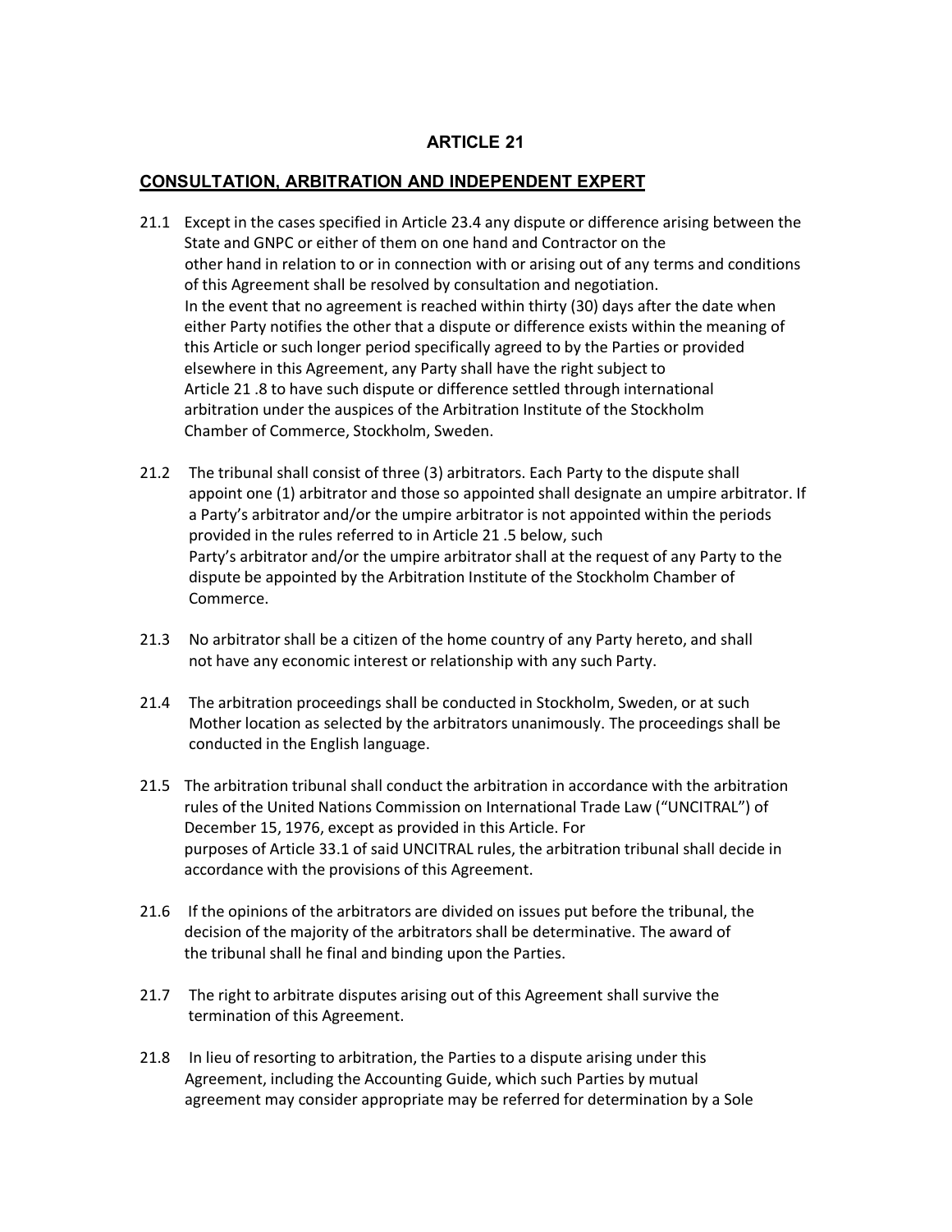# ARTICLE 21

## CONSULTATION, ARBITRATION AND INDEPENDENT EXPERT

21.1 Except in the cases specified in Article 23.4 any dispute or difference arising between the State and GNPC or either of them on one hand and Contractor on the other hand in relation to or in connection with or arising out of any terms and conditions of this Agreement shall be resolved by consultation and negotiation. In the event that no agreement is reached within thirty (30) days after the date when either Party notifies the other that a dispute or difference exists within the meaning of this Article or such longer period specifically agreed to by the Parties or provided elsewhere in this Agreement, any Party shall have the right subject to Article 21 .8 to have such dispute or difference settled through international arbitration under the auspices of the Arbitration Institute of the Stockholm Chamber of Commerce, Stockholm, Sweden.

21.2 The tribunal shall consist of three (3) arbitrators. Each Party to the dispute shall appoint one (1) arbitrator and those so appointed shall designate an umpire arbitrator. If a Party's arbitrator and/or the umpire arbitrator is not appointed within the periods provided in the rules referred to in Article 21 .5 below, such Party's arbitrator and/or the umpire arbitrator shall at the request of any Party to the dispute be appointed by the Arbitration Institute of the Stockholm Chamber of Commerce.

21.3 No arbitrator shall be a citizen of the home country of any Party hereto, and shall not have any economic interest or relationship with any such Party.

21.4 The arbitration proceedings shall be conducted in Stockholm, Sweden, or at such Mother location as selected by the arbitrators unanimously. The proceedings shall be conducted in the English language.

21.5 The arbitration tribunal shall conduct the arbitration in accordance with the arbitration rules of the United Nations Commission on International Trade Law ("UNCITRAL") of December 15, 1976, except as provided in this Article. For purposes of Article 33.1 of said UNCITRAL rules, the arbitration tribunal shall decide in accordance with the provisions of this Agreement.

21.6 If the opinions of the arbitrators are divided on issues put before the tribunal, the decision of the majority of the arbitrators shall be determinative. The award of the tribunal shall he final and binding upon the Parties.

21.7 The right to arbitrate disputes arising out of this Agreement shall survive the termination of this Agreement.

21.8 In lieu of resorting to arbitration, the Parties to a dispute arising under this Agreement, including the Accounting Guide, which such Parties by mutual agreement may consider appropriate may be referred for determination by a Sole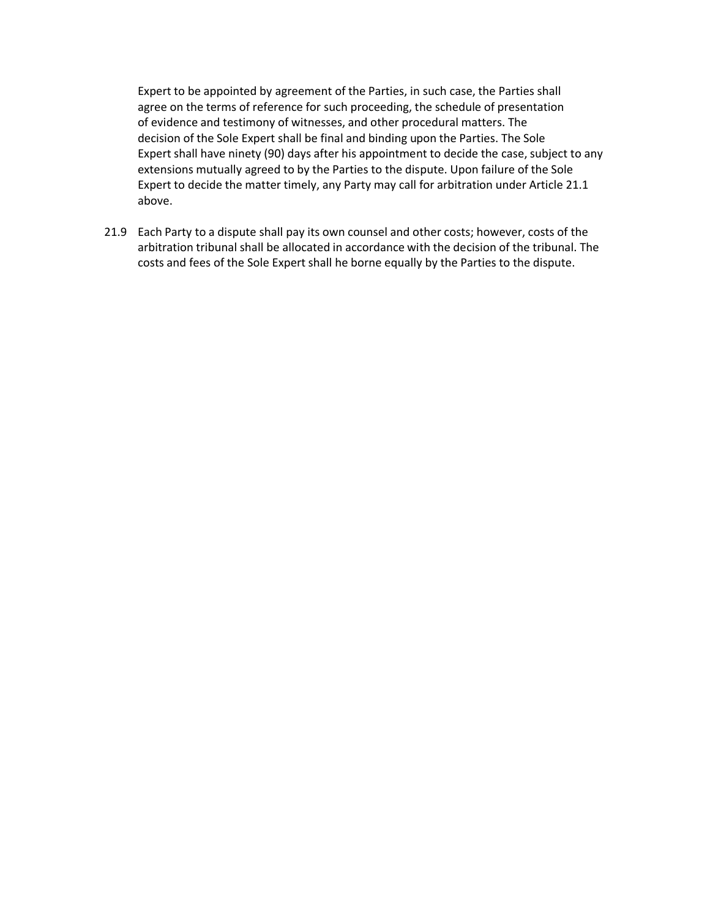Expert to be appointed by agreement of the Parties, in such case, the Parties shall agree on the terms of reference for such proceeding, the schedule of presentation of evidence and testimony of witnesses, and other procedural matters. The decision of the Sole Expert shall be final and binding upon the Parties. The Sole Expert shall have ninety (90) days after his appointment to decide the case, subject to any extensions mutually agreed to by the Parties to the dispute. Upon failure of the Sole Expert to decide the matter timely, any Party may call for arbitration under Article 21.1 above.

21.9 Each Party to a dispute shall pay its own counsel and other costs; however, costs of the arbitration tribunal shall be allocated in accordance with the decision of the tribunal. The costs and fees of the Sole Expert shall he borne equally by the Parties to the dispute.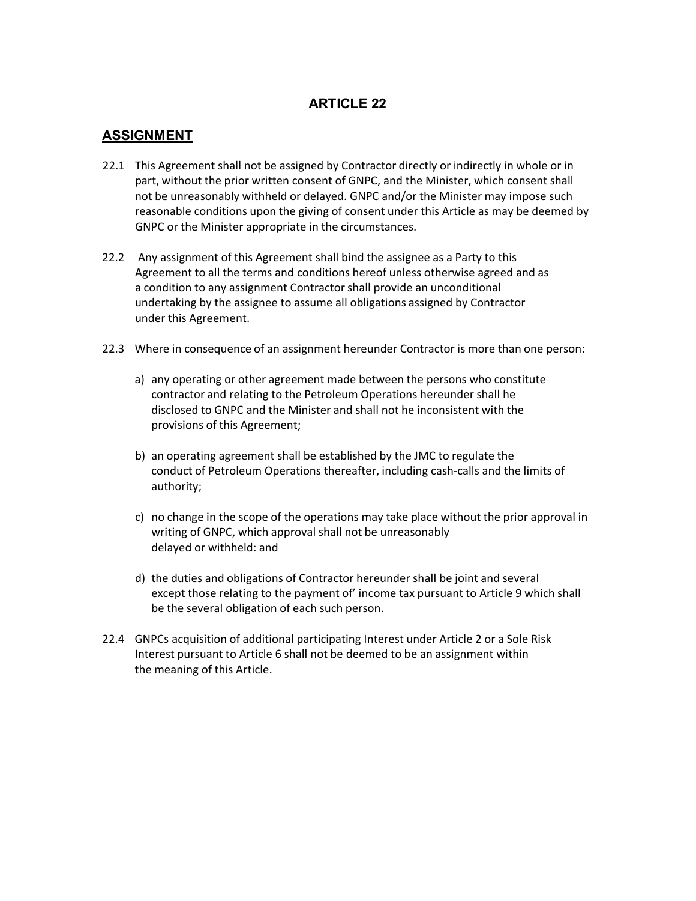# ARTICLE 22

## ASSIGNMENT

22.1 This Agreement shall not be assigned by Contractor directly or indirectly in whole or in part, without the prior written consent of GNPC, and the Minister, which consent shall not be unreasonably withheld or delayed. GNPC and/or the Minister may impose such reasonable conditions upon the giving of consent under this Article as may be deemed by GNPC or the Minister appropriate in the circumstances.

22.2 Any assignment of this Agreement shall bind the assignee as a Party to this Agreement to all the terms and conditions hereof unless otherwise agreed and as a condition to any assignment Contractor shall provide an unconditional undertaking by the assignee to assume all obligations assigned by Contractor under this Agreement.

22.3 Where in consequence of an assignment hereunder Contractor is more than one person:

a) any operating or other agreement made between the persons who constitute contractor and relating to the Petroleum Operations hereunder shall he disclosed to GNPC and the Minister and shall not he inconsistent with the provisions of this Agreement;

b) an operating agreement shall be established by the JMC to regulate the conduct of Petroleum Operations thereafter, including cash-calls and the limits of authority;

c) no change in the scope of the operations may take place without the prior approval in writing of GNPC, which approval shall not be unreasonably delayed or withheld: and

d) the duties and obligations of Contractor hereunder shall be joint and several except those relating to the payment of' income tax pursuant to Article 9 which shall be the several obligation of each such person.

22.4 GNPCs acquisition of additional participating Interest under Article 2 or a Sole Risk Interest pursuant to Article 6 shall not be deemed to be an assignment within the meaning of this Article.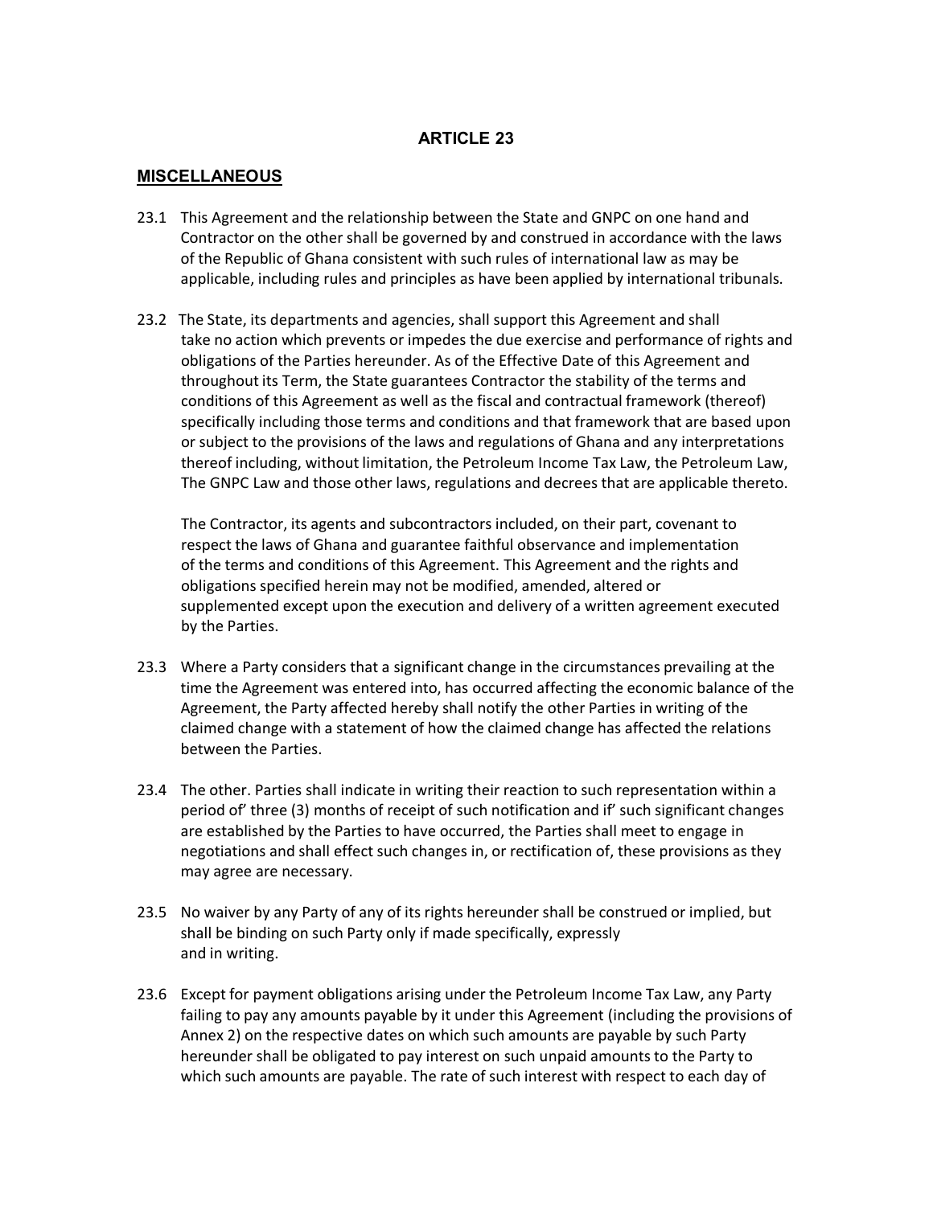# ARTICLE 23

## MISCELLANEOUS

23.1 This Agreement and the relationship between the State and GNPC on one hand and Contractor on the other shall be governed by and construed in accordance with the laws of the Republic of Ghana consistent with such rules of international law as may be applicable, including rules and principles as have been applied by international tribunals.

23.2 The State, its departments and agencies, shall support this Agreement and shall take no action which prevents or impedes the due exercise and performance of rights and obligations of the Parties hereunder. As of the Effective Date of this Agreement and throughout its Term, the State guarantees Contractor the stability of the terms and conditions of this Agreement as well as the fiscal and contractual framework (thereof) specifically including those terms and conditions and that framework that are based upon or subject to the provisions of the laws and regulations of Ghana and any interpretations thereof including, without limitation, the Petroleum Income Tax Law, the Petroleum Law, The GNPC Law and those other laws, regulations and decrees that are applicable thereto.

The Contractor, its agents and subcontractors included, on their part, covenant to respect the laws of Ghana and guarantee faithful observance and implementation of the terms and conditions of this Agreement. This Agreement and the rights and obligations specified herein may not be modified, amended, altered or supplemented except upon the execution and delivery of a written agreement executed by the Parties.

23.3 Where a Party considers that a significant change in the circumstances prevailing at the time the Agreement was entered into, has occurred affecting the economic balance of the Agreement, the Party affected hereby shall notify the other Parties in writing of the claimed change with a statement of how the claimed change has affected the relations between the Parties.

23.4 The other. Parties shall indicate in writing their reaction to such representation within a period of' three (3) months of receipt of such notification and if' such significant changes are established by the Parties to have occurred, the Parties shall meet to engage in negotiations and shall effect such changes in, or rectification of, these provisions as they may agree are necessary.

23.5 No waiver by any Party of any of its rights hereunder shall be construed or implied, but shall be binding on such Party only if made specifically, expressly and in writing.

23.6 Except for payment obligations arising under the Petroleum Income Tax Law, any Party failing to pay any amounts payable by it under this Agreement (including the provisions of Annex 2) on the respective dates on which such amounts are payable by such Party hereunder shall be obligated to pay interest on such unpaid amounts to the Party to which such amounts are payable. The rate of such interest with respect to each day of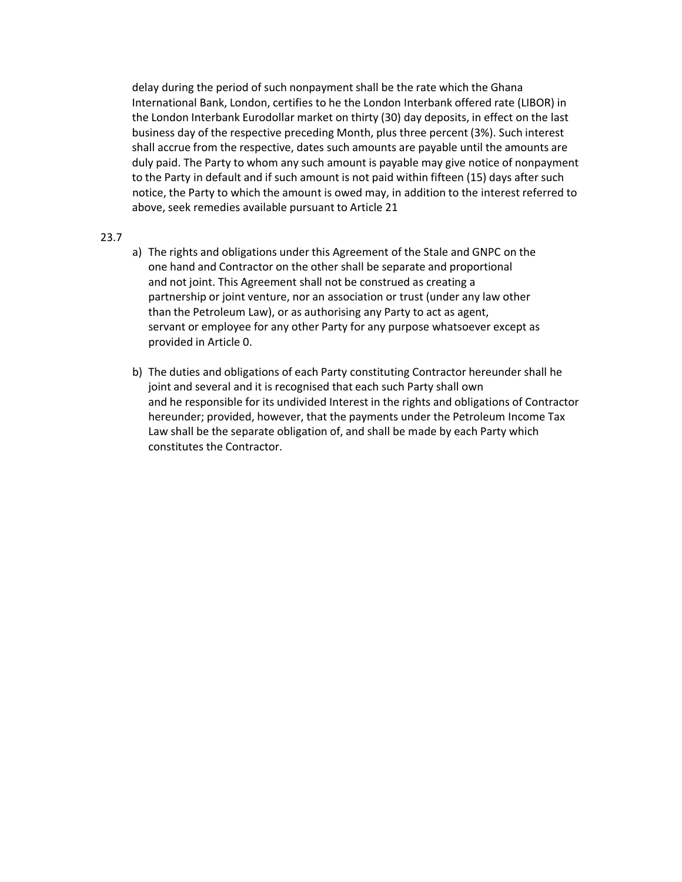delay during the period of such nonpayment shall be the rate which the Ghana International Bank, London, certifies to he the London Interbank offered rate (LIBOR) in the London Interbank Eurodollar market on thirty (30) day deposits, in effect on the last business day of the respective preceding Month, plus three percent (3%). Such interest shall accrue from the respective, dates such amounts are payable until the amounts are duly paid. The Party to whom any such amount is payable may give notice of nonpayment to the Party in default and if such amount is not paid within fifteen (15) days after such notice, the Party to which the amount is owed may, in addition to the interest referred to above, seek remedies available pursuant to Article 21

23.7

a) The rights and obligations under this Agreement of the Stale and GNPC on the one hand and Contractor on the other shall be separate and proportional and not joint. This Agreement shall not be construed as creating a partnership or joint venture, nor an association or trust (under any law other than the Petroleum Law), or as authorising any Party to act as agent, servant or employee for any other Party for any purpose whatsoever except as provided in Article 0.

b) The duties and obligations of each Party constituting Contractor hereunder shall he joint and several and it is recognised that each such Party shall own and he responsible for its undivided Interest in the rights and obligations of Contractor hereunder; provided, however, that the payments under the Petroleum Income Tax Law shall be the separate obligation of, and shall be made by each Party which constitutes the Contractor.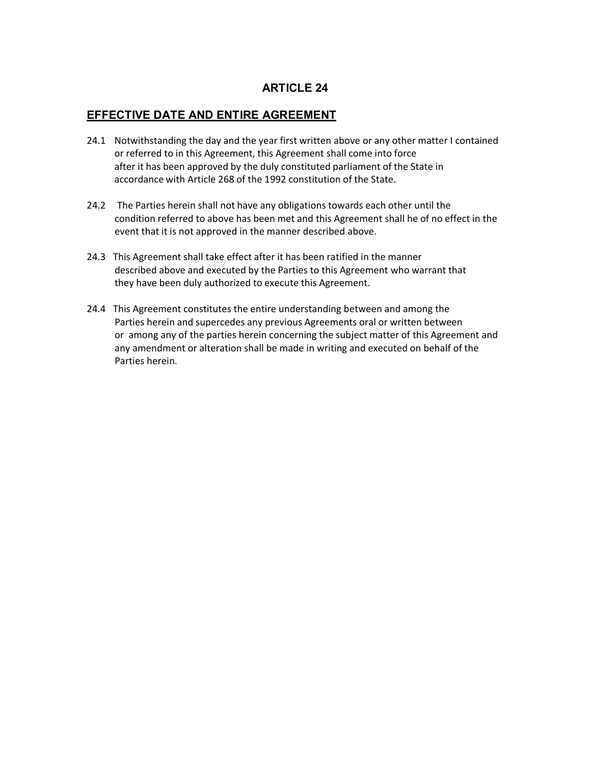# ARTICLE 24

## EFFECTIVE DATE AND ENTIRE AGREEMENT

24.1 Notwithstanding the day and the year first written above or any other matter I contained or referred to in this Agreement, this Agreement shall come into force after it has been approved by the duly constituted parliament of the State in accordance with Article 268 of the 1992 constitution of the State.

24.2 The Parties herein shall not have any obligations towards each other until the condition referred to above has been met and this Agreement shall he of no effect in the event that it is not approved in the manner described above.

24.3 This Agreement shall take effect after it has been ratified in the manner described above and executed by the Parties to this Agreement who warrant that they have been duly authorized to execute this Agreement.

24.4 This Agreement constitutes the entire understanding between and among the Parties herein and supercedes any previous Agreements oral or written between or among any of the parties herein concerning the subject matter of this Agreement and any amendment or alteration shall be made in writing and executed on behalf of the Parties herein.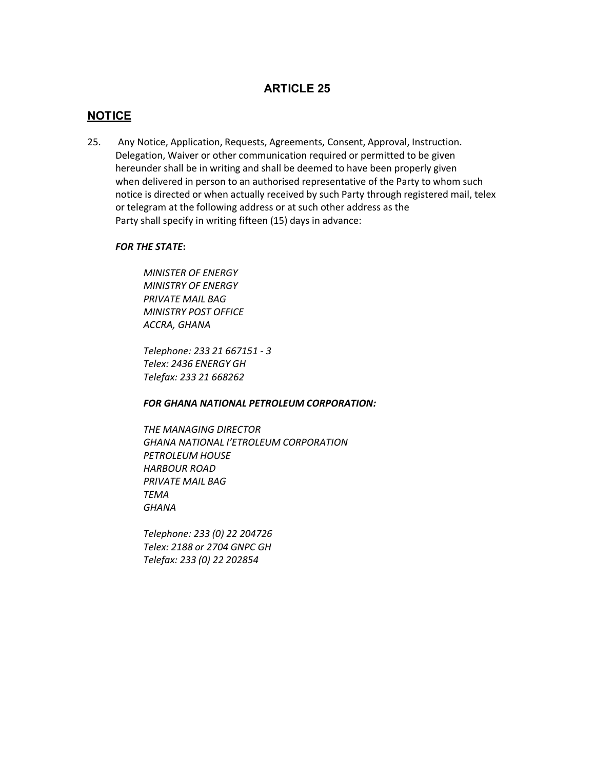# ARTICLE 25

## NOTICE

25. Any Notice, Application, Requests, Agreements, Consent, Approval, Instruction. Delegation, Waiver or other communication required or permitted to be given hereunder shall be in writing and shall be deemed to have been properly given when delivered in person to an authorised representative of the Party to whom such notice is directed or when actually received by such Party through registered mail, telex or telegram at the following address or at such other address as the Party shall specify in writing fifteen (15) days in advance:

***FOR THE STATE*:**

*MINISTER OF ENERGY*
*MINISTRY OF ENERGY*
*PRIVATE MAIL BAG*
*MINISTRY POST OFFICE*
*ACCRA, GHANA*

*Telephone: 233 21 667151 - 3*
*Telex: 2436 ENERGY GH*
*Telefax: 233 21 668262*

***FOR GHANA NATIONAL PETROLEUM CORPORATION:***

*THE MANAGING DIRECTOR*
*GHANA NATIONAL I'ETROLEUM CORPORATION*
*PETROLEUM HOUSE*
*HARBOUR ROAD*
*PRIVATE MAIL BAG*
*TEMA*
*GHANA*

*Telephone: 233 (0) 22 204726*
*Telex: 2188 or 2704 GNPC GH*
*Telefax: 233 (0) 22 202854*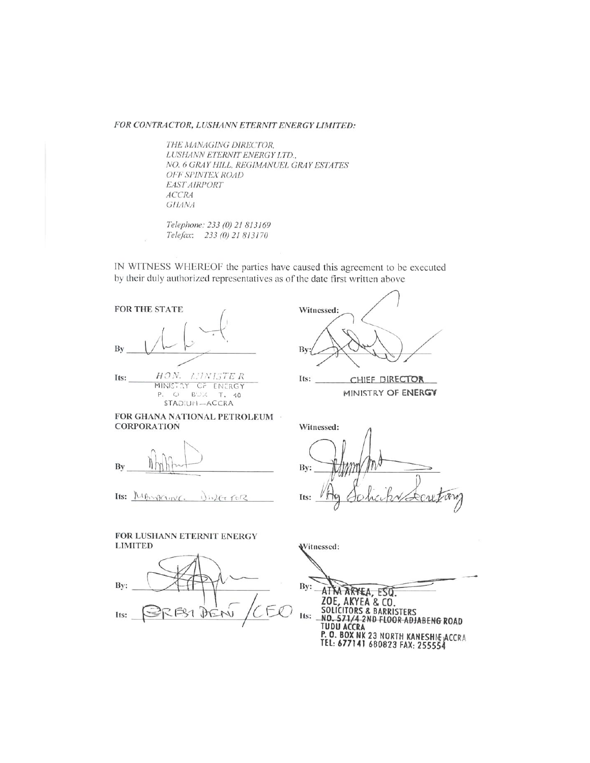*FOR CONTRACTOR, LUSHANN ETERNIT ENERGY LIMITED:*

*THE MANAGING DIRECTOR,*
*LUSHANN ETERNIT ENERGY LTD.,*
*NO. 6 GRAY HILL, REGIMANUEL GRAY ESTATES*
*OFF SPINTEX ROAD*
*EAST AIRPORT*
*ACCRA*
*GHANA*

*Telephone: 233 (0) 21 813169*
*Telefax: 233 (0) 21 813170*

IN WITNESS WHEREOF the parties have caused this agreement to be executed by their duly authorized representatives as of the date first written above

**FOR THE STATE**

By ______________________

Its: HON. MINISTER
MINISTRY OF ENERGY
P. O. BOX T. 40
STADIUM—ACCRA

**Witnessed:**

By: ______________________

Its: CHIEF DIRECTOR
MINISTRY OF ENERGY

**FOR GHANA NATIONAL PETROLEUM CORPORATION**

By ______________________

Its: Managing Director

**Witnessed:**

By: ______________________

Its: Ag Solicitor Secretary

**FOR LUSHANN ETERNIT ENERGY LIMITED**

By: ______________________

Its: PRESIDENT /CEO

**Witnessed:**

By: ATTA AKYEA, ESQ.

Its: ZOE, AKYEA & CO.
SOLICITORS & BARRISTERS
NO. 571/4 2ND FLOOR ADJABENG ROAD
TUDU ACCRA
P. O. BOX NK 23 NORTH KANESHIE ACCRA
TEL: 677141 680823 FAX: 255554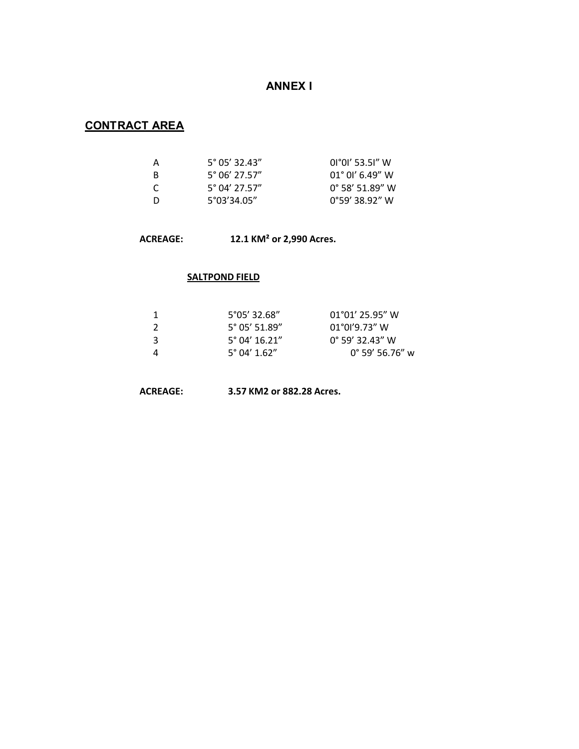# ANNEX I

## CONTRACT AREA

| | | |
|---|---|---|
| A | 5° 05' 32.43" | 0I°0I' 53.5I" W |
| B | 5° 06' 27.57" | 01° 0I' 6.49" W |
| C | 5° 04' 27.57" | 0° 58' 51.89" W |
| D | 5°03'34.05" | 0°59' 38.92" W |

**ACREAGE: 12.1 KM² or 2,990 Acres.**

**SALTPOND FIELD**

| | | |
|---|---|---|
| 1 | 5°05' 32.68" | 01°01' 25.95" W |
| 2 | 5° 05' 51.89" | 01°0I'9.73" W |
| 3 | 5° 04' 16.21" | 0° 59' 32.43" W |
| 4 | 5° 04' 1.62" | 0° 59' 56.76" w |

**ACREAGE: 3.57 KM2 or 882.28 Acres.**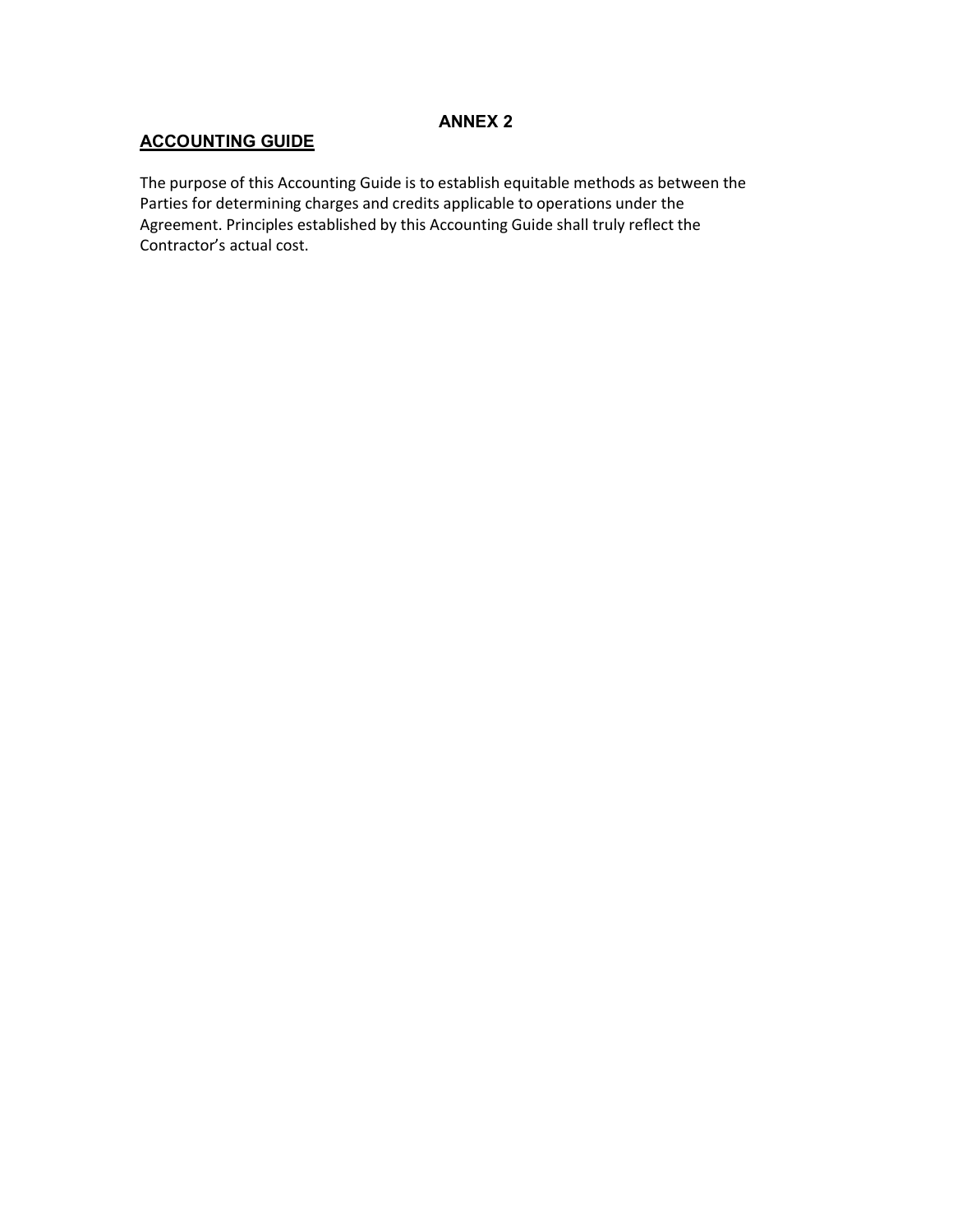# ANNEX 2

## ACCOUNTING GUIDE

The purpose of this Accounting Guide is to establish equitable methods as between the Parties for determining charges and credits applicable to operations under the Agreement. Principles established by this Accounting Guide shall truly reflect the Contractor's actual cost.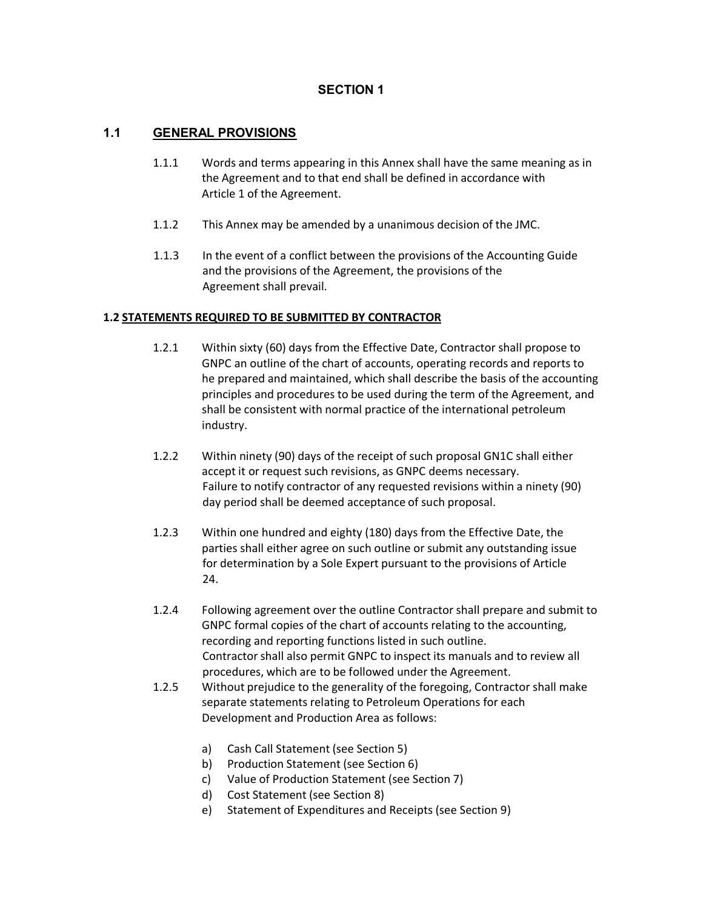# SECTION 1

## 1.1 GENERAL PROVISIONS

1.1.1 Words and terms appearing in this Annex shall have the same meaning as in the Agreement and to that end shall be defined in accordance with Article 1 of the Agreement.

1.1.2 This Annex may be amended by a unanimous decision of the JMC.

1.1.3 In the event of a conflict between the provisions of the Accounting Guide and the provisions of the Agreement, the provisions of the Agreement shall prevail.

**1.2 STATEMENTS REQUIRED TO BE SUBMITTED BY CONTRACTOR**

1.2.1 Within sixty (60) days from the Effective Date, Contractor shall propose to GNPC an outline of the chart of accounts, operating records and reports to he prepared and maintained, which shall describe the basis of the accounting principles and procedures to be used during the term of the Agreement, and shall be consistent with normal practice of the international petroleum industry.

1.2.2 Within ninety (90) days of the receipt of such proposal GN1C shall either accept it or request such revisions, as GNPC deems necessary. Failure to notify contractor of any requested revisions within a ninety (90) day period shall be deemed acceptance of such proposal.

1.2.3 Within one hundred and eighty (180) days from the Effective Date, the parties shall either agree on such outline or submit any outstanding issue for determination by a Sole Expert pursuant to the provisions of Article 24.

1.2.4 Following agreement over the outline Contractor shall prepare and submit to GNPC formal copies of the chart of accounts relating to the accounting, recording and reporting functions listed in such outline. Contractor shall also permit GNPC to inspect its manuals and to review all procedures, which are to be followed under the Agreement.

1.2.5 Without prejudice to the generality of the foregoing, Contractor shall make separate statements relating to Petroleum Operations for each Development and Production Area as follows:

a) Cash Call Statement (see Section 5)
b) Production Statement (see Section 6)
c) Value of Production Statement (see Section 7)
d) Cost Statement (see Section 8)
e) Statement of Expenditures and Receipts (see Section 9)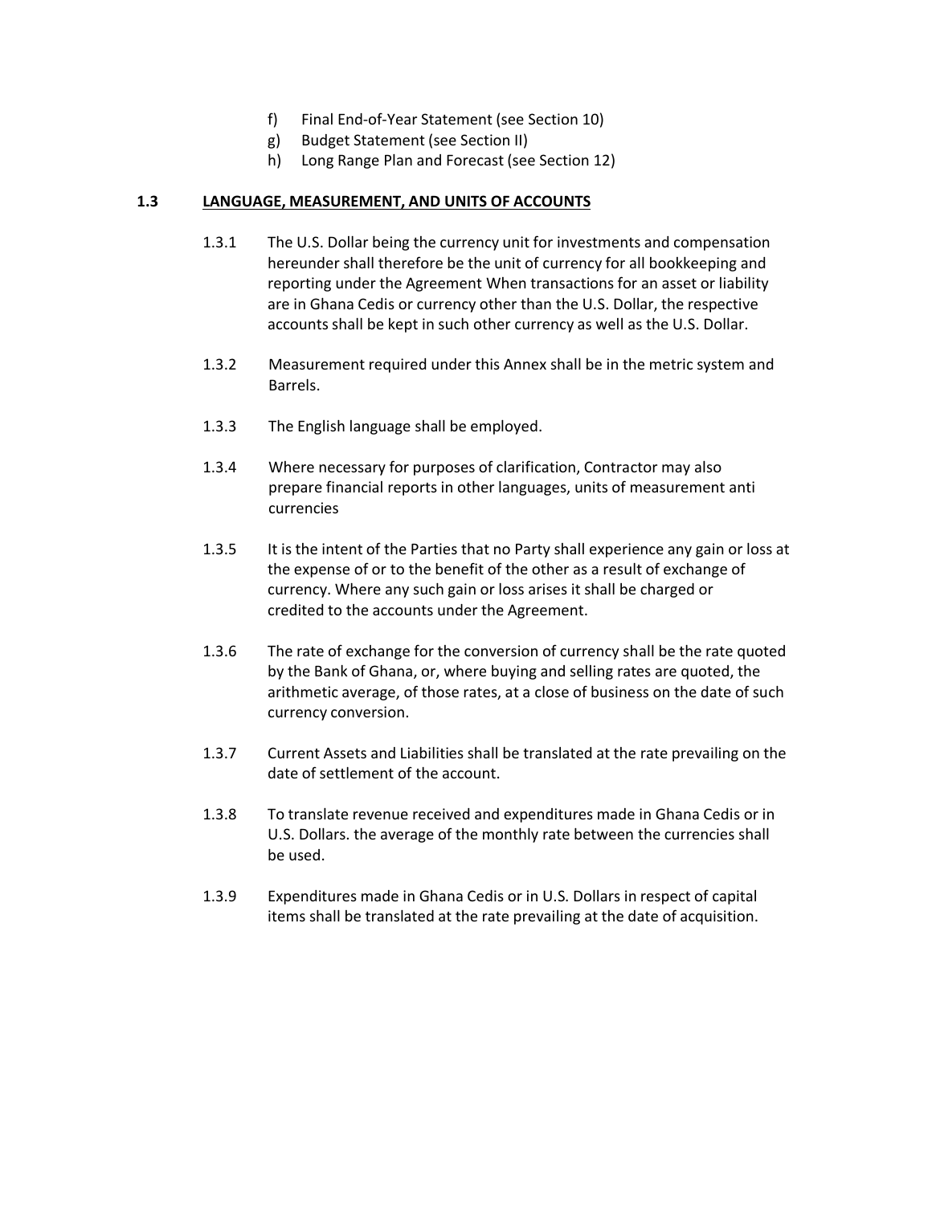f) Final End-of-Year Statement (see Section 10)
g) Budget Statement (see Section II)
h) Long Range Plan and Forecast (see Section 12)

### 1.3 LANGUAGE, MEASUREMENT, AND UNITS OF ACCOUNTS

1.3.1 The U.S. Dollar being the currency unit for investments and compensation hereunder shall therefore be the unit of currency for all bookkeeping and reporting under the Agreement When transactions for an asset or liability are in Ghana Cedis or currency other than the U.S. Dollar, the respective accounts shall be kept in such other currency as well as the U.S. Dollar.

1.3.2 Measurement required under this Annex shall be in the metric system and Barrels.

1.3.3 The English language shall be employed.

1.3.4 Where necessary for purposes of clarification, Contractor may also prepare financial reports in other languages, units of measurement anti currencies

1.3.5 It is the intent of the Parties that no Party shall experience any gain or loss at the expense of or to the benefit of the other as a result of exchange of currency. Where any such gain or loss arises it shall be charged or credited to the accounts under the Agreement.

1.3.6 The rate of exchange for the conversion of currency shall be the rate quoted by the Bank of Ghana, or, where buying and selling rates are quoted, the arithmetic average, of those rates, at a close of business on the date of such currency conversion.

1.3.7 Current Assets and Liabilities shall be translated at the rate prevailing on the date of settlement of the account.

1.3.8 To translate revenue received and expenditures made in Ghana Cedis or in U.S. Dollars. the average of the monthly rate between the currencies shall be used.

1.3.9 Expenditures made in Ghana Cedis or in U.S. Dollars in respect of capital items shall be translated at the rate prevailing at the date of acquisition.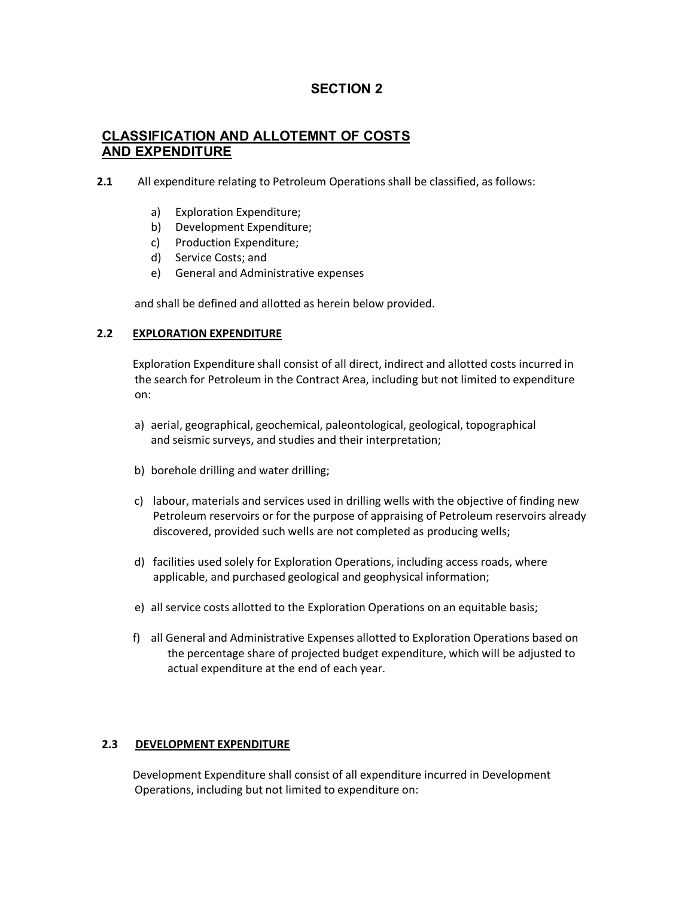# SECTION 2

## CLASSIFICATION AND ALLOTEMNT OF COSTS AND EXPENDITURE

**2.1** All expenditure relating to Petroleum Operations shall be classified, as follows:

a) Exploration Expenditure;
b) Development Expenditure;
c) Production Expenditure;
d) Service Costs; and
e) General and Administrative expenses

and shall be defined and allotted as herein below provided.

### 2.2 EXPLORATION EXPENDITURE

Exploration Expenditure shall consist of all direct, indirect and allotted costs incurred in the search for Petroleum in the Contract Area, including but not limited to expenditure on:

a) aerial, geographical, geochemical, paleontological, geological, topographical and seismic surveys, and studies and their interpretation;

b) borehole drilling and water drilling;

c) labour, materials and services used in drilling wells with the objective of finding new Petroleum reservoirs or for the purpose of appraising of Petroleum reservoirs already discovered, provided such wells are not completed as producing wells;

d) facilities used solely for Exploration Operations, including access roads, where applicable, and purchased geological and geophysical information;

e) all service costs allotted to the Exploration Operations on an equitable basis;

f) all General and Administrative Expenses allotted to Exploration Operations based on the percentage share of projected budget expenditure, which will be adjusted to actual expenditure at the end of each year.

### 2.3 DEVELOPMENT EXPENDITURE

Development Expenditure shall consist of all expenditure incurred in Development Operations, including but not limited to expenditure on: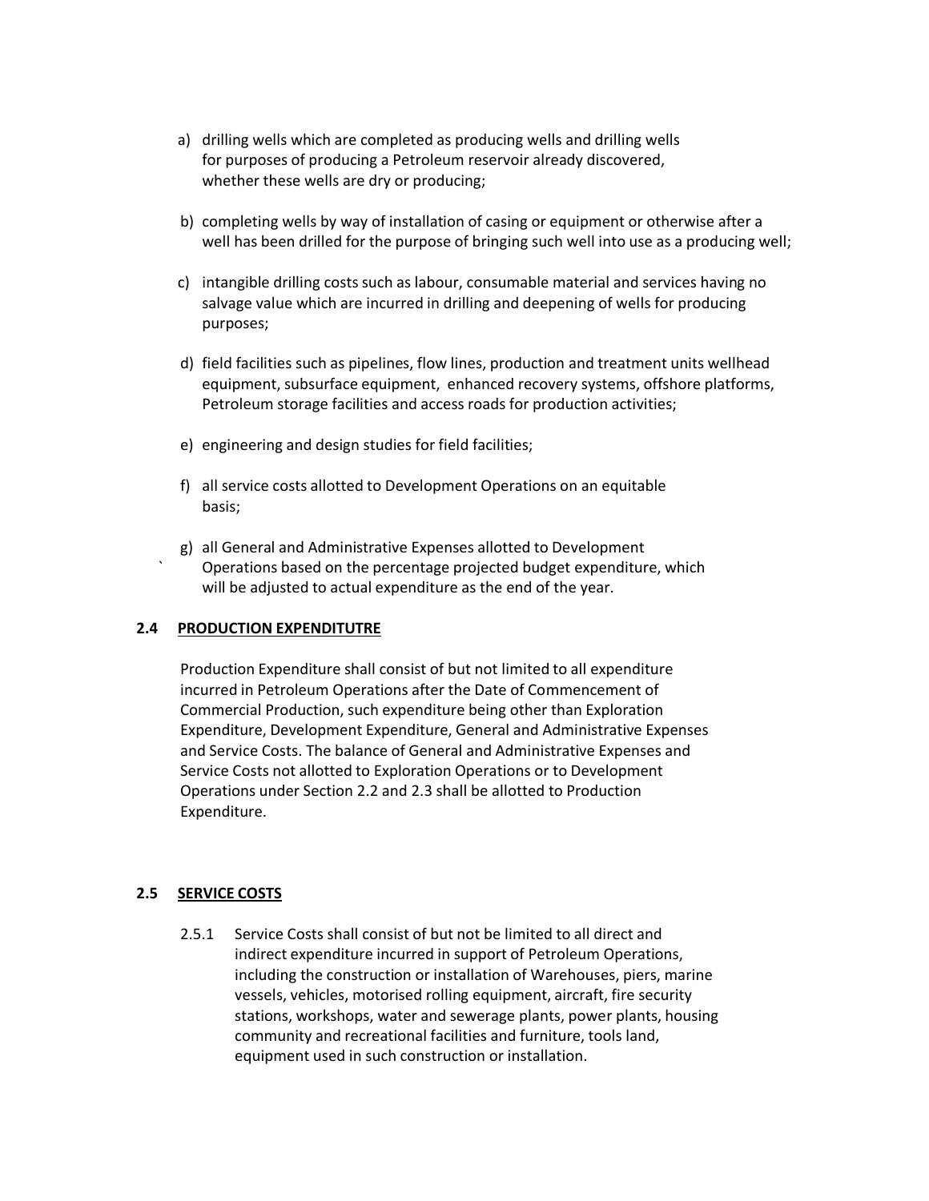a) drilling wells which are completed as producing wells and drilling wells for purposes of producing a Petroleum reservoir already discovered, whether these wells are dry or producing;

b) completing wells by way of installation of casing or equipment or otherwise after a well has been drilled for the purpose of bringing such well into use as a producing well;

c) intangible drilling costs such as labour, consumable material and services having no salvage value which are incurred in drilling and deepening of wells for producing purposes;

d) field facilities such as pipelines, flow lines, production and treatment units wellhead equipment, subsurface equipment, enhanced recovery systems, offshore platforms, Petroleum storage facilities and access roads for production activities;

e) engineering and design studies for field facilities;

f) all service costs allotted to Development Operations on an equitable basis;

g) all General and Administrative Expenses allotted to Development Operations based on the percentage projected budget expenditure, which will be adjusted to actual expenditure as the end of the year.

## 2.4 PRODUCTION EXPENDITUTRE

Production Expenditure shall consist of but not limited to all expenditure incurred in Petroleum Operations after the Date of Commencement of Commercial Production, such expenditure being other than Exploration Expenditure, Development Expenditure, General and Administrative Expenses and Service Costs. The balance of General and Administrative Expenses and Service Costs not allotted to Exploration Operations or to Development Operations under Section 2.2 and 2.3 shall be allotted to Production Expenditure.

## 2.5 SERVICE COSTS

2.5.1 Service Costs shall consist of but not be limited to all direct and indirect expenditure incurred in support of Petroleum Operations, including the construction or installation of Warehouses, piers, marine vessels, vehicles, motorised rolling equipment, aircraft, fire security stations, workshops, water and sewerage plants, power plants, housing community and recreational facilities and furniture, tools land, equipment used in such construction or installation.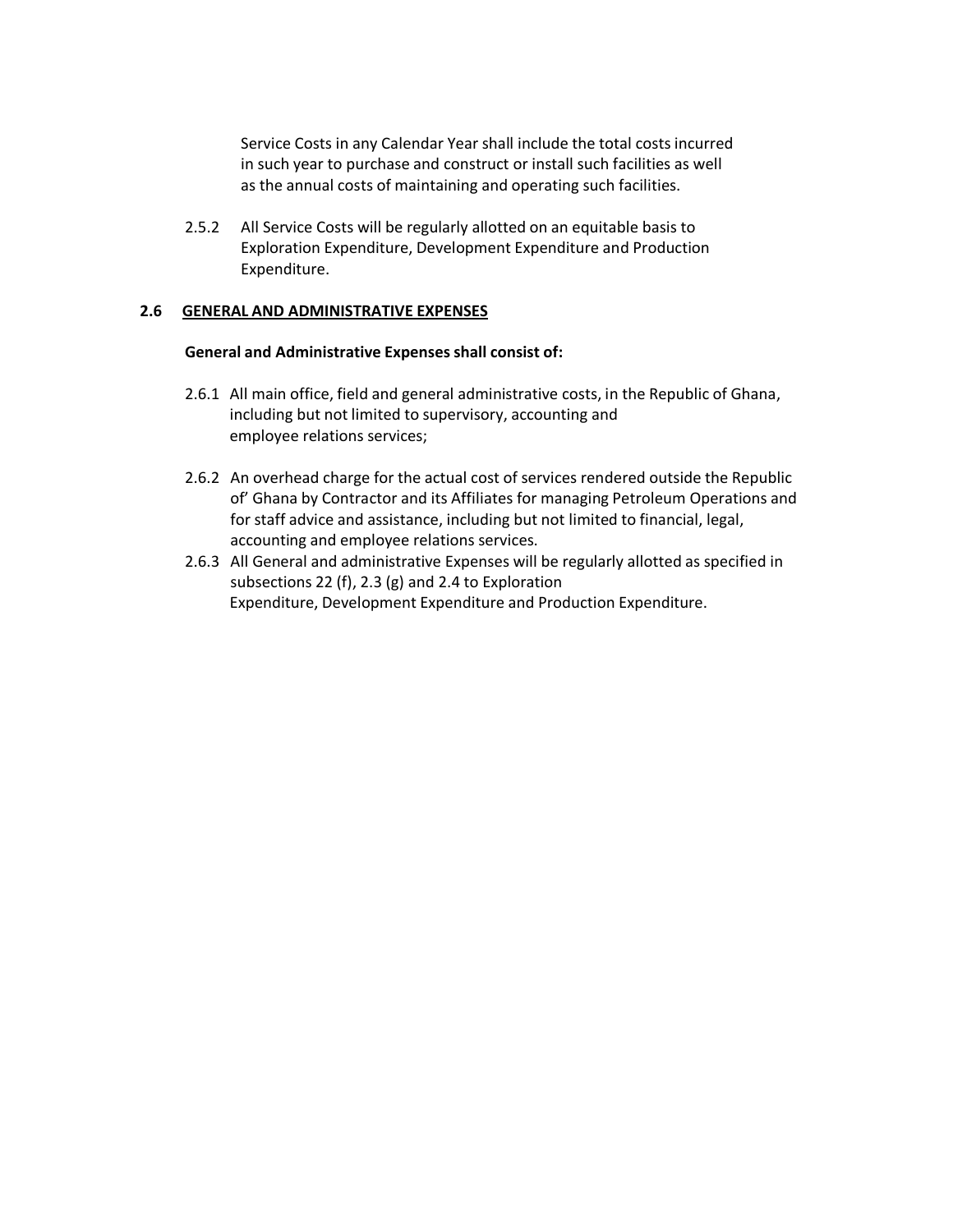Service Costs in any Calendar Year shall include the total costs incurred in such year to purchase and construct or install such facilities as well as the annual costs of maintaining and operating such facilities.

2.5.2 All Service Costs will be regularly allotted on an equitable basis to Exploration Expenditure, Development Expenditure and Production Expenditure.

### 2.6 GENERAL AND ADMINISTRATIVE EXPENSES

**General and Administrative Expenses shall consist of:**

2.6.1 All main office, field and general administrative costs, in the Republic of Ghana, including but not limited to supervisory, accounting and employee relations services;

2.6.2 An overhead charge for the actual cost of services rendered outside the Republic of' Ghana by Contractor and its Affiliates for managing Petroleum Operations and for staff advice and assistance, including but not limited to financial, legal, accounting and employee relations services.

2.6.3 All General and administrative Expenses will be regularly allotted as specified in subsections 22 (f), 2.3 (g) and 2.4 to Exploration Expenditure, Development Expenditure and Production Expenditure.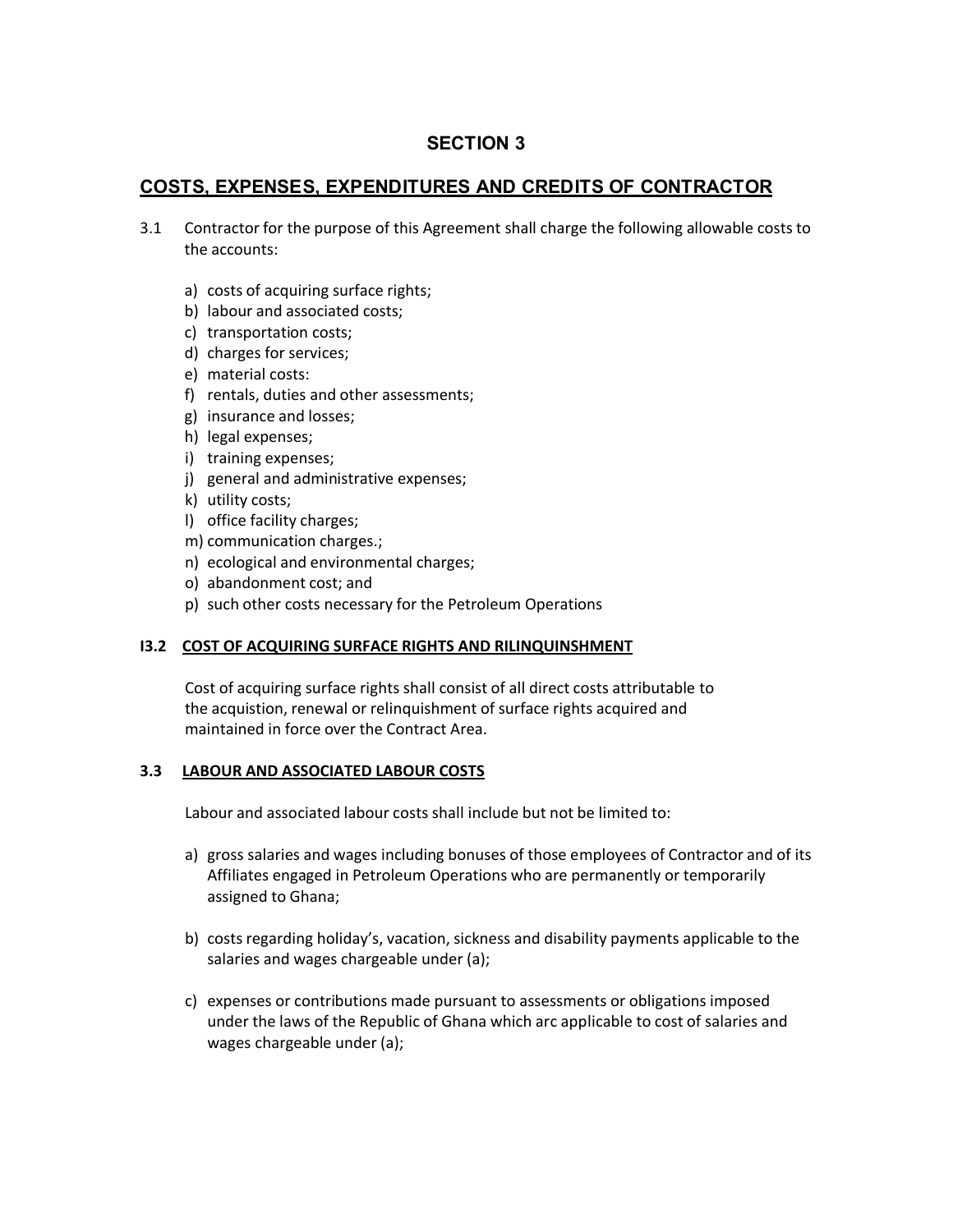## SECTION 3

## COSTS, EXPENSES, EXPENDITURES AND CREDITS OF CONTRACTOR

3.1 Contractor for the purpose of this Agreement shall charge the following allowable costs to the accounts:

a) costs of acquiring surface rights;
b) labour and associated costs;
c) transportation costs;
d) charges for services;
e) material costs:
f) rentals, duties and other assessments;
g) insurance and losses;
h) legal expenses;
i) training expenses;
j) general and administrative expenses;
k) utility costs;
l) office facility charges;
m) communication charges.;
n) ecological and environmental charges;
o) abandonment cost; and
p) such other costs necessary for the Petroleum Operations

**I3.2 COST OF ACQUIRING SURFACE RIGHTS AND RILINQUINSHMENT**

Cost of acquiring surface rights shall consist of all direct costs attributable to the acquistion, renewal or relinquishment of surface rights acquired and maintained in force over the Contract Area.

**3.3 LABOUR AND ASSOCIATED LABOUR COSTS**

Labour and associated labour costs shall include but not be limited to:

a) gross salaries and wages including bonuses of those employees of Contractor and of its Affiliates engaged in Petroleum Operations who are permanently or temporarily assigned to Ghana;

b) costs regarding holiday's, vacation, sickness and disability payments applicable to the salaries and wages chargeable under (a);

c) expenses or contributions made pursuant to assessments or obligations imposed under the laws of the Republic of Ghana which arc applicable to cost of salaries and wages chargeable under (a);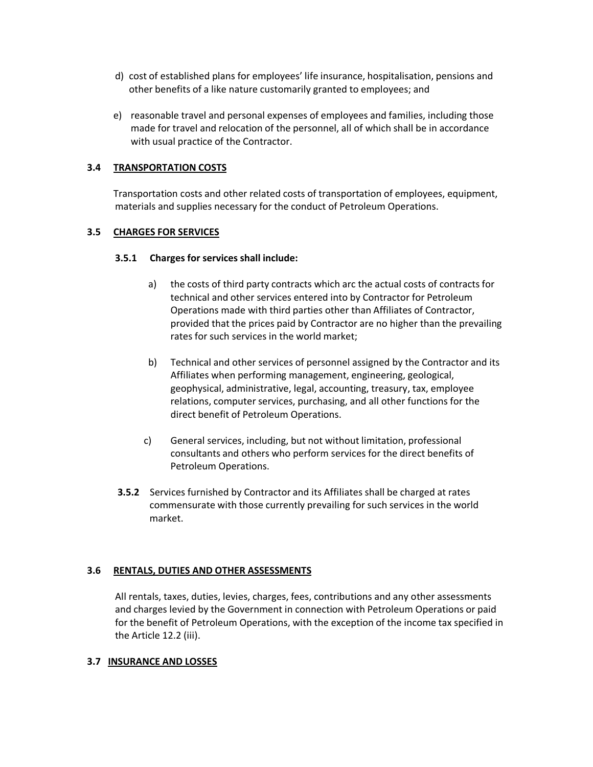d) cost of established plans for employees' life insurance, hospitalisation, pensions and other benefits of a like nature customarily granted to employees; and

e) reasonable travel and personal expenses of employees and families, including those made for travel and relocation of the personnel, all of which shall be in accordance with usual practice of the Contractor.

### 3.4 TRANSPORTATION COSTS

Transportation costs and other related costs of transportation of employees, equipment, materials and supplies necessary for the conduct of Petroleum Operations.

### 3.5 CHARGES FOR SERVICES

**3.5.1 Charges for services shall include:**

a) the costs of third party contracts which arc the actual costs of contracts for technical and other services entered into by Contractor for Petroleum Operations made with third parties other than Affiliates of Contractor, provided that the prices paid by Contractor are no higher than the prevailing rates for such services in the world market;

b) Technical and other services of personnel assigned by the Contractor and its Affiliates when performing management, engineering, geological, geophysical, administrative, legal, accounting, treasury, tax, employee relations, computer services, purchasing, and all other functions for the direct benefit of Petroleum Operations.

c) General services, including, but not without limitation, professional consultants and others who perform services for the direct benefits of Petroleum Operations.

**3.5.2** Services furnished by Contractor and its Affiliates shall be charged at rates commensurate with those currently prevailing for such services in the world market.

### 3.6 RENTALS, DUTIES AND OTHER ASSESSMENTS

All rentals, taxes, duties, levies, charges, fees, contributions and any other assessments and charges levied by the Government in connection with Petroleum Operations or paid for the benefit of Petroleum Operations, with the exception of the income tax specified in the Article 12.2 (iii).

### 3.7 INSURANCE AND LOSSES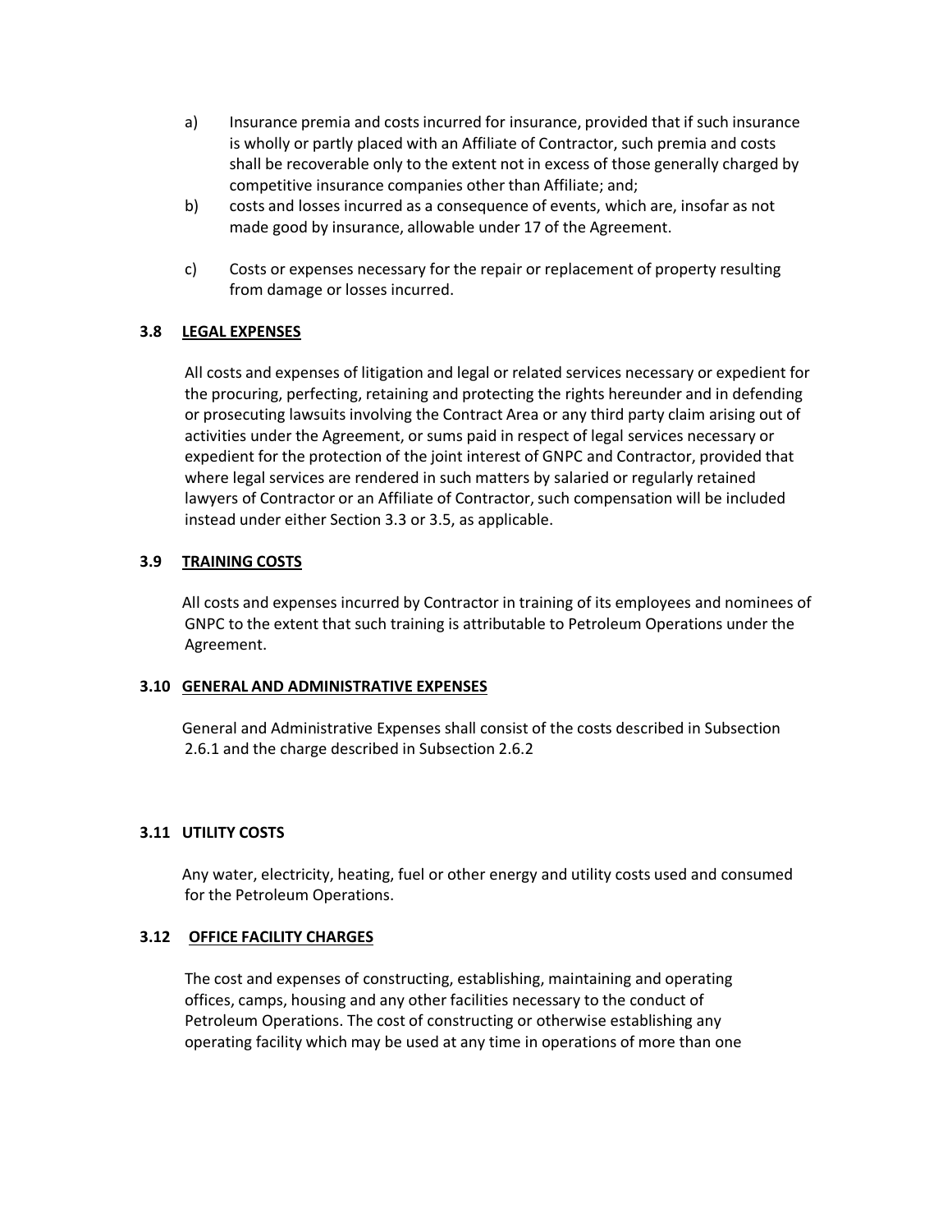a) Insurance premia and costs incurred for insurance, provided that if such insurance is wholly or partly placed with an Affiliate of Contractor, such premia and costs shall be recoverable only to the extent not in excess of those generally charged by competitive insurance companies other than Affiliate; and;

b) costs and losses incurred as a consequence of events, which are, insofar as not made good by insurance, allowable under 17 of the Agreement.

c) Costs or expenses necessary for the repair or replacement of property resulting from damage or losses incurred.

**3.8 <u>LEGAL EXPENSES</u>**

All costs and expenses of litigation and legal or related services necessary or expedient for the procuring, perfecting, retaining and protecting the rights hereunder and in defending or prosecuting lawsuits involving the Contract Area or any third party claim arising out of activities under the Agreement, or sums paid in respect of legal services necessary or expedient for the protection of the joint interest of GNPC and Contractor, provided that where legal services are rendered in such matters by salaried or regularly retained lawyers of Contractor or an Affiliate of Contractor, such compensation will be included instead under either Section 3.3 or 3.5, as applicable.

**3.9 <u>TRAINING COSTS</u>**

All costs and expenses incurred by Contractor in training of its employees and nominees of GNPC to the extent that such training is attributable to Petroleum Operations under the Agreement.

**3.10 <u>GENERAL AND ADMINISTRATIVE EXPENSES</u>**

General and Administrative Expenses shall consist of the costs described in Subsection 2.6.1 and the charge described in Subsection 2.6.2

**3.11 UTILITY COSTS**

Any water, electricity, heating, fuel or other energy and utility costs used and consumed for the Petroleum Operations.

**3.12 <u>OFFICE FACILITY CHARGES</u>**

The cost and expenses of constructing, establishing, maintaining and operating offices, camps, housing and any other facilities necessary to the conduct of Petroleum Operations. The cost of constructing or otherwise establishing any operating facility which may be used at any time in operations of more than one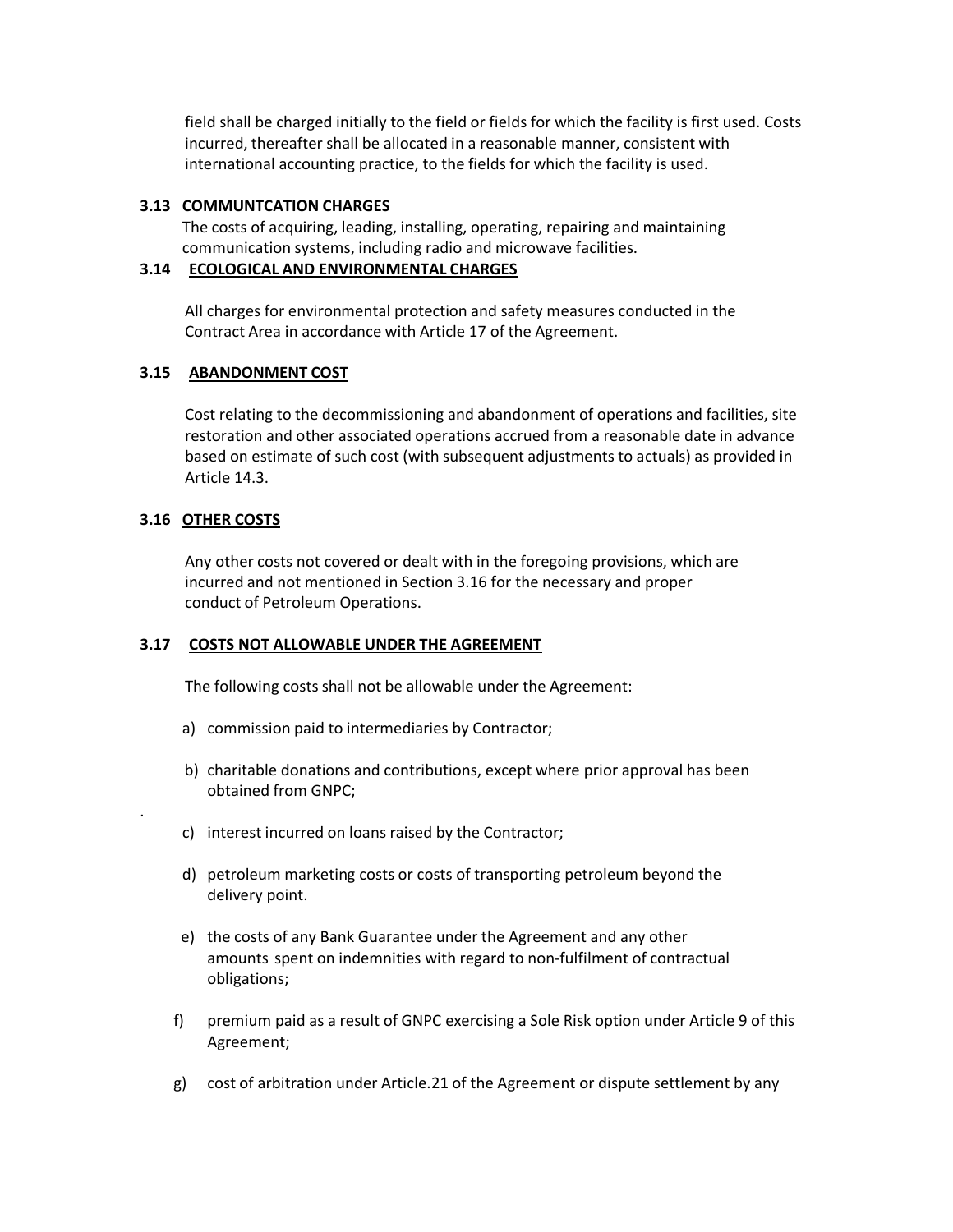field shall be charged initially to the field or fields for which the facility is first used. Costs incurred, thereafter shall be allocated in a reasonable manner, consistent with international accounting practice, to the fields for which the facility is used.

**3.13 COMMUNTCATION CHARGES**

The costs of acquiring, leading, installing, operating, repairing and maintaining communication systems, including radio and microwave facilities.

**3.14 ECOLOGICAL AND ENVIRONMENTAL CHARGES**

All charges for environmental protection and safety measures conducted in the Contract Area in accordance with Article 17 of the Agreement.

**3.15 ABANDONMENT COST**

Cost relating to the decommissioning and abandonment of operations and facilities, site restoration and other associated operations accrued from a reasonable date in advance based on estimate of such cost (with subsequent adjustments to actuals) as provided in Article 14.3.

**3.16 OTHER COSTS**

Any other costs not covered or dealt with in the foregoing provisions, which are incurred and not mentioned in Section 3.16 for the necessary and proper conduct of Petroleum Operations.

**3.17 COSTS NOT ALLOWABLE UNDER THE AGREEMENT**

The following costs shall not be allowable under the Agreement:

a) commission paid to intermediaries by Contractor;

b) charitable donations and contributions, except where prior approval has been obtained from GNPC;

c) interest incurred on loans raised by the Contractor;

d) petroleum marketing costs or costs of transporting petroleum beyond the delivery point.

e) the costs of any Bank Guarantee under the Agreement and any other amounts spent on indemnities with regard to non-fulfilment of contractual obligations;

f) premium paid as a result of GNPC exercising a Sole Risk option under Article 9 of this Agreement;

g) cost of arbitration under Article.21 of the Agreement or dispute settlement by any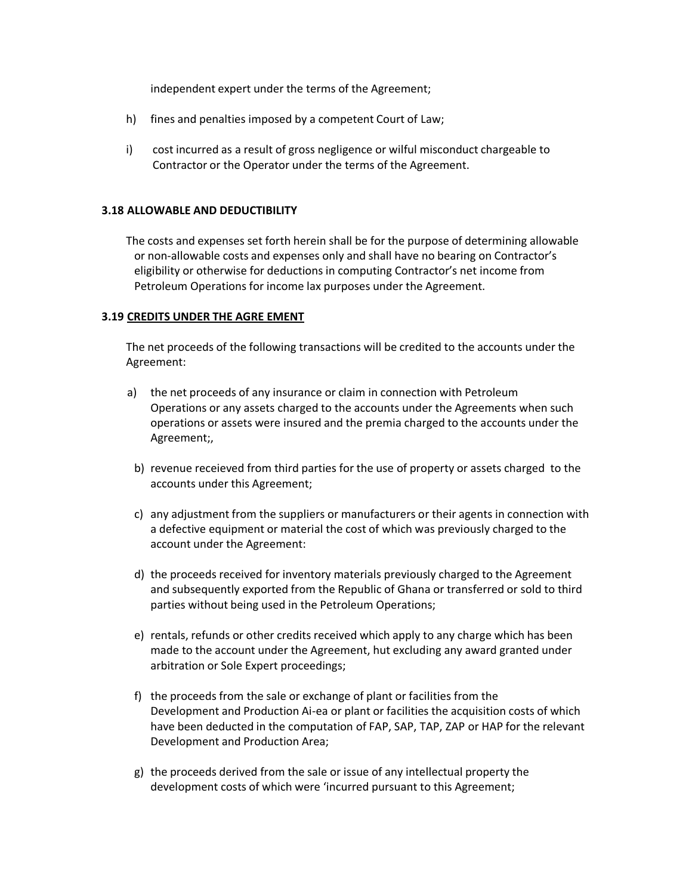independent expert under the terms of the Agreement;

h) fines and penalties imposed by a competent Court of Law;

i) cost incurred as a result of gross negligence or wilful misconduct chargeable to Contractor or the Operator under the terms of the Agreement.

**3.18 ALLOWABLE AND DEDUCTIBILITY**

The costs and expenses set forth herein shall be for the purpose of determining allowable or non-allowable costs and expenses only and shall have no bearing on Contractor's eligibility or otherwise for deductions in computing Contractor's net income from Petroleum Operations for income lax purposes under the Agreement.

**3.19 <u>CREDITS UNDER THE AGRE EMENT</u>**

The net proceeds of the following transactions will be credited to the accounts under the Agreement:

a) the net proceeds of any insurance or claim in connection with Petroleum Operations or any assets charged to the accounts under the Agreements when such operations or assets were insured and the premia charged to the accounts under the Agreement;,

b) revenue receieved from third parties for the use of property or assets charged to the accounts under this Agreement;

c) any adjustment from the suppliers or manufacturers or their agents in connection with a defective equipment or material the cost of which was previously charged to the account under the Agreement:

d) the proceeds received for inventory materials previously charged to the Agreement and subsequently exported from the Republic of Ghana or transferred or sold to third parties without being used in the Petroleum Operations;

e) rentals, refunds or other credits received which apply to any charge which has been made to the account under the Agreement, hut excluding any award granted under arbitration or Sole Expert proceedings;

f) the proceeds from the sale or exchange of plant or facilities from the Development and Production Ai-ea or plant or facilities the acquisition costs of which have been deducted in the computation of FAP, SAP, TAP, ZAP or HAP for the relevant Development and Production Area;

g) the proceeds derived from the sale or issue of any intellectual property the development costs of which were 'incurred pursuant to this Agreement;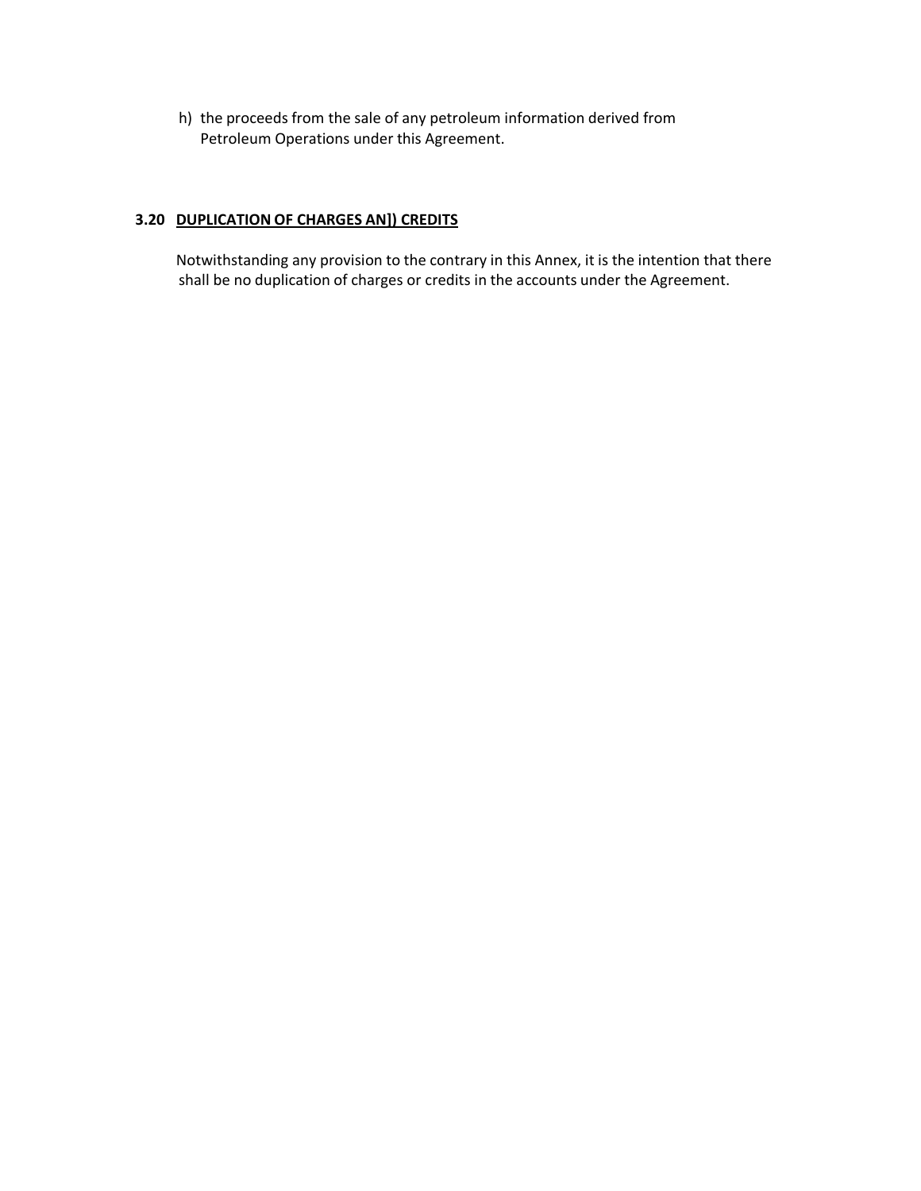h) the proceeds from the sale of any petroleum information derived from Petroleum Operations under this Agreement.

### 3.20 DUPLICATION OF CHARGES AN]) CREDITS

Notwithstanding any provision to the contrary in this Annex, it is the intention that there shall be no duplication of charges or credits in the accounts under the Agreement.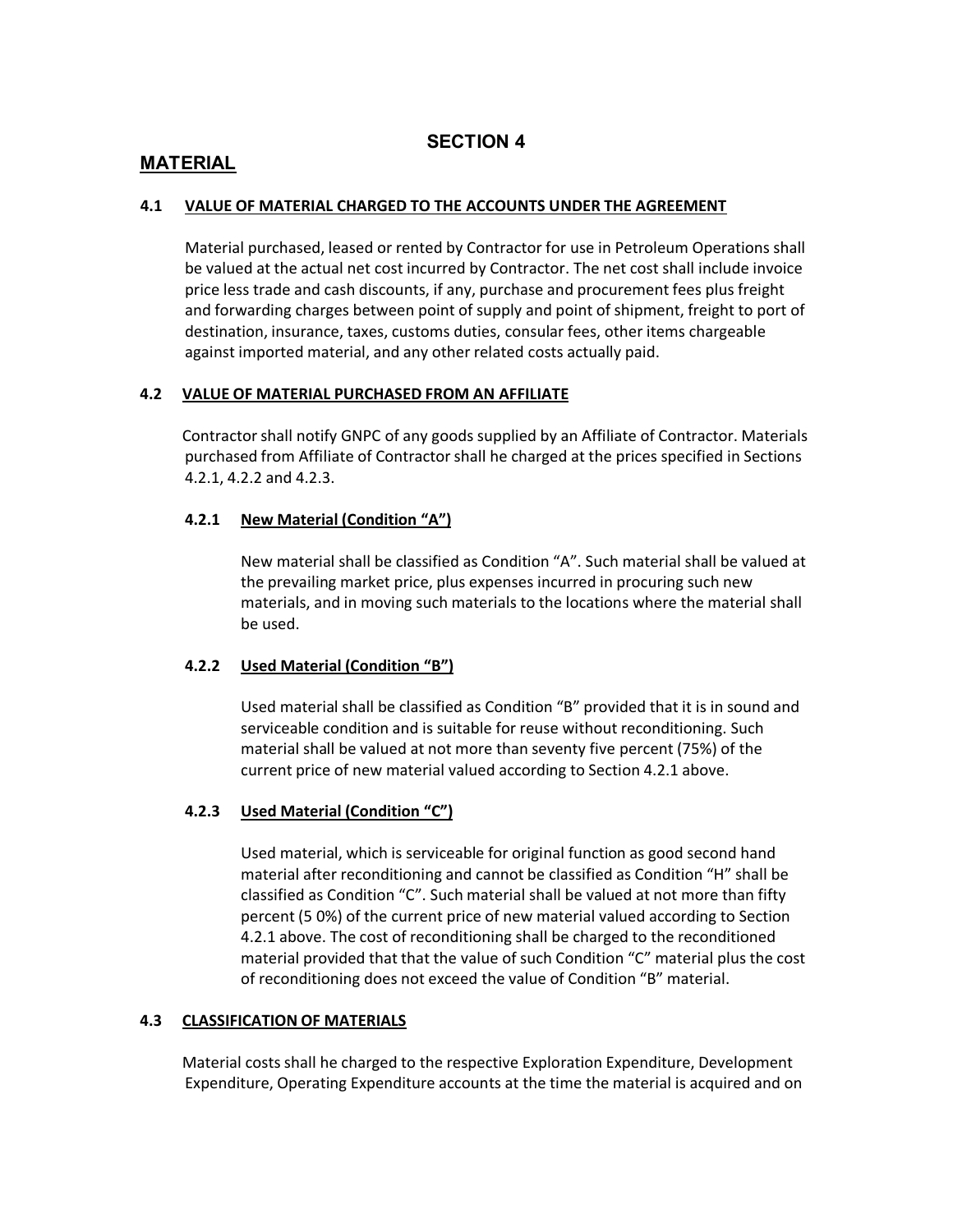# SECTION 4

## MATERIAL

### 4.1 VALUE OF MATERIAL CHARGED TO THE ACCOUNTS UNDER THE AGREEMENT

Material purchased, leased or rented by Contractor for use in Petroleum Operations shall be valued at the actual net cost incurred by Contractor. The net cost shall include invoice price less trade and cash discounts, if any, purchase and procurement fees plus freight and forwarding charges between point of supply and point of shipment, freight to port of destination, insurance, taxes, customs duties, consular fees, other items chargeable against imported material, and any other related costs actually paid.

### 4.2 VALUE OF MATERIAL PURCHASED FROM AN AFFILIATE

Contractor shall notify GNPC of any goods supplied by an Affiliate of Contractor. Materials purchased from Affiliate of Contractor shall he charged at the prices specified in Sections 4.2.1, 4.2.2 and 4.2.3.

#### 4.2.1 New Material (Condition "A")

New material shall be classified as Condition "A". Such material shall be valued at the prevailing market price, plus expenses incurred in procuring such new materials, and in moving such materials to the locations where the material shall be used.

#### 4.2.2 Used Material (Condition "B")

Used material shall be classified as Condition "B" provided that it is in sound and serviceable condition and is suitable for reuse without reconditioning. Such material shall be valued at not more than seventy five percent (75%) of the current price of new material valued according to Section 4.2.1 above.

#### 4.2.3 Used Material (Condition "C")

Used material, which is serviceable for original function as good second hand material after reconditioning and cannot be classified as Condition "H" shall be classified as Condition "C". Such material shall be valued at not more than fifty percent (5 0%) of the current price of new material valued according to Section 4.2.1 above. The cost of reconditioning shall be charged to the reconditioned material provided that that the value of such Condition "C" material plus the cost of reconditioning does not exceed the value of Condition "B" material.

### 4.3 CLASSIFICATION OF MATERIALS

Material costs shall he charged to the respective Exploration Expenditure, Development Expenditure, Operating Expenditure accounts at the time the material is acquired and on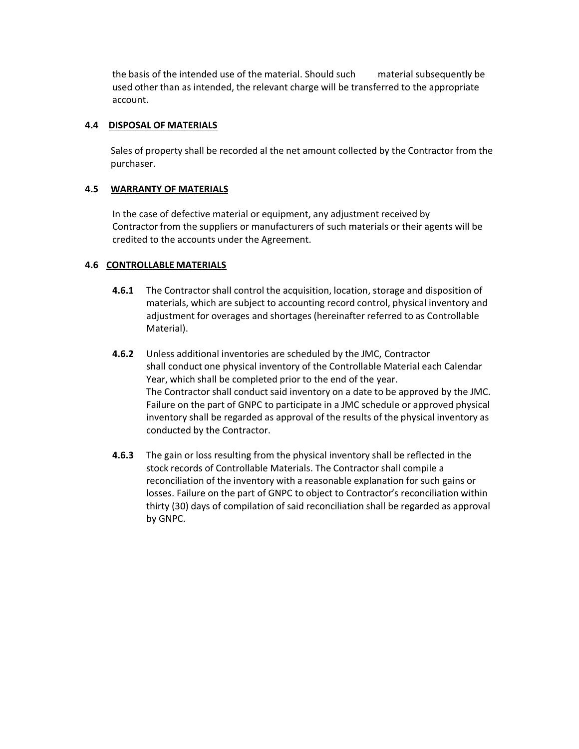the basis of the intended use of the material. Should such material subsequently be used other than as intended, the relevant charge will be transferred to the appropriate account.

### 4.4 DISPOSAL OF MATERIALS

Sales of property shall be recorded al the net amount collected by the Contractor from the purchaser.

### 4.5 WARRANTY OF MATERIALS

In the case of defective material or equipment, any adjustment received by Contractor from the suppliers or manufacturers of such materials or their agents will be credited to the accounts under the Agreement.

### 4.6 CONTROLLABLE MATERIALS

**4.6.1** The Contractor shall control the acquisition, location, storage and disposition of materials, which are subject to accounting record control, physical inventory and adjustment for overages and shortages (hereinafter referred to as Controllable Material).

**4.6.2** Unless additional inventories are scheduled by the JMC, Contractor shall conduct one physical inventory of the Controllable Material each Calendar Year, which shall be completed prior to the end of the year.
The Contractor shall conduct said inventory on a date to be approved by the JMC. Failure on the part of GNPC to participate in a JMC schedule or approved physical inventory shall be regarded as approval of the results of the physical inventory as conducted by the Contractor.

**4.6.3** The gain or loss resulting from the physical inventory shall be reflected in the stock records of Controllable Materials. The Contractor shall compile a reconciliation of the inventory with a reasonable explanation for such gains or losses. Failure on the part of GNPC to object to Contractor's reconciliation within thirty (30) days of compilation of said reconciliation shall be regarded as approval by GNPC.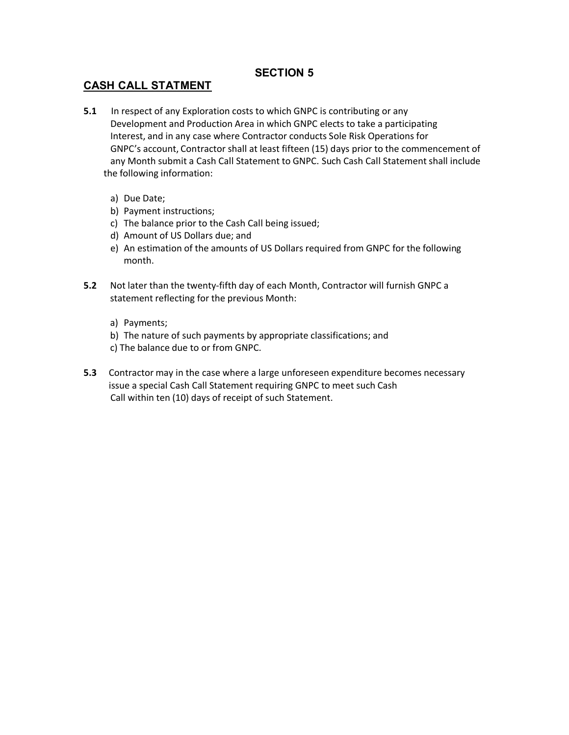## SECTION 5

## CASH CALL STATMENT

**5.1** In respect of any Exploration costs to which GNPC is contributing or any Development and Production Area in which GNPC elects to take a participating Interest, and in any case where Contractor conducts Sole Risk Operations for GNPC's account, Contractor shall at least fifteen (15) days prior to the commencement of any Month submit a Cash Call Statement to GNPC. Such Cash Call Statement shall include the following information:

a) Due Date;
b) Payment instructions;
c) The balance prior to the Cash Call being issued;
d) Amount of US Dollars due; and
e) An estimation of the amounts of US Dollars required from GNPC for the following month.

**5.2** Not later than the twenty-fifth day of each Month, Contractor will furnish GNPC a statement reflecting for the previous Month:

a) Payments;
b) The nature of such payments by appropriate classifications; and
c) The balance due to or from GNPC.

**5.3** Contractor may in the case where a large unforeseen expenditure becomes necessary issue a special Cash Call Statement requiring GNPC to meet such Cash Call within ten (10) days of receipt of such Statement.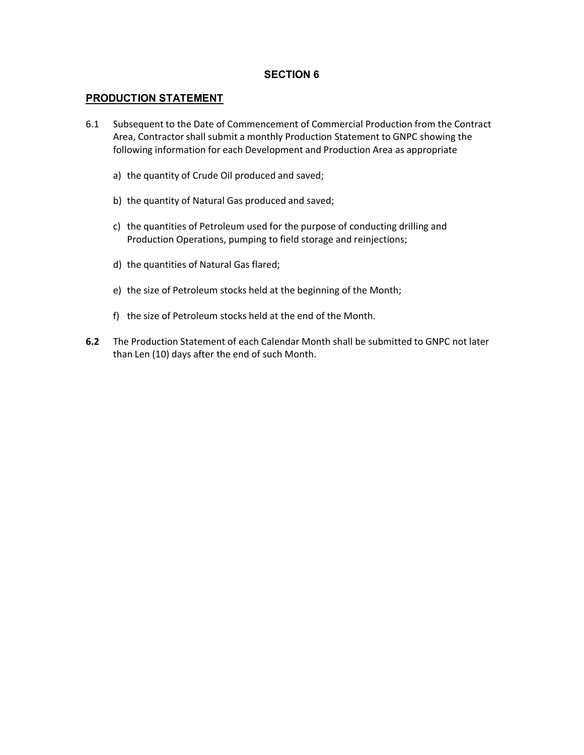# SECTION 6

## PRODUCTION STATEMENT

6.1 Subsequent to the Date of Commencement of Commercial Production from the Contract Area, Contractor shall submit a monthly Production Statement to GNPC showing the following information for each Development and Production Area as appropriate

a) the quantity of Crude Oil produced and saved;

b) the quantity of Natural Gas produced and saved;

c) the quantities of Petroleum used for the purpose of conducting drilling and Production Operations, pumping to field storage and reinjections;

d) the quantities of Natural Gas flared;

e) the size of Petroleum stocks held at the beginning of the Month;

f) the size of Petroleum stocks held at the end of the Month.

**6.2** The Production Statement of each Calendar Month shall be submitted to GNPC not later than Len (10) days after the end of such Month.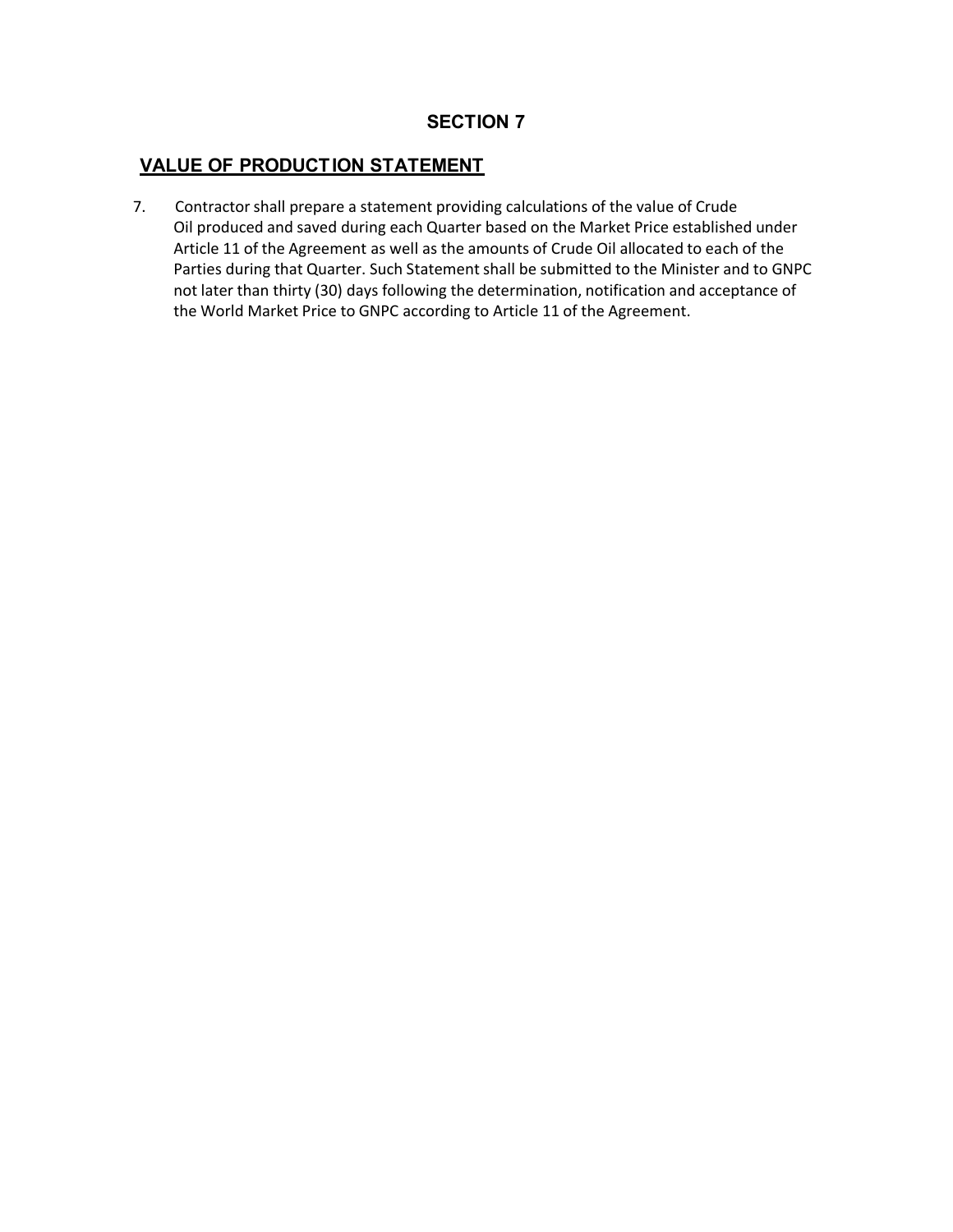## SECTION 7

## VALUE OF PRODUCTION STATEMENT

7. Contractor shall prepare a statement providing calculations of the value of Crude Oil produced and saved during each Quarter based on the Market Price established under Article 11 of the Agreement as well as the amounts of Crude Oil allocated to each of the Parties during that Quarter. Such Statement shall be submitted to the Minister and to GNPC not later than thirty (30) days following the determination, notification and acceptance of the World Market Price to GNPC according to Article 11 of the Agreement.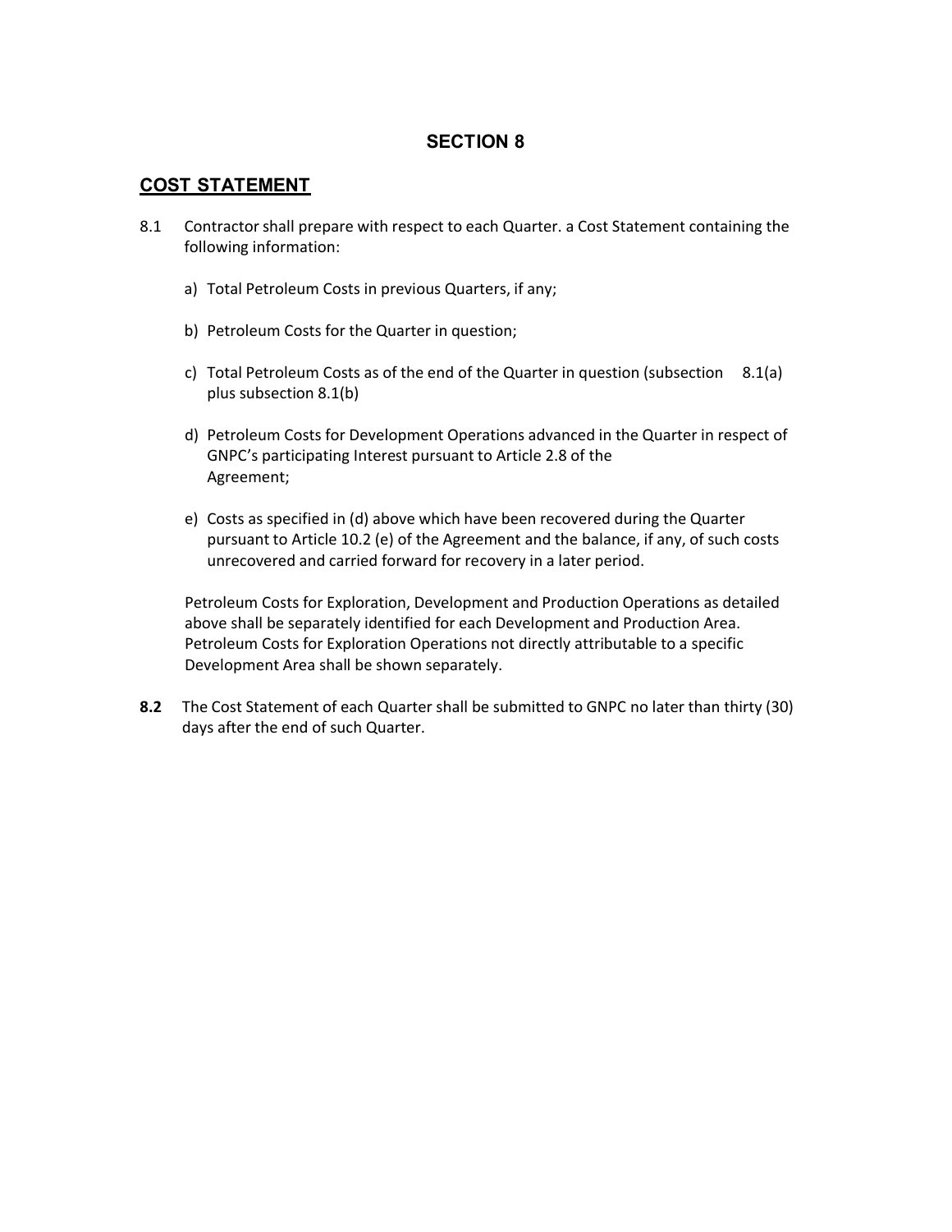# SECTION 8

## COST STATEMENT

8.1 Contractor shall prepare with respect to each Quarter. a Cost Statement containing the following information:

a) Total Petroleum Costs in previous Quarters, if any;

b) Petroleum Costs for the Quarter in question;

c) Total Petroleum Costs as of the end of the Quarter in question (subsection 8.1(a) plus subsection 8.1(b)

d) Petroleum Costs for Development Operations advanced in the Quarter in respect of GNPC's participating Interest pursuant to Article 2.8 of the Agreement;

e) Costs as specified in (d) above which have been recovered during the Quarter pursuant to Article 10.2 (e) of the Agreement and the balance, if any, of such costs unrecovered and carried forward for recovery in a later period.

Petroleum Costs for Exploration, Development and Production Operations as detailed above shall be separately identified for each Development and Production Area. Petroleum Costs for Exploration Operations not directly attributable to a specific Development Area shall be shown separately.

**8.2** The Cost Statement of each Quarter shall be submitted to GNPC no later than thirty (30) days after the end of such Quarter.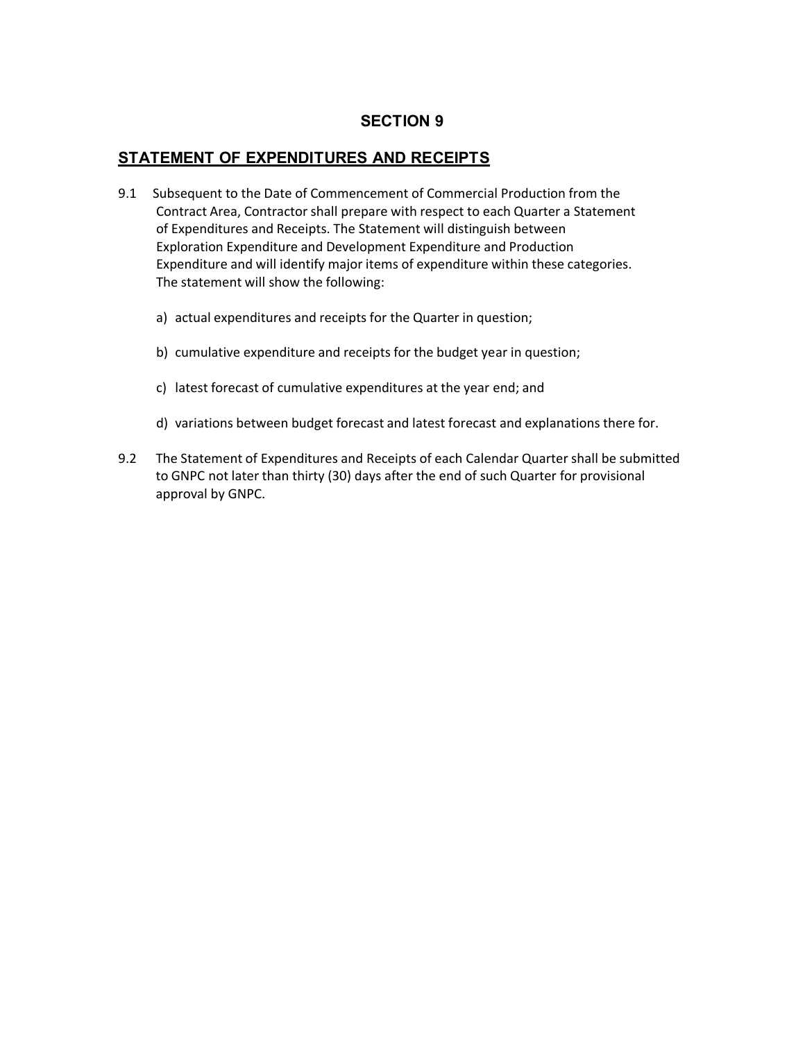## SECTION 9

## STATEMENT OF EXPENDITURES AND RECEIPTS

9.1 Subsequent to the Date of Commencement of Commercial Production from the Contract Area, Contractor shall prepare with respect to each Quarter a Statement of Expenditures and Receipts. The Statement will distinguish between Exploration Expenditure and Development Expenditure and Production Expenditure and will identify major items of expenditure within these categories. The statement will show the following:

a) actual expenditures and receipts for the Quarter in question;

b) cumulative expenditure and receipts for the budget year in question;

c) latest forecast of cumulative expenditures at the year end; and

d) variations between budget forecast and latest forecast and explanations there for.

9.2 The Statement of Expenditures and Receipts of each Calendar Quarter shall be submitted to GNPC not later than thirty (30) days after the end of such Quarter for provisional approval by GNPC.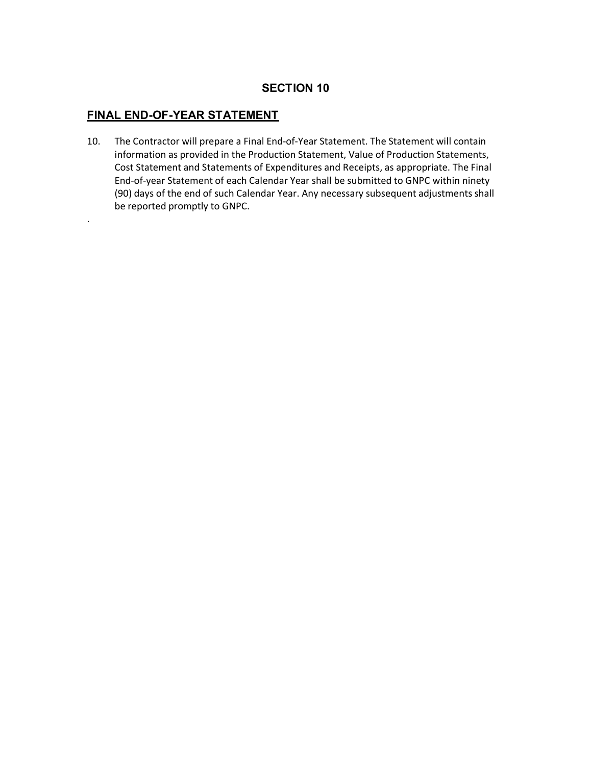## SECTION 10

## FINAL END-OF-YEAR STATEMENT

10. The Contractor will prepare a Final End-of-Year Statement. The Statement will contain information as provided in the Production Statement, Value of Production Statements, Cost Statement and Statements of Expenditures and Receipts, as appropriate. The Final End-of-year Statement of each Calendar Year shall be submitted to GNPC within ninety (90) days of the end of such Calendar Year. Any necessary subsequent adjustments shall be reported promptly to GNPC.

.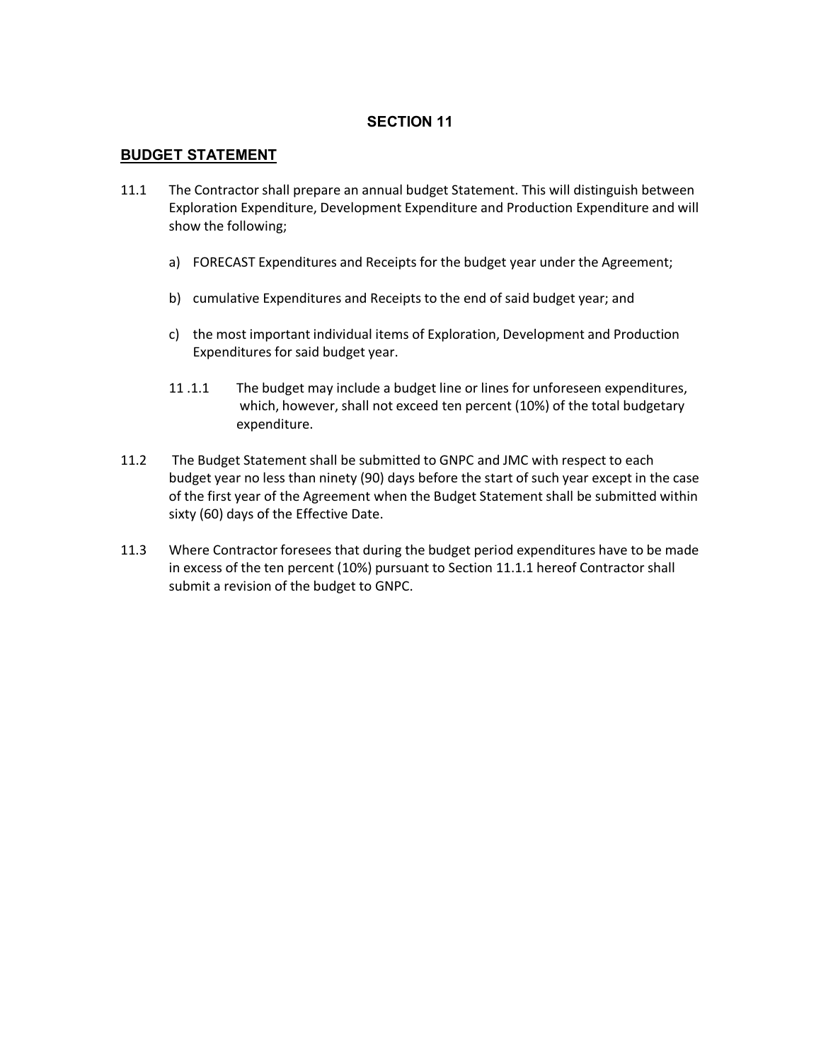## SECTION 11

**BUDGET STATEMENT**

11.1 The Contractor shall prepare an annual budget Statement. This will distinguish between Exploration Expenditure, Development Expenditure and Production Expenditure and will show the following;

a) FORECAST Expenditures and Receipts for the budget year under the Agreement;

b) cumulative Expenditures and Receipts to the end of said budget year; and

c) the most important individual items of Exploration, Development and Production Expenditures for said budget year.

11 .1.1 The budget may include a budget line or lines for unforeseen expenditures, which, however, shall not exceed ten percent (10%) of the total budgetary expenditure.

11.2 The Budget Statement shall be submitted to GNPC and JMC with respect to each budget year no less than ninety (90) days before the start of such year except in the case of the first year of the Agreement when the Budget Statement shall be submitted within sixty (60) days of the Effective Date.

11.3 Where Contractor foresees that during the budget period expenditures have to be made in excess of the ten percent (10%) pursuant to Section 11.1.1 hereof Contractor shall submit a revision of the budget to GNPC.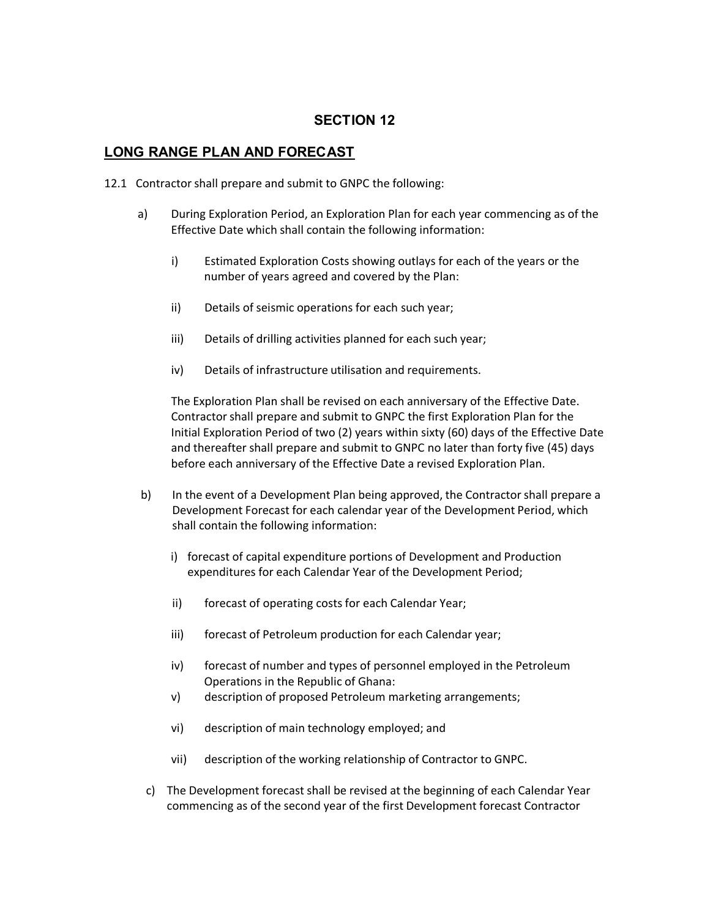# SECTION 12

## LONG RANGE PLAN AND FORECAST

12.1 Contractor shall prepare and submit to GNPC the following:

a) During Exploration Period, an Exploration Plan for each year commencing as of the Effective Date which shall contain the following information:

   i) Estimated Exploration Costs showing outlays for each of the years or the number of years agreed and covered by the Plan:

   ii) Details of seismic operations for each such year;

   iii) Details of drilling activities planned for each such year;

   iv) Details of infrastructure utilisation and requirements.

   The Exploration Plan shall be revised on each anniversary of the Effective Date. Contractor shall prepare and submit to GNPC the first Exploration Plan for the Initial Exploration Period of two (2) years within sixty (60) days of the Effective Date and thereafter shall prepare and submit to GNPC no later than forty five (45) days before each anniversary of the Effective Date a revised Exploration Plan.

b) In the event of a Development Plan being approved, the Contractor shall prepare a Development Forecast for each calendar year of the Development Period, which shall contain the following information:

   i) forecast of capital expenditure portions of Development and Production expenditures for each Calendar Year of the Development Period;

   ii) forecast of operating costs for each Calendar Year;

   iii) forecast of Petroleum production for each Calendar year;

   iv) forecast of number and types of personnel employed in the Petroleum Operations in the Republic of Ghana:

   v) description of proposed Petroleum marketing arrangements;

   vi) description of main technology employed; and

   vii) description of the working relationship of Contractor to GNPC.

c) The Development forecast shall be revised at the beginning of each Calendar Year commencing as of the second year of the first Development forecast Contractor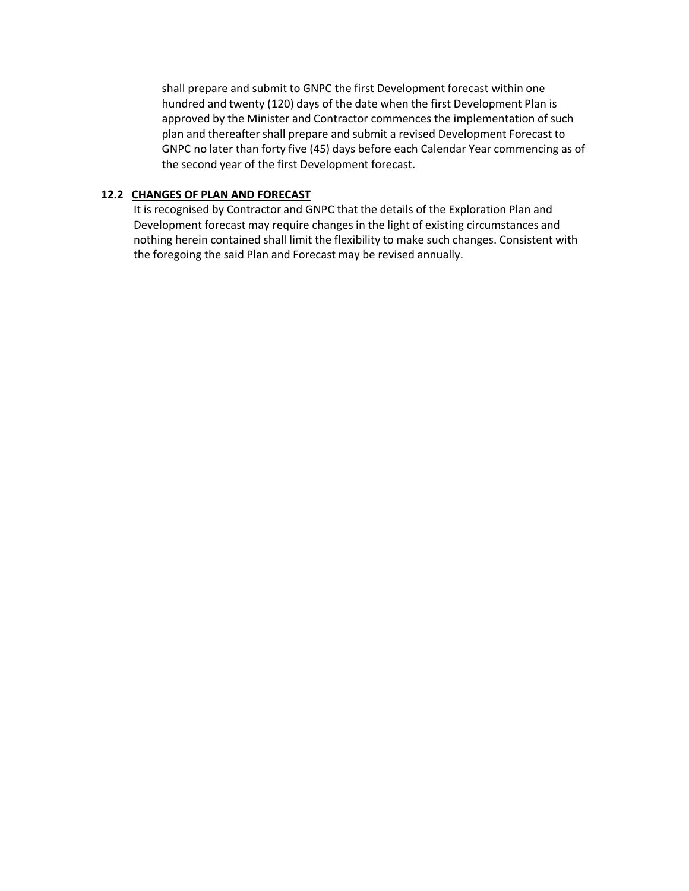shall prepare and submit to GNPC the first Development forecast within one hundred and twenty (120) days of the date when the first Development Plan is approved by the Minister and Contractor commences the implementation of such plan and thereafter shall prepare and submit a revised Development Forecast to GNPC no later than forty five (45) days before each Calendar Year commencing as of the second year of the first Development forecast.

**12.2 CHANGES OF PLAN AND FORECAST**

It is recognised by Contractor and GNPC that the details of the Exploration Plan and Development forecast may require changes in the light of existing circumstances and nothing herein contained shall limit the flexibility to make such changes. Consistent with the foregoing the said Plan and Forecast may be revised annually.